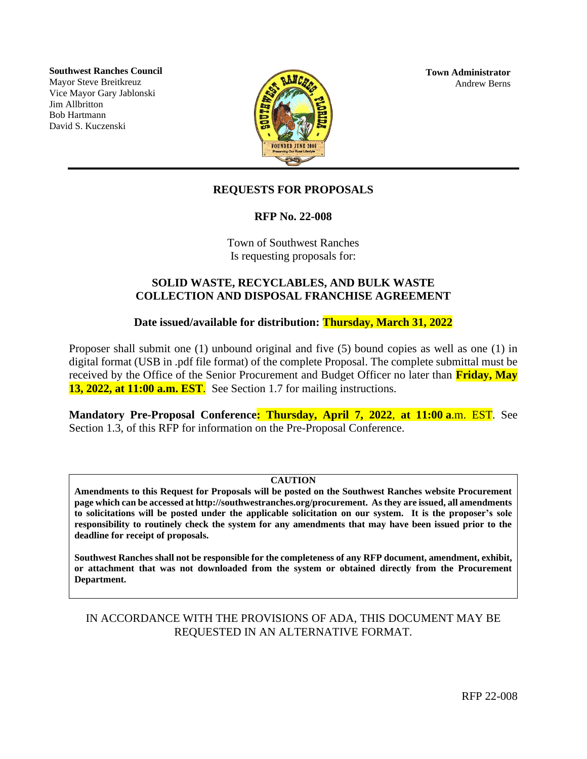**Southwest Ranches Council**
Mayor Steve Breitkreuz
Vice Mayor Gary Jablonski
Jim Allbritton
Bob Hartmann
David S. Kuczenski

**Town Administrator**
Andrew Berns

# REQUESTS FOR PROPOSALS

## RFP No. 22-008

Town of Southwest Ranches
Is requesting proposals for:

## SOLID WASTE, RECYCLABLES, AND BULK WASTE COLLECTION AND DISPOSAL FRANCHISE AGREEMENT

**Date issued/available for distribution: Thursday, March 31, 2022**

Proposer shall submit one (1) unbound original and five (5) bound copies as well as one (1) in digital format (USB in .pdf file format) of the complete Proposal. The complete submittal must be received by the Office of the Senior Procurement and Budget Officer no later than **Friday, May 13, 2022, at 11:00 a.m. EST**. See Section 1.7 for mailing instructions.

**Mandatory Pre-Proposal Conference: Thursday, April 7, 2022, at 11:00 a**.m. EST. See Section 1.3, of this RFP for information on the Pre-Proposal Conference.

**CAUTION**

**Amendments to this Request for Proposals will be posted on the Southwest Ranches website Procurement page which can be accessed at http://southwestranches.org/procurement. As they are issued, all amendments to solicitations will be posted under the applicable solicitation on our system. It is the proposer's sole responsibility to routinely check the system for any amendments that may have been issued prior to the deadline for receipt of proposals.**

**Southwest Ranches shall not be responsible for the completeness of any RFP document, amendment, exhibit, or attachment that was not downloaded from the system or obtained directly from the Procurement Department.**

IN ACCORDANCE WITH THE PROVISIONS OF ADA, THIS DOCUMENT MAY BE REQUESTED IN AN ALTERNATIVE FORMAT.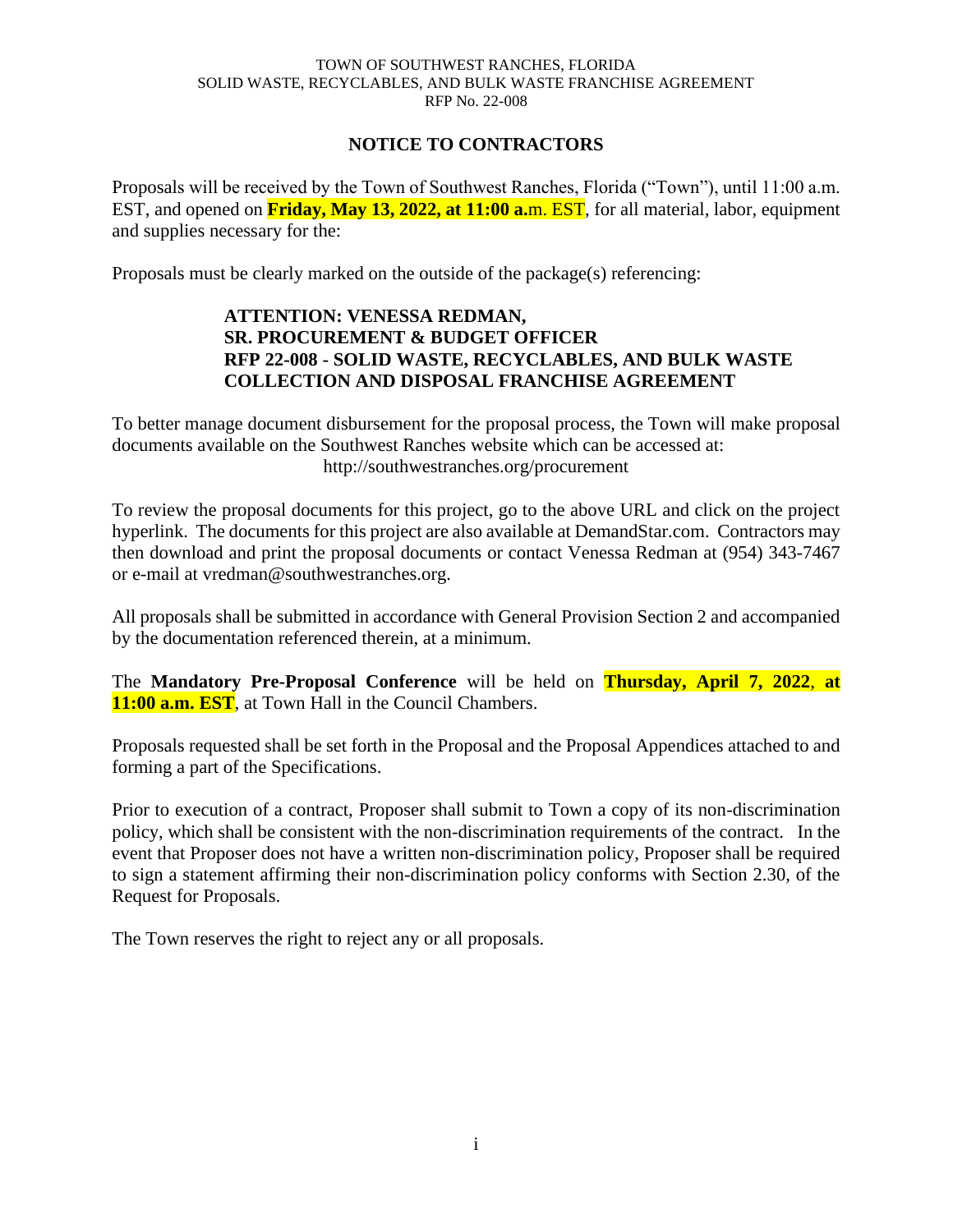TOWN OF SOUTHWEST RANCHES, FLORIDA
SOLID WASTE, RECYCLABLES, AND BULK WASTE FRANCHISE AGREEMENT
RFP No. 22-008

## NOTICE TO CONTRACTORS

Proposals will be received by the Town of Southwest Ranches, Florida ("Town"), until 11:00 a.m. EST, and opened on **Friday, May 13, 2022, at 11:00 a.**m. EST, for all material, labor, equipment and supplies necessary for the:

Proposals must be clearly marked on the outside of the package(s) referencing:

> **ATTENTION: VENESSA REDMAN,**
> **SR. PROCUREMENT & BUDGET OFFICER**
> **RFP 22-008 - SOLID WASTE, RECYCLABLES, AND BULK WASTE COLLECTION AND DISPOSAL FRANCHISE AGREEMENT**

To better manage document disbursement for the proposal process, the Town will make proposal documents available on the Southwest Ranches website which can be accessed at:
http://southwestranches.org/procurement

To review the proposal documents for this project, go to the above URL and click on the project hyperlink. The documents for this project are also available at DemandStar.com. Contractors may then download and print the proposal documents or contact Venessa Redman at (954) 343-7467 or e-mail at vredman@southwestranches.org.

All proposals shall be submitted in accordance with General Provision Section 2 and accompanied by the documentation referenced therein, at a minimum.

The **Mandatory Pre-Proposal Conference** will be held on **Thursday, April 7, 2022**, **at 11:00 a.m. EST**, at Town Hall in the Council Chambers.

Proposals requested shall be set forth in the Proposal and the Proposal Appendices attached to and forming a part of the Specifications.

Prior to execution of a contract, Proposer shall submit to Town a copy of its non-discrimination policy, which shall be consistent with the non-discrimination requirements of the contract. In the event that Proposer does not have a written non-discrimination policy, Proposer shall be required to sign a statement affirming their non-discrimination policy conforms with Section 2.30, of the Request for Proposals.

The Town reserves the right to reject any or all proposals.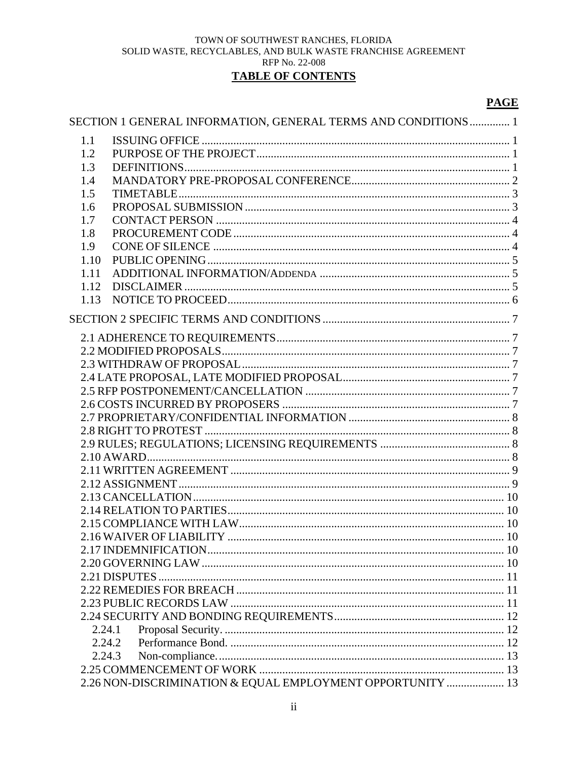TOWN OF SOUTHWEST RANCHES, FLORIDA
SOLID WASTE, RECYCLABLES, AND BULK WASTE FRANCHISE AGREEMENT
RFP No. 22-008

# TABLE OF CONTENTS

**PAGE**

SECTION 1 GENERAL INFORMATION, GENERAL TERMS AND CONDITIONS .............. 1

- 1.1 ISSUING OFFICE .......... 1
- 1.2 PURPOSE OF THE PROJECT .......... 1
- 1.3 DEFINITIONS .......... 1
- 1.4 MANDATORY PRE-PROPOSAL CONFERENCE .......... 2
- 1.5 TIMETABLE .......... 3
- 1.6 PROPOSAL SUBMISSION .......... 3
- 1.7 CONTACT PERSON .......... 4
- 1.8 PROCUREMENT CODE .......... 4
- 1.9 CONE OF SILENCE .......... 4
- 1.10 PUBLIC OPENING .......... 5
- 1.11 ADDITIONAL INFORMATION/ADDENDA .......... 5
- 1.12 DISCLAIMER .......... 5
- 1.13 NOTICE TO PROCEED .......... 6

SECTION 2 SPECIFIC TERMS AND CONDITIONS .......... 7

- 2.1 ADHERENCE TO REQUIREMENTS .......... 7
- 2.2 MODIFIED PROPOSALS .......... 7
- 2.3 WITHDRAW OF PROPOSAL .......... 7
- 2.4 LATE PROPOSAL, LATE MODIFIED PROPOSAL .......... 7
- 2.5 RFP POSTPONEMENT/CANCELLATION .......... 7
- 2.6 COSTS INCURRED BY PROPOSERS .......... 7
- 2.7 PROPRIETARY/CONFIDENTIAL INFORMATION .......... 8
- 2.8 RIGHT TO PROTEST .......... 8
- 2.9 RULES; REGULATIONS; LICENSING REQUIREMENTS .......... 8
- 2.10 AWARD .......... 8
- 2.11 WRITTEN AGREEMENT .......... 9
- 2.12 ASSIGNMENT .......... 9
- 2.13 CANCELLATION .......... 10
- 2.14 RELATION TO PARTIES .......... 10
- 2.15 COMPLIANCE WITH LAW .......... 10
- 2.16 WAIVER OF LIABILITY .......... 10
- 2.17 INDEMNIFICATION .......... 10
- 2.20 GOVERNING LAW .......... 10
- 2.21 DISPUTES .......... 11
- 2.22 REMEDIES FOR BREACH .......... 11
- 2.23 PUBLIC RECORDS LAW .......... 11
- 2.24 SECURITY AND BONDING REQUIREMENTS .......... 12
  - 2.24.1 Proposal Security. .......... 12
  - 2.24.2 Performance Bond. .......... 12
  - 2.24.3 Non-compliance. .......... 13
- 2.25 COMMENCEMENT OF WORK .......... 13
- 2.26 NON-DISCRIMINATION & EQUAL EMPLOYMENT OPPORTUNITY .......... 13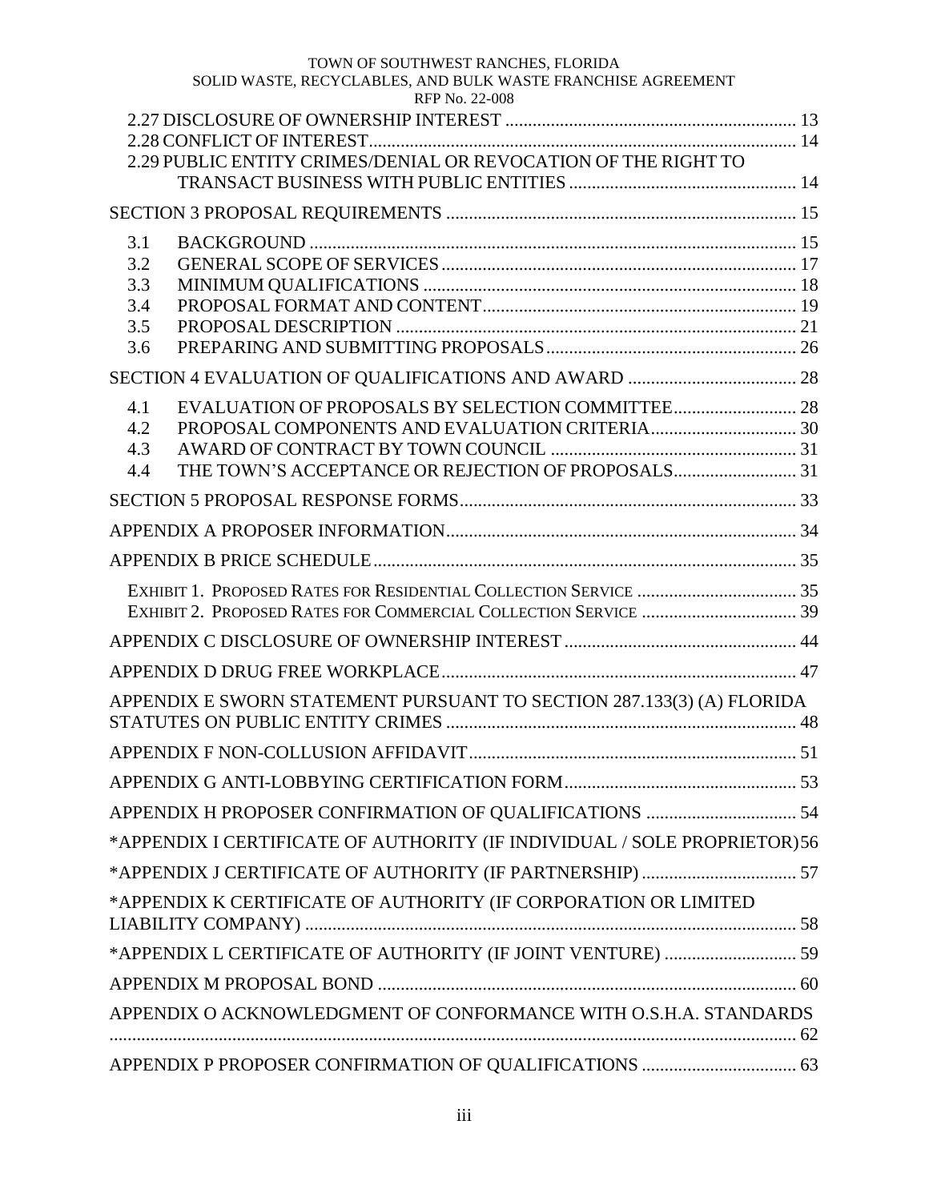2.27 DISCLOSURE OF OWNERSHIP INTEREST ............................................................... 13
2.28 CONFLICT OF INTEREST............................................................................................ 14
2.29 PUBLIC ENTITY CRIMES/DENIAL OR REVOCATION OF THE RIGHT TO TRANSACT BUSINESS WITH PUBLIC ENTITIES .................................................. 14

SECTION 3 PROPOSAL REQUIREMENTS ............................................................................ 15

3.1 BACKGROUND ......................................................................................................... 15
3.2 GENERAL SCOPE OF SERVICES ............................................................................ 17
3.3 MINIMUM QUALIFICATIONS ................................................................................. 18
3.4 PROPOSAL FORMAT AND CONTENT.................................................................... 19
3.5 PROPOSAL DESCRIPTION ...................................................................................... 21
3.6 PREPARING AND SUBMITTING PROPOSALS...................................................... 26

SECTION 4 EVALUATION OF QUALIFICATIONS AND AWARD ..................................... 28

4.1 EVALUATION OF PROPOSALS BY SELECTION COMMITTEE........................... 28
4.2 PROPOSAL COMPONENTS AND EVALUATION CRITERIA................................ 30
4.3 AWARD OF CONTRACT BY TOWN COUNCIL ..................................................... 31
4.4 THE TOWN'S ACCEPTANCE OR REJECTION OF PROPOSALS........................... 31

SECTION 5 PROPOSAL RESPONSE FORMS.......................................................................... 33

APPENDIX A PROPOSER INFORMATION............................................................................ 34

APPENDIX B PRICE SCHEDULE............................................................................................ 35

EXHIBIT 1. PROPOSED RATES FOR RESIDENTIAL COLLECTION SERVICE ................................... 35
EXHIBIT 2. PROPOSED RATES FOR COMMERCIAL COLLECTION SERVICE .................................. 39

APPENDIX C DISCLOSURE OF OWNERSHIP INTEREST .................................................. 44

APPENDIX D DRUG FREE WORKPLACE............................................................................. 47

APPENDIX E SWORN STATEMENT PURSUANT TO SECTION 287.133(3) (A) FLORIDA STATUTES ON PUBLIC ENTITY CRIMES ............................................................................ 48

APPENDIX F NON-COLLUSION AFFIDAVIT....................................................................... 51

APPENDIX G ANTI-LOBBYING CERTIFICATION FORM.................................................. 53

APPENDIX H PROPOSER CONFIRMATION OF QUALIFICATIONS ................................. 54

*APPENDIX I CERTIFICATE OF AUTHORITY (IF INDIVIDUAL / SOLE PROPRIETOR) 56

*APPENDIX J CERTIFICATE OF AUTHORITY (IF PARTNERSHIP) .................................. 57

*APPENDIX K CERTIFICATE OF AUTHORITY (IF CORPORATION OR LIMITED LIABILITY COMPANY) ........................................................................................................... 58

*APPENDIX L CERTIFICATE OF AUTHORITY (IF JOINT VENTURE) ............................. 59

APPENDIX M PROPOSAL BOND ........................................................................................... 60

APPENDIX O ACKNOWLEDGMENT OF CONFORMANCE WITH O.S.H.A. STANDARDS ...................................................................................................................................... 62

APPENDIX P PROPOSER CONFIRMATION OF QUALIFICATIONS .................................. 63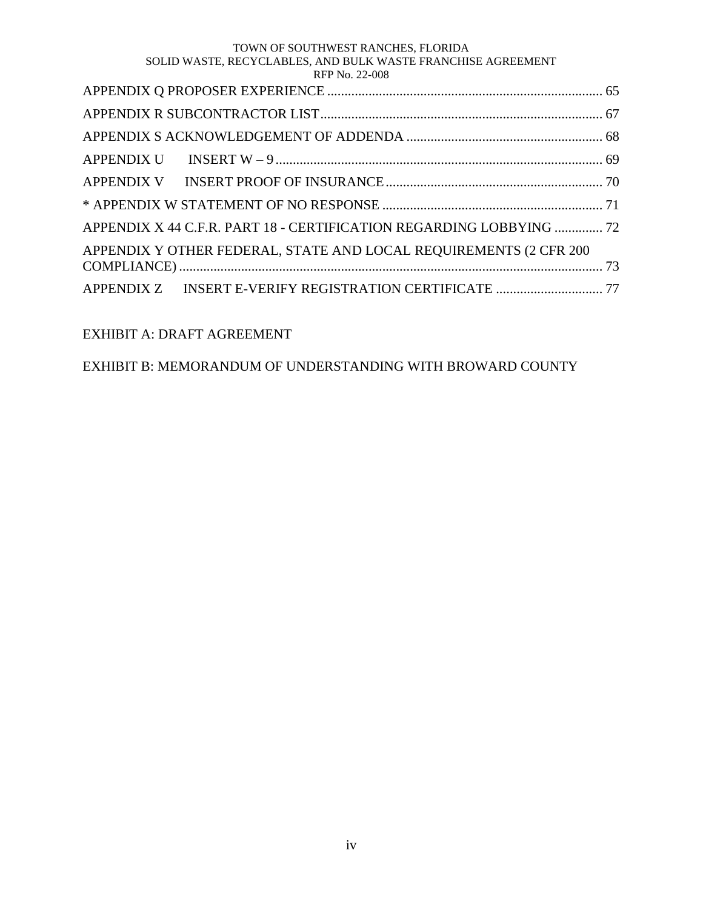APPENDIX Q PROPOSER EXPERIENCE ............................................................................... 65

APPENDIX R SUBCONTRACTOR LIST................................................................................. 67

APPENDIX S ACKNOWLEDGEMENT OF ADDENDA ........................................................ 68

APPENDIX U INSERT W – 9............................................................................................... 69

APPENDIX V INSERT PROOF OF INSURANCE.............................................................. 70

* APPENDIX W STATEMENT OF NO RESPONSE ............................................................... 71

APPENDIX X 44 C.F.R. PART 18 - CERTIFICATION REGARDING LOBBYING ............. 72

APPENDIX Y OTHER FEDERAL, STATE AND LOCAL REQUIREMENTS (2 CFR 200 COMPLIANCE) ........................................................................................................................ 73

APPENDIX Z INSERT E-VERIFY REGISTRATION CERTIFICATE ............................... 77

EXHIBIT A: DRAFT AGREEMENT

EXHIBIT B: MEMORANDUM OF UNDERSTANDING WITH BROWARD COUNTY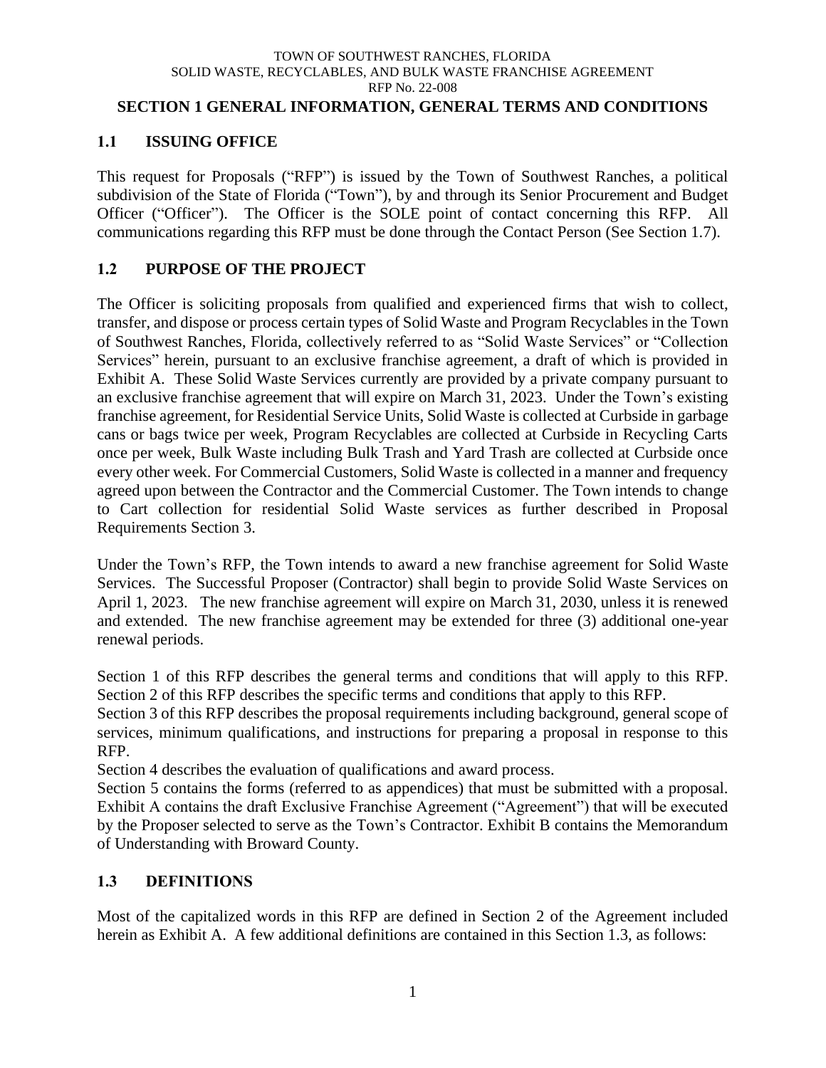TOWN OF SOUTHWEST RANCHES, FLORIDA
SOLID WASTE, RECYCLABLES, AND BULK WASTE FRANCHISE AGREEMENT
RFP No. 22-008

## SECTION 1 GENERAL INFORMATION, GENERAL TERMS AND CONDITIONS

### 1.1 ISSUING OFFICE

This request for Proposals ("RFP") is issued by the Town of Southwest Ranches, a political subdivision of the State of Florida ("Town"), by and through its Senior Procurement and Budget Officer ("Officer"). The Officer is the SOLE point of contact concerning this RFP. All communications regarding this RFP must be done through the Contact Person (See Section 1.7).

### 1.2 PURPOSE OF THE PROJECT

The Officer is soliciting proposals from qualified and experienced firms that wish to collect, transfer, and dispose or process certain types of Solid Waste and Program Recyclables in the Town of Southwest Ranches, Florida, collectively referred to as "Solid Waste Services" or "Collection Services" herein, pursuant to an exclusive franchise agreement, a draft of which is provided in Exhibit A. These Solid Waste Services currently are provided by a private company pursuant to an exclusive franchise agreement that will expire on March 31, 2023. Under the Town's existing franchise agreement, for Residential Service Units, Solid Waste is collected at Curbside in garbage cans or bags twice per week, Program Recyclables are collected at Curbside in Recycling Carts once per week, Bulk Waste including Bulk Trash and Yard Trash are collected at Curbside once every other week. For Commercial Customers, Solid Waste is collected in a manner and frequency agreed upon between the Contractor and the Commercial Customer. The Town intends to change to Cart collection for residential Solid Waste services as further described in Proposal Requirements Section 3.

Under the Town's RFP, the Town intends to award a new franchise agreement for Solid Waste Services. The Successful Proposer (Contractor) shall begin to provide Solid Waste Services on April 1, 2023. The new franchise agreement will expire on March 31, 2030, unless it is renewed and extended. The new franchise agreement may be extended for three (3) additional one-year renewal periods.

Section 1 of this RFP describes the general terms and conditions that will apply to this RFP.
Section 2 of this RFP describes the specific terms and conditions that apply to this RFP.
Section 3 of this RFP describes the proposal requirements including background, general scope of services, minimum qualifications, and instructions for preparing a proposal in response to this RFP.
Section 4 describes the evaluation of qualifications and award process.
Section 5 contains the forms (referred to as appendices) that must be submitted with a proposal.
Exhibit A contains the draft Exclusive Franchise Agreement ("Agreement") that will be executed by the Proposer selected to serve as the Town's Contractor. Exhibit B contains the Memorandum of Understanding with Broward County.

### 1.3 DEFINITIONS

Most of the capitalized words in this RFP are defined in Section 2 of the Agreement included herein as Exhibit A. A few additional definitions are contained in this Section 1.3, as follows: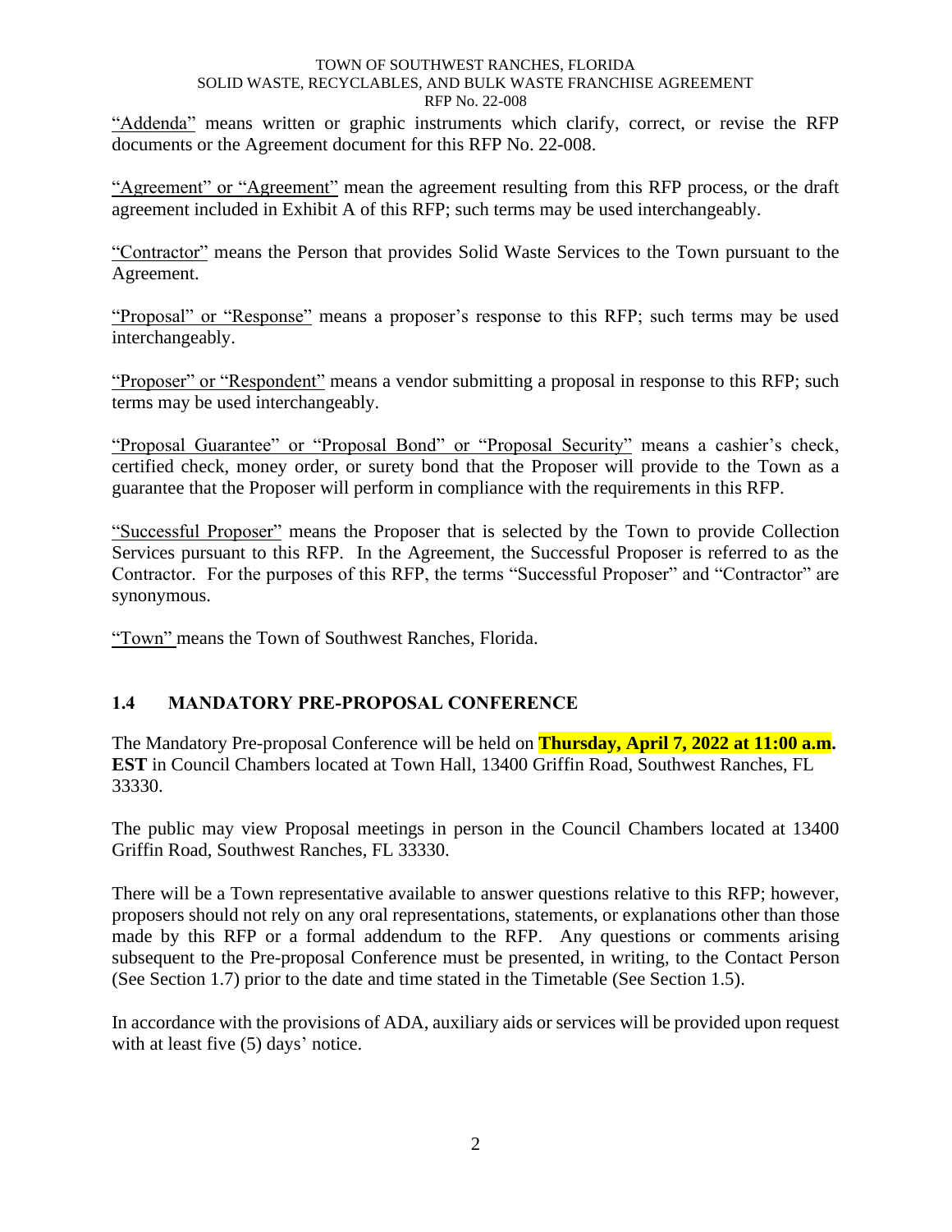"Addenda" means written or graphic instruments which clarify, correct, or revise the RFP documents or the Agreement document for this RFP No. 22-008.

"Agreement" or "Agreement" mean the agreement resulting from this RFP process, or the draft agreement included in Exhibit A of this RFP; such terms may be used interchangeably.

"Contractor" means the Person that provides Solid Waste Services to the Town pursuant to the Agreement.

"Proposal" or "Response" means a proposer's response to this RFP; such terms may be used interchangeably.

"Proposer" or "Respondent" means a vendor submitting a proposal in response to this RFP; such terms may be used interchangeably.

"Proposal Guarantee" or "Proposal Bond" or "Proposal Security" means a cashier's check, certified check, money order, or surety bond that the Proposer will provide to the Town as a guarantee that the Proposer will perform in compliance with the requirements in this RFP.

"Successful Proposer" means the Proposer that is selected by the Town to provide Collection Services pursuant to this RFP. In the Agreement, the Successful Proposer is referred to as the Contractor. For the purposes of this RFP, the terms "Successful Proposer" and "Contractor" are synonymous.

"Town" means the Town of Southwest Ranches, Florida.

## 1.4 MANDATORY PRE-PROPOSAL CONFERENCE

The Mandatory Pre-proposal Conference will be held on **Thursday, April 7, 2022 at 11:00 a.m. EST** in Council Chambers located at Town Hall, 13400 Griffin Road, Southwest Ranches, FL 33330.

The public may view Proposal meetings in person in the Council Chambers located at 13400 Griffin Road, Southwest Ranches, FL 33330.

There will be a Town representative available to answer questions relative to this RFP; however, proposers should not rely on any oral representations, statements, or explanations other than those made by this RFP or a formal addendum to the RFP. Any questions or comments arising subsequent to the Pre-proposal Conference must be presented, in writing, to the Contact Person (See Section 1.7) prior to the date and time stated in the Timetable (See Section 1.5).

In accordance with the provisions of ADA, auxiliary aids or services will be provided upon request with at least five (5) days' notice.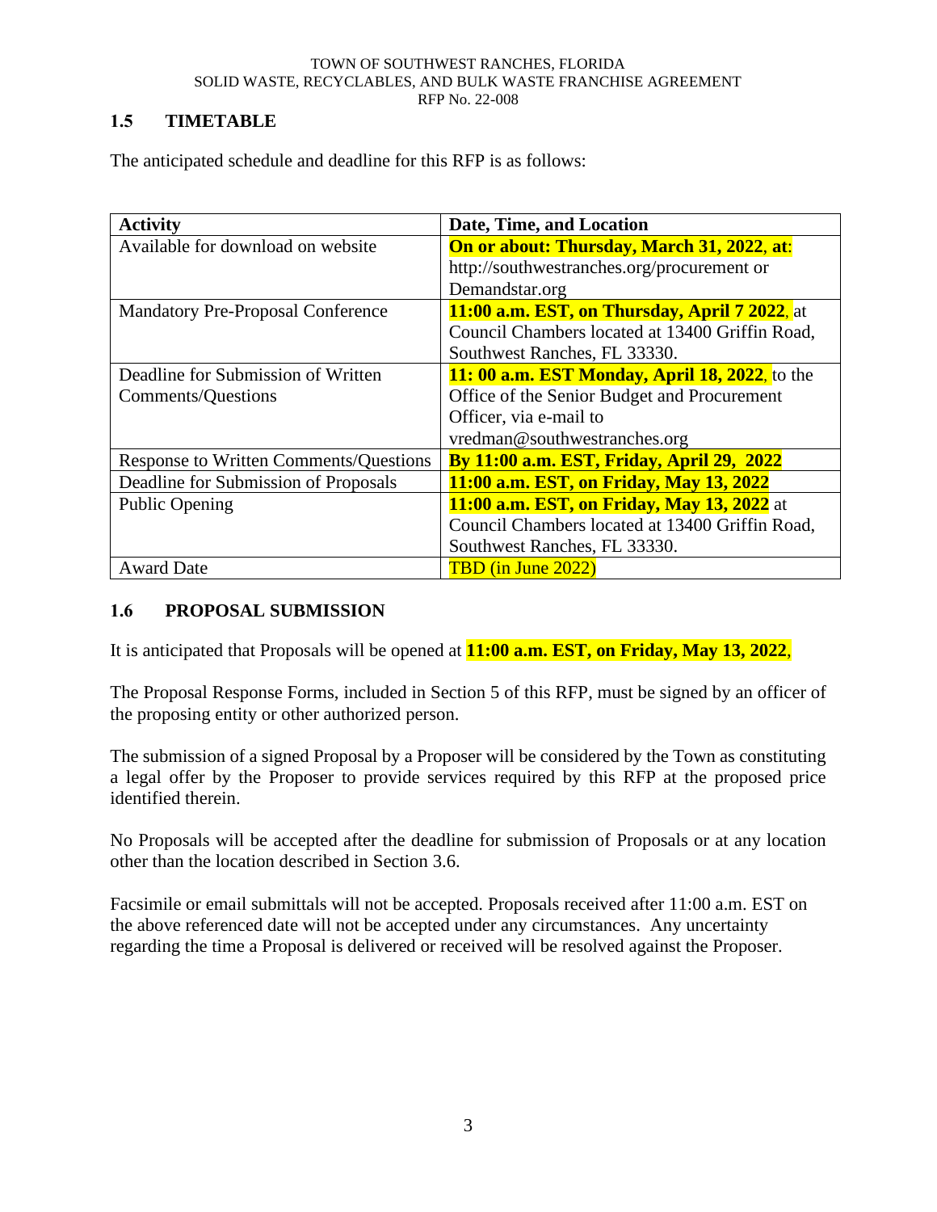## 1.5 TIMETABLE

The anticipated schedule and deadline for this RFP is as follows:

| Activity | Date, Time, and Location |
|---|---|
| Available for download on website | **On or about: Thursday, March 31, 2022, at**: http://southwestranches.org/procurement or Demandstar.org |
| Mandatory Pre-Proposal Conference | **11:00 a.m. EST, on Thursday, April 7 2022**, at Council Chambers located at 13400 Griffin Road, Southwest Ranches, FL 33330. |
| Deadline for Submission of Written Comments/Questions | **11: 00 a.m. EST Monday, April 18, 2022**, to the Office of the Senior Budget and Procurement Officer, via e-mail to vredman@southwestranches.org |
| Response to Written Comments/Questions | **By 11:00 a.m. EST, Friday, April 29, 2022** |
| Deadline for Submission of Proposals | **11:00 a.m. EST, on Friday, May 13, 2022** |
| Public Opening | **11:00 a.m. EST, on Friday, May 13, 2022** at Council Chambers located at 13400 Griffin Road, Southwest Ranches, FL 33330. |
| Award Date | TBD (in June 2022) |

## 1.6 PROPOSAL SUBMISSION

It is anticipated that Proposals will be opened at **11:00 a.m. EST, on Friday, May 13, 2022**,

The Proposal Response Forms, included in Section 5 of this RFP, must be signed by an officer of the proposing entity or other authorized person.

The submission of a signed Proposal by a Proposer will be considered by the Town as constituting a legal offer by the Proposer to provide services required by this RFP at the proposed price identified therein.

No Proposals will be accepted after the deadline for submission of Proposals or at any location other than the location described in Section 3.6.

Facsimile or email submittals will not be accepted. Proposals received after 11:00 a.m. EST on the above referenced date will not be accepted under any circumstances. Any uncertainty regarding the time a Proposal is delivered or received will be resolved against the Proposer.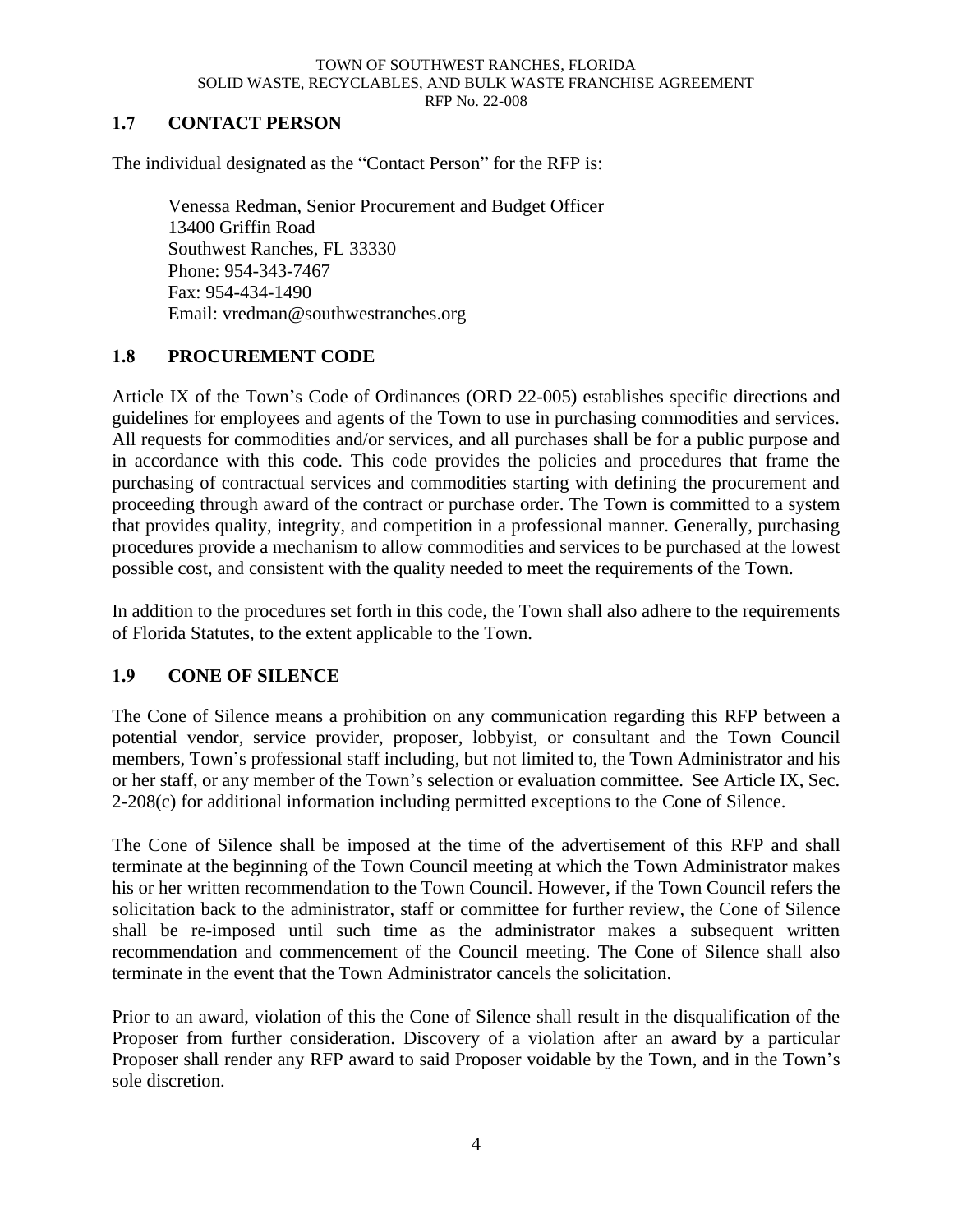## 1.7 CONTACT PERSON

The individual designated as the "Contact Person" for the RFP is:

Venessa Redman, Senior Procurement and Budget Officer
13400 Griffin Road
Southwest Ranches, FL 33330
Phone: 954-343-7467
Fax: 954-434-1490
Email: vredman@southwestranches.org

## 1.8 PROCUREMENT CODE

Article IX of the Town's Code of Ordinances (ORD 22-005) establishes specific directions and guidelines for employees and agents of the Town to use in purchasing commodities and services. All requests for commodities and/or services, and all purchases shall be for a public purpose and in accordance with this code. This code provides the policies and procedures that frame the purchasing of contractual services and commodities starting with defining the procurement and proceeding through award of the contract or purchase order. The Town is committed to a system that provides quality, integrity, and competition in a professional manner. Generally, purchasing procedures provide a mechanism to allow commodities and services to be purchased at the lowest possible cost, and consistent with the quality needed to meet the requirements of the Town.

In addition to the procedures set forth in this code, the Town shall also adhere to the requirements of Florida Statutes, to the extent applicable to the Town.

## 1.9 CONE OF SILENCE

The Cone of Silence means a prohibition on any communication regarding this RFP between a potential vendor, service provider, proposer, lobbyist, or consultant and the Town Council members, Town's professional staff including, but not limited to, the Town Administrator and his or her staff, or any member of the Town's selection or evaluation committee. See Article IX, Sec. 2-208(c) for additional information including permitted exceptions to the Cone of Silence.

The Cone of Silence shall be imposed at the time of the advertisement of this RFP and shall terminate at the beginning of the Town Council meeting at which the Town Administrator makes his or her written recommendation to the Town Council. However, if the Town Council refers the solicitation back to the administrator, staff or committee for further review, the Cone of Silence shall be re-imposed until such time as the administrator makes a subsequent written recommendation and commencement of the Council meeting. The Cone of Silence shall also terminate in the event that the Town Administrator cancels the solicitation.

Prior to an award, violation of this the Cone of Silence shall result in the disqualification of the Proposer from further consideration. Discovery of a violation after an award by a particular Proposer shall render any RFP award to said Proposer voidable by the Town, and in the Town's sole discretion.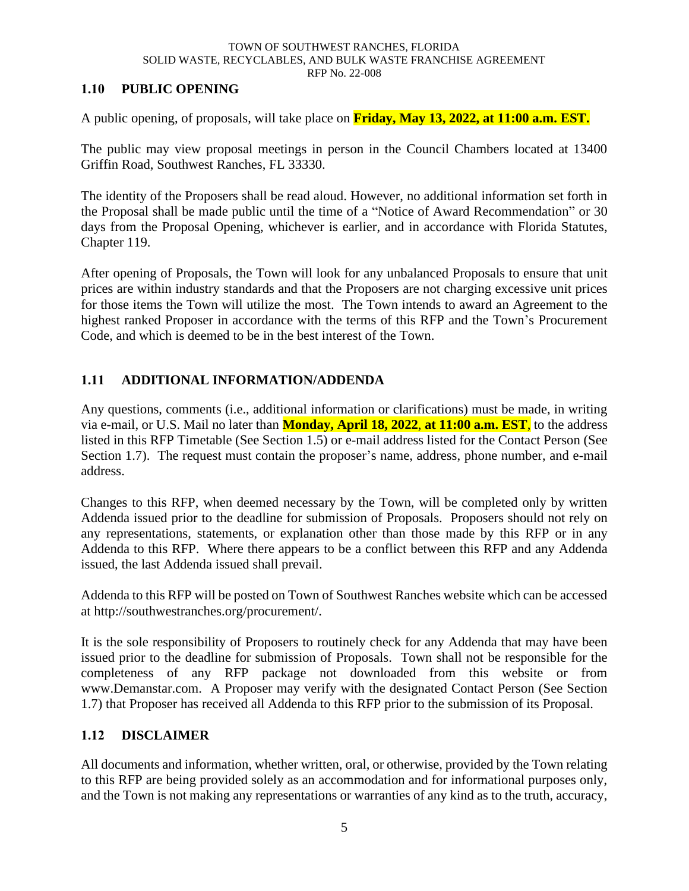## 1.10 PUBLIC OPENING

A public opening, of proposals, will take place on **Friday, May 13, 2022, at 11:00 a.m. EST.**

The public may view proposal meetings in person in the Council Chambers located at 13400 Griffin Road, Southwest Ranches, FL 33330.

The identity of the Proposers shall be read aloud. However, no additional information set forth in the Proposal shall be made public until the time of a "Notice of Award Recommendation" or 30 days from the Proposal Opening, whichever is earlier, and in accordance with Florida Statutes, Chapter 119.

After opening of Proposals, the Town will look for any unbalanced Proposals to ensure that unit prices are within industry standards and that the Proposers are not charging excessive unit prices for those items the Town will utilize the most. The Town intends to award an Agreement to the highest ranked Proposer in accordance with the terms of this RFP and the Town's Procurement Code, and which is deemed to be in the best interest of the Town.

## 1.11 ADDITIONAL INFORMATION/ADDENDA

Any questions, comments (i.e., additional information or clarifications) must be made, in writing via e-mail, or U.S. Mail no later than **Monday, April 18, 2022**, **at 11:00 a.m. EST**, to the address listed in this RFP Timetable (See Section 1.5) or e-mail address listed for the Contact Person (See Section 1.7). The request must contain the proposer's name, address, phone number, and e-mail address.

Changes to this RFP, when deemed necessary by the Town, will be completed only by written Addenda issued prior to the deadline for submission of Proposals. Proposers should not rely on any representations, statements, or explanation other than those made by this RFP or in any Addenda to this RFP. Where there appears to be a conflict between this RFP and any Addenda issued, the last Addenda issued shall prevail.

Addenda to this RFP will be posted on Town of Southwest Ranches website which can be accessed at http://southwestranches.org/procurement/.

It is the sole responsibility of Proposers to routinely check for any Addenda that may have been issued prior to the deadline for submission of Proposals. Town shall not be responsible for the completeness of any RFP package not downloaded from this website or from www.Demanstar.com. A Proposer may verify with the designated Contact Person (See Section 1.7) that Proposer has received all Addenda to this RFP prior to the submission of its Proposal.

## 1.12 DISCLAIMER

All documents and information, whether written, oral, or otherwise, provided by the Town relating to this RFP are being provided solely as an accommodation and for informational purposes only, and the Town is not making any representations or warranties of any kind as to the truth, accuracy,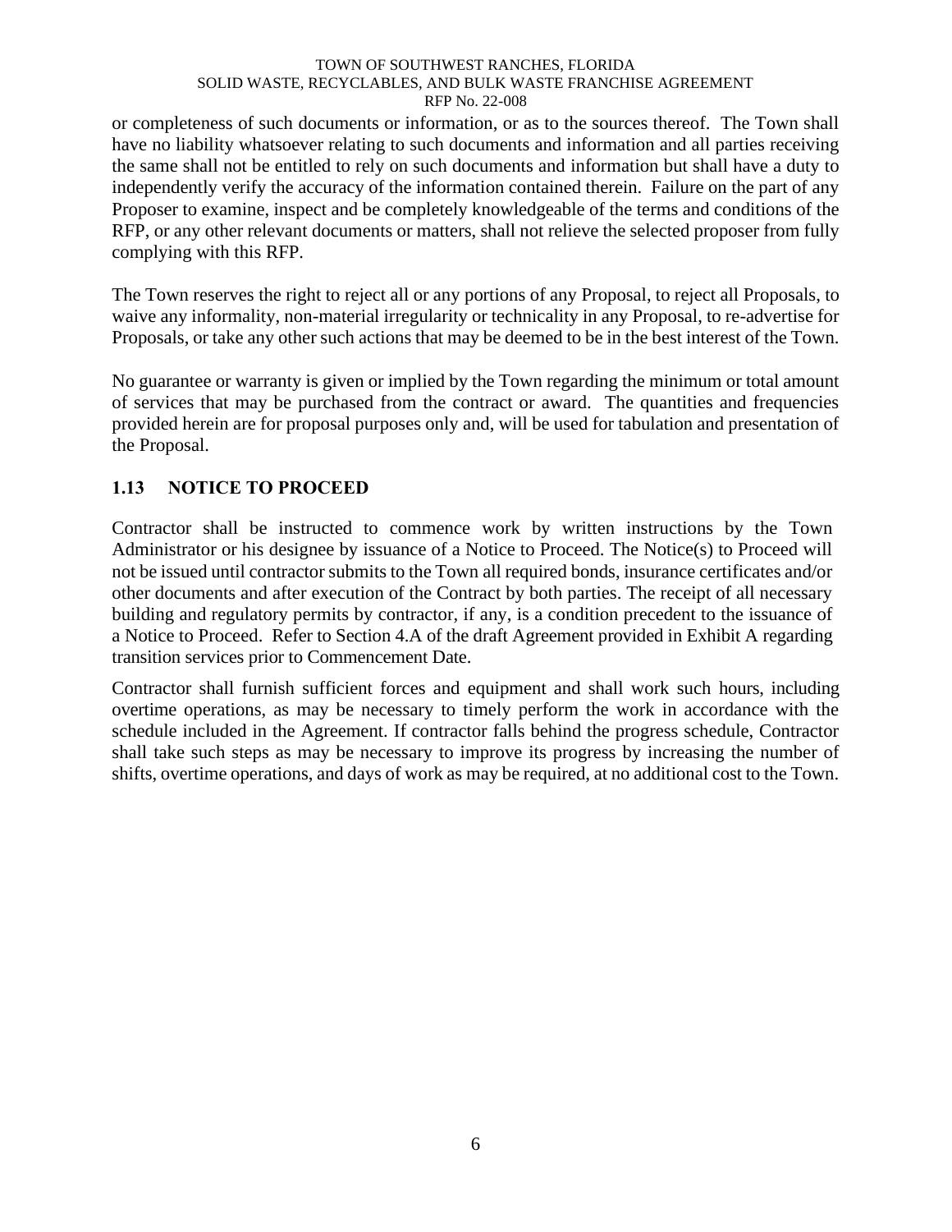or completeness of such documents or information, or as to the sources thereof. The Town shall have no liability whatsoever relating to such documents and information and all parties receiving the same shall not be entitled to rely on such documents and information but shall have a duty to independently verify the accuracy of the information contained therein. Failure on the part of any Proposer to examine, inspect and be completely knowledgeable of the terms and conditions of the RFP, or any other relevant documents or matters, shall not relieve the selected proposer from fully complying with this RFP.

The Town reserves the right to reject all or any portions of any Proposal, to reject all Proposals, to waive any informality, non-material irregularity or technicality in any Proposal, to re-advertise for Proposals, or take any other such actions that may be deemed to be in the best interest of the Town.

No guarantee or warranty is given or implied by the Town regarding the minimum or total amount of services that may be purchased from the contract or award. The quantities and frequencies provided herein are for proposal purposes only and, will be used for tabulation and presentation of the Proposal.

## 1.13 NOTICE TO PROCEED

Contractor shall be instructed to commence work by written instructions by the Town Administrator or his designee by issuance of a Notice to Proceed. The Notice(s) to Proceed will not be issued until contractor submits to the Town all required bonds, insurance certificates and/or other documents and after execution of the Contract by both parties. The receipt of all necessary building and regulatory permits by contractor, if any, is a condition precedent to the issuance of a Notice to Proceed. Refer to Section 4.A of the draft Agreement provided in Exhibit A regarding transition services prior to Commencement Date.

Contractor shall furnish sufficient forces and equipment and shall work such hours, including overtime operations, as may be necessary to timely perform the work in accordance with the schedule included in the Agreement. If contractor falls behind the progress schedule, Contractor shall take such steps as may be necessary to improve its progress by increasing the number of shifts, overtime operations, and days of work as may be required, at no additional cost to the Town.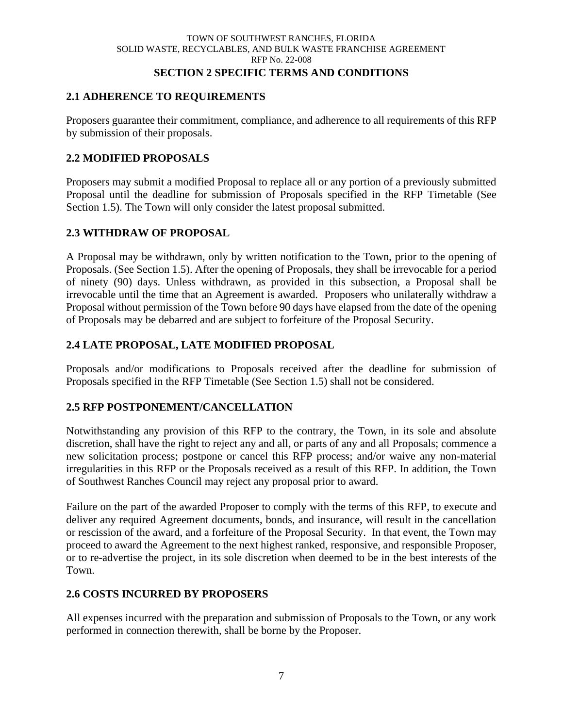## SECTION 2 SPECIFIC TERMS AND CONDITIONS

### 2.1 ADHERENCE TO REQUIREMENTS

Proposers guarantee their commitment, compliance, and adherence to all requirements of this RFP by submission of their proposals.

### 2.2 MODIFIED PROPOSALS

Proposers may submit a modified Proposal to replace all or any portion of a previously submitted Proposal until the deadline for submission of Proposals specified in the RFP Timetable (See Section 1.5). The Town will only consider the latest proposal submitted.

### 2.3 WITHDRAW OF PROPOSAL

A Proposal may be withdrawn, only by written notification to the Town, prior to the opening of Proposals. (See Section 1.5). After the opening of Proposals, they shall be irrevocable for a period of ninety (90) days. Unless withdrawn, as provided in this subsection, a Proposal shall be irrevocable until the time that an Agreement is awarded. Proposers who unilaterally withdraw a Proposal without permission of the Town before 90 days have elapsed from the date of the opening of Proposals may be debarred and are subject to forfeiture of the Proposal Security.

### 2.4 LATE PROPOSAL, LATE MODIFIED PROPOSAL

Proposals and/or modifications to Proposals received after the deadline for submission of Proposals specified in the RFP Timetable (See Section 1.5) shall not be considered.

### 2.5 RFP POSTPONEMENT/CANCELLATION

Notwithstanding any provision of this RFP to the contrary, the Town, in its sole and absolute discretion, shall have the right to reject any and all, or parts of any and all Proposals; commence a new solicitation process; postpone or cancel this RFP process; and/or waive any non-material irregularities in this RFP or the Proposals received as a result of this RFP. In addition, the Town of Southwest Ranches Council may reject any proposal prior to award.

Failure on the part of the awarded Proposer to comply with the terms of this RFP, to execute and deliver any required Agreement documents, bonds, and insurance, will result in the cancellation or rescission of the award, and a forfeiture of the Proposal Security. In that event, the Town may proceed to award the Agreement to the next highest ranked, responsive, and responsible Proposer, or to re-advertise the project, in its sole discretion when deemed to be in the best interests of the Town.

### 2.6 COSTS INCURRED BY PROPOSERS

All expenses incurred with the preparation and submission of Proposals to the Town, or any work performed in connection therewith, shall be borne by the Proposer.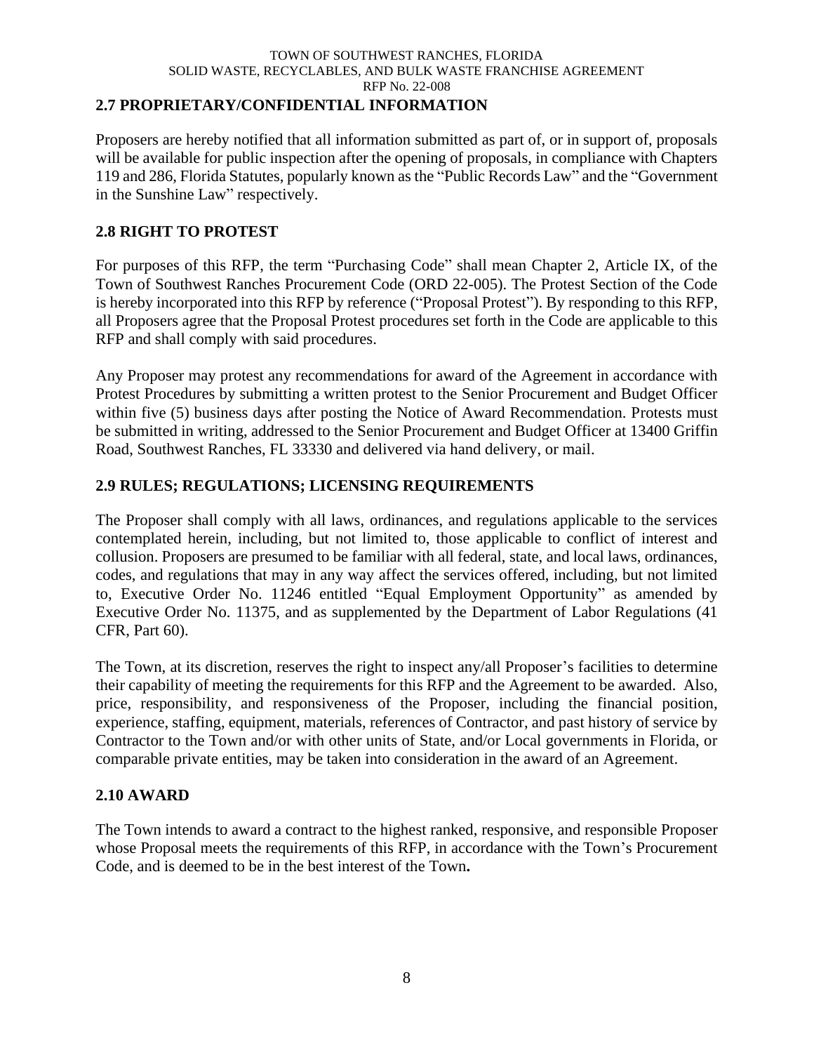## 2.7 PROPRIETARY/CONFIDENTIAL INFORMATION

Proposers are hereby notified that all information submitted as part of, or in support of, proposals will be available for public inspection after the opening of proposals, in compliance with Chapters 119 and 286, Florida Statutes, popularly known as the "Public Records Law" and the "Government in the Sunshine Law" respectively.

## 2.8 RIGHT TO PROTEST

For purposes of this RFP, the term "Purchasing Code" shall mean Chapter 2, Article IX, of the Town of Southwest Ranches Procurement Code (ORD 22-005). The Protest Section of the Code is hereby incorporated into this RFP by reference ("Proposal Protest"). By responding to this RFP, all Proposers agree that the Proposal Protest procedures set forth in the Code are applicable to this RFP and shall comply with said procedures.

Any Proposer may protest any recommendations for award of the Agreement in accordance with Protest Procedures by submitting a written protest to the Senior Procurement and Budget Officer within five (5) business days after posting the Notice of Award Recommendation. Protests must be submitted in writing, addressed to the Senior Procurement and Budget Officer at 13400 Griffin Road, Southwest Ranches, FL 33330 and delivered via hand delivery, or mail.

## 2.9 RULES; REGULATIONS; LICENSING REQUIREMENTS

The Proposer shall comply with all laws, ordinances, and regulations applicable to the services contemplated herein, including, but not limited to, those applicable to conflict of interest and collusion. Proposers are presumed to be familiar with all federal, state, and local laws, ordinances, codes, and regulations that may in any way affect the services offered, including, but not limited to, Executive Order No. 11246 entitled "Equal Employment Opportunity" as amended by Executive Order No. 11375, and as supplemented by the Department of Labor Regulations (41 CFR, Part 60).

The Town, at its discretion, reserves the right to inspect any/all Proposer's facilities to determine their capability of meeting the requirements for this RFP and the Agreement to be awarded. Also, price, responsibility, and responsiveness of the Proposer, including the financial position, experience, staffing, equipment, materials, references of Contractor, and past history of service by Contractor to the Town and/or with other units of State, and/or Local governments in Florida, or comparable private entities, may be taken into consideration in the award of an Agreement.

## 2.10 AWARD

The Town intends to award a contract to the highest ranked, responsive, and responsible Proposer whose Proposal meets the requirements of this RFP, in accordance with the Town's Procurement Code, and is deemed to be in the best interest of the Town**.**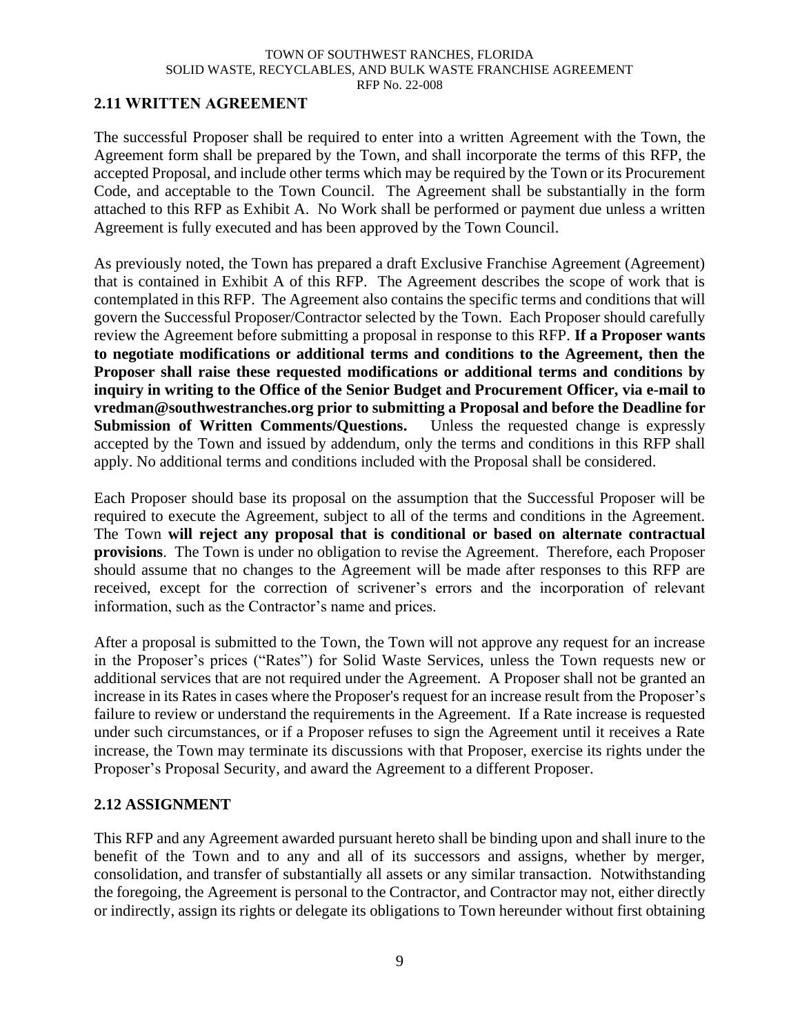## 2.11 WRITTEN AGREEMENT

The successful Proposer shall be required to enter into a written Agreement with the Town, the Agreement form shall be prepared by the Town, and shall incorporate the terms of this RFP, the accepted Proposal, and include other terms which may be required by the Town or its Procurement Code, and acceptable to the Town Council. The Agreement shall be substantially in the form attached to this RFP as Exhibit A. No Work shall be performed or payment due unless a written Agreement is fully executed and has been approved by the Town Council.

As previously noted, the Town has prepared a draft Exclusive Franchise Agreement (Agreement) that is contained in Exhibit A of this RFP. The Agreement describes the scope of work that is contemplated in this RFP. The Agreement also contains the specific terms and conditions that will govern the Successful Proposer/Contractor selected by the Town. Each Proposer should carefully review the Agreement before submitting a proposal in response to this RFP. **If a Proposer wants to negotiate modifications or additional terms and conditions to the Agreement, then the Proposer shall raise these requested modifications or additional terms and conditions by inquiry in writing to the Office of the Senior Budget and Procurement Officer, via e-mail to vredman@southwestranches.org prior to submitting a Proposal and before the Deadline for Submission of Written Comments/Questions.** Unless the requested change is expressly accepted by the Town and issued by addendum, only the terms and conditions in this RFP shall apply. No additional terms and conditions included with the Proposal shall be considered.

Each Proposer should base its proposal on the assumption that the Successful Proposer will be required to execute the Agreement, subject to all of the terms and conditions in the Agreement. The Town **will reject any proposal that is conditional or based on alternate contractual provisions**. The Town is under no obligation to revise the Agreement. Therefore, each Proposer should assume that no changes to the Agreement will be made after responses to this RFP are received, except for the correction of scrivener's errors and the incorporation of relevant information, such as the Contractor's name and prices.

After a proposal is submitted to the Town, the Town will not approve any request for an increase in the Proposer's prices ("Rates") for Solid Waste Services, unless the Town requests new or additional services that are not required under the Agreement. A Proposer shall not be granted an increase in its Rates in cases where the Proposer's request for an increase result from the Proposer's failure to review or understand the requirements in the Agreement. If a Rate increase is requested under such circumstances, or if a Proposer refuses to sign the Agreement until it receives a Rate increase, the Town may terminate its discussions with that Proposer, exercise its rights under the Proposer's Proposal Security, and award the Agreement to a different Proposer.

## 2.12 ASSIGNMENT

This RFP and any Agreement awarded pursuant hereto shall be binding upon and shall inure to the benefit of the Town and to any and all of its successors and assigns, whether by merger, consolidation, and transfer of substantially all assets or any similar transaction. Notwithstanding the foregoing, the Agreement is personal to the Contractor, and Contractor may not, either directly or indirectly, assign its rights or delegate its obligations to Town hereunder without first obtaining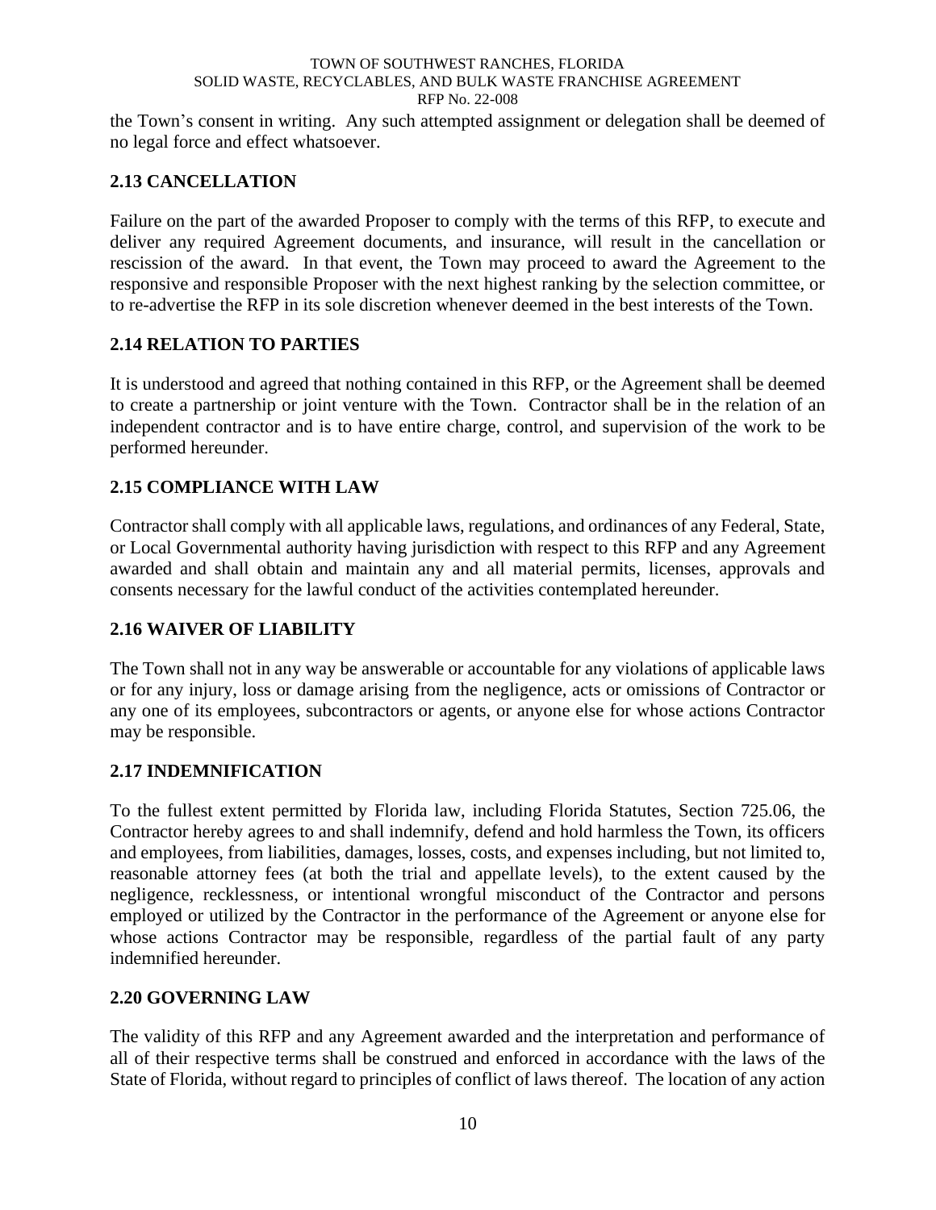the Town's consent in writing. Any such attempted assignment or delegation shall be deemed of no legal force and effect whatsoever.

## 2.13 CANCELLATION

Failure on the part of the awarded Proposer to comply with the terms of this RFP, to execute and deliver any required Agreement documents, and insurance, will result in the cancellation or rescission of the award. In that event, the Town may proceed to award the Agreement to the responsive and responsible Proposer with the next highest ranking by the selection committee, or to re-advertise the RFP in its sole discretion whenever deemed in the best interests of the Town.

## 2.14 RELATION TO PARTIES

It is understood and agreed that nothing contained in this RFP, or the Agreement shall be deemed to create a partnership or joint venture with the Town. Contractor shall be in the relation of an independent contractor and is to have entire charge, control, and supervision of the work to be performed hereunder.

## 2.15 COMPLIANCE WITH LAW

Contractor shall comply with all applicable laws, regulations, and ordinances of any Federal, State, or Local Governmental authority having jurisdiction with respect to this RFP and any Agreement awarded and shall obtain and maintain any and all material permits, licenses, approvals and consents necessary for the lawful conduct of the activities contemplated hereunder.

## 2.16 WAIVER OF LIABILITY

The Town shall not in any way be answerable or accountable for any violations of applicable laws or for any injury, loss or damage arising from the negligence, acts or omissions of Contractor or any one of its employees, subcontractors or agents, or anyone else for whose actions Contractor may be responsible.

## 2.17 INDEMNIFICATION

To the fullest extent permitted by Florida law, including Florida Statutes, Section 725.06, the Contractor hereby agrees to and shall indemnify, defend and hold harmless the Town, its officers and employees, from liabilities, damages, losses, costs, and expenses including, but not limited to, reasonable attorney fees (at both the trial and appellate levels), to the extent caused by the negligence, recklessness, or intentional wrongful misconduct of the Contractor and persons employed or utilized by the Contractor in the performance of the Agreement or anyone else for whose actions Contractor may be responsible, regardless of the partial fault of any party indemnified hereunder.

## 2.20 GOVERNING LAW

The validity of this RFP and any Agreement awarded and the interpretation and performance of all of their respective terms shall be construed and enforced in accordance with the laws of the State of Florida, without regard to principles of conflict of laws thereof. The location of any action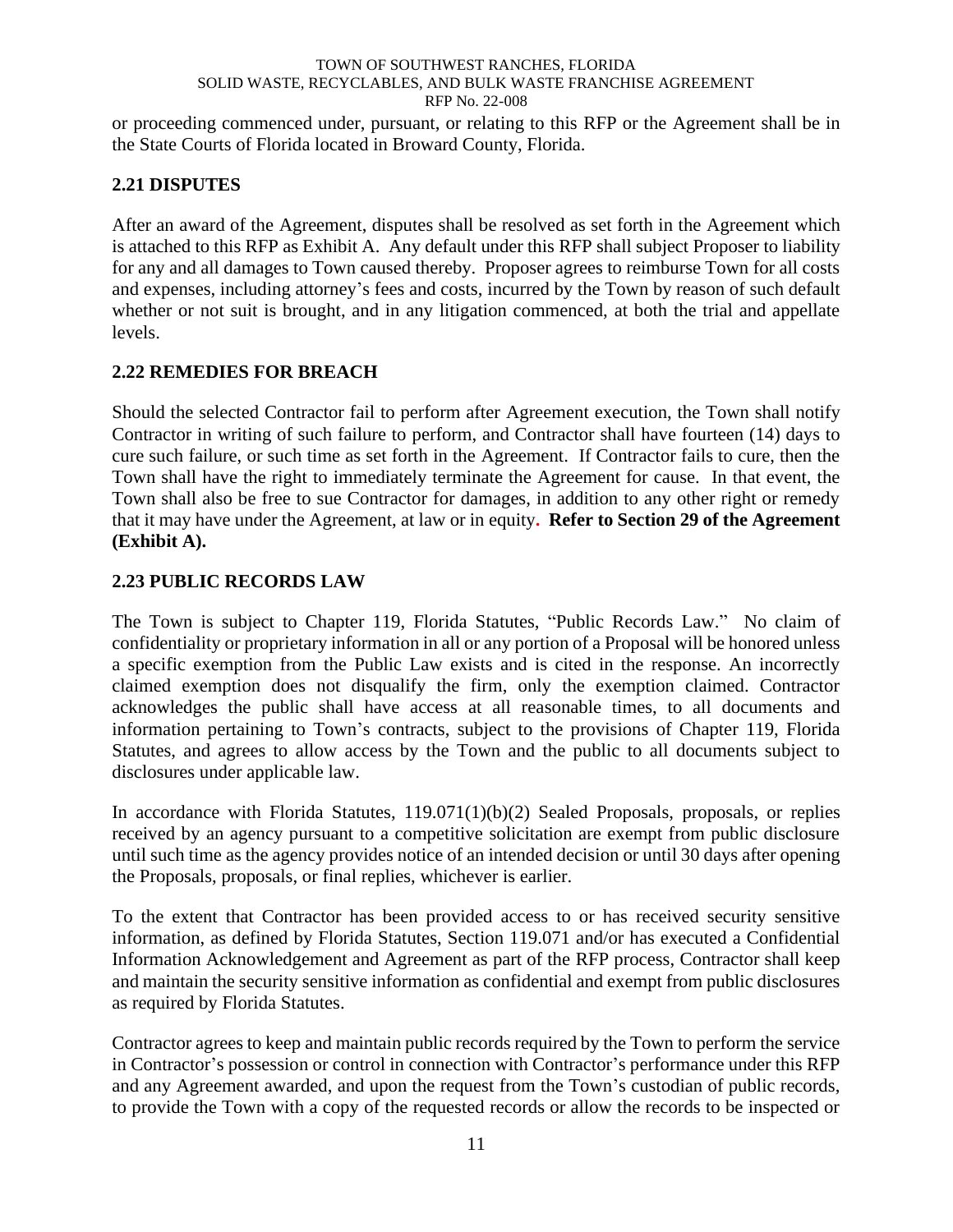or proceeding commenced under, pursuant, or relating to this RFP or the Agreement shall be in the State Courts of Florida located in Broward County, Florida.

## 2.21 DISPUTES

After an award of the Agreement, disputes shall be resolved as set forth in the Agreement which is attached to this RFP as Exhibit A. Any default under this RFP shall subject Proposer to liability for any and all damages to Town caused thereby. Proposer agrees to reimburse Town for all costs and expenses, including attorney's fees and costs, incurred by the Town by reason of such default whether or not suit is brought, and in any litigation commenced, at both the trial and appellate levels.

## 2.22 REMEDIES FOR BREACH

Should the selected Contractor fail to perform after Agreement execution, the Town shall notify Contractor in writing of such failure to perform, and Contractor shall have fourteen (14) days to cure such failure, or such time as set forth in the Agreement. If Contractor fails to cure, then the Town shall have the right to immediately terminate the Agreement for cause. In that event, the Town shall also be free to sue Contractor for damages, in addition to any other right or remedy that it may have under the Agreement, at law or in equity. **Refer to Section 29 of the Agreement (Exhibit A).**

## 2.23 PUBLIC RECORDS LAW

The Town is subject to Chapter 119, Florida Statutes, "Public Records Law." No claim of confidentiality or proprietary information in all or any portion of a Proposal will be honored unless a specific exemption from the Public Law exists and is cited in the response. An incorrectly claimed exemption does not disqualify the firm, only the exemption claimed. Contractor acknowledges the public shall have access at all reasonable times, to all documents and information pertaining to Town's contracts, subject to the provisions of Chapter 119, Florida Statutes, and agrees to allow access by the Town and the public to all documents subject to disclosures under applicable law.

In accordance with Florida Statutes, 119.071(1)(b)(2) Sealed Proposals, proposals, or replies received by an agency pursuant to a competitive solicitation are exempt from public disclosure until such time as the agency provides notice of an intended decision or until 30 days after opening the Proposals, proposals, or final replies, whichever is earlier.

To the extent that Contractor has been provided access to or has received security sensitive information, as defined by Florida Statutes, Section 119.071 and/or has executed a Confidential Information Acknowledgement and Agreement as part of the RFP process, Contractor shall keep and maintain the security sensitive information as confidential and exempt from public disclosures as required by Florida Statutes.

Contractor agrees to keep and maintain public records required by the Town to perform the service in Contractor's possession or control in connection with Contractor's performance under this RFP and any Agreement awarded, and upon the request from the Town's custodian of public records, to provide the Town with a copy of the requested records or allow the records to be inspected or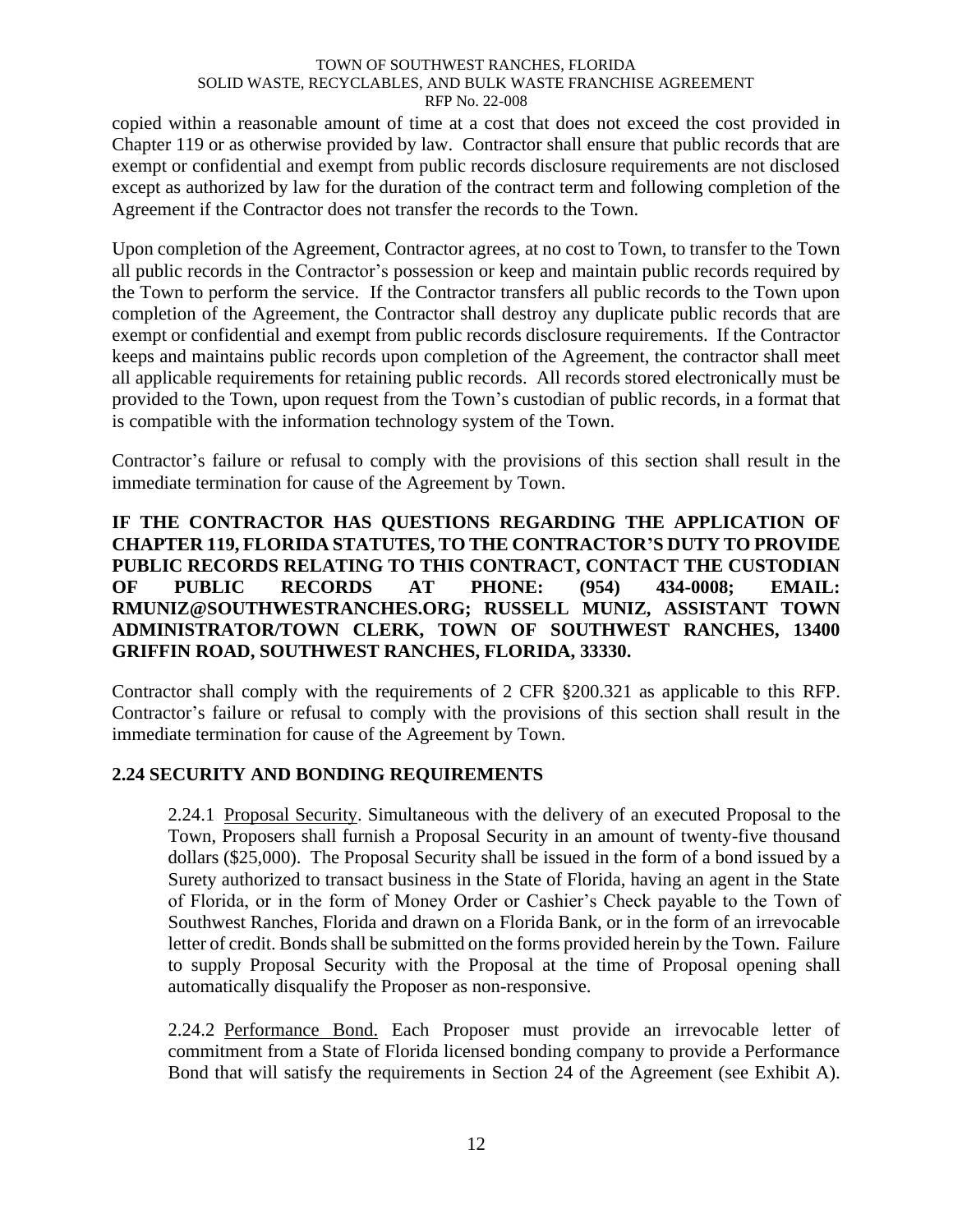copied within a reasonable amount of time at a cost that does not exceed the cost provided in Chapter 119 or as otherwise provided by law. Contractor shall ensure that public records that are exempt or confidential and exempt from public records disclosure requirements are not disclosed except as authorized by law for the duration of the contract term and following completion of the Agreement if the Contractor does not transfer the records to the Town.

Upon completion of the Agreement, Contractor agrees, at no cost to Town, to transfer to the Town all public records in the Contractor's possession or keep and maintain public records required by the Town to perform the service. If the Contractor transfers all public records to the Town upon completion of the Agreement, the Contractor shall destroy any duplicate public records that are exempt or confidential and exempt from public records disclosure requirements. If the Contractor keeps and maintains public records upon completion of the Agreement, the contractor shall meet all applicable requirements for retaining public records. All records stored electronically must be provided to the Town, upon request from the Town's custodian of public records, in a format that is compatible with the information technology system of the Town.

Contractor's failure or refusal to comply with the provisions of this section shall result in the immediate termination for cause of the Agreement by Town.

**IF THE CONTRACTOR HAS QUESTIONS REGARDING THE APPLICATION OF CHAPTER 119, FLORIDA STATUTES, TO THE CONTRACTOR'S DUTY TO PROVIDE PUBLIC RECORDS RELATING TO THIS CONTRACT, CONTACT THE CUSTODIAN OF PUBLIC RECORDS AT PHONE: (954) 434-0008; EMAIL: RMUNIZ@SOUTHWESTRANCHES.ORG; RUSSELL MUNIZ, ASSISTANT TOWN ADMINISTRATOR/TOWN CLERK, TOWN OF SOUTHWEST RANCHES, 13400 GRIFFIN ROAD, SOUTHWEST RANCHES, FLORIDA, 33330.**

Contractor shall comply with the requirements of 2 CFR §200.321 as applicable to this RFP. Contractor's failure or refusal to comply with the provisions of this section shall result in the immediate termination for cause of the Agreement by Town.

## 2.24 SECURITY AND BONDING REQUIREMENTS

2.24.1 Proposal Security. Simultaneous with the delivery of an executed Proposal to the Town, Proposers shall furnish a Proposal Security in an amount of twenty-five thousand dollars ($25,000). The Proposal Security shall be issued in the form of a bond issued by a Surety authorized to transact business in the State of Florida, having an agent in the State of Florida, or in the form of Money Order or Cashier's Check payable to the Town of Southwest Ranches, Florida and drawn on a Florida Bank, or in the form of an irrevocable letter of credit. Bonds shall be submitted on the forms provided herein by the Town. Failure to supply Proposal Security with the Proposal at the time of Proposal opening shall automatically disqualify the Proposer as non-responsive.

2.24.2 Performance Bond. Each Proposer must provide an irrevocable letter of commitment from a State of Florida licensed bonding company to provide a Performance Bond that will satisfy the requirements in Section 24 of the Agreement (see Exhibit A).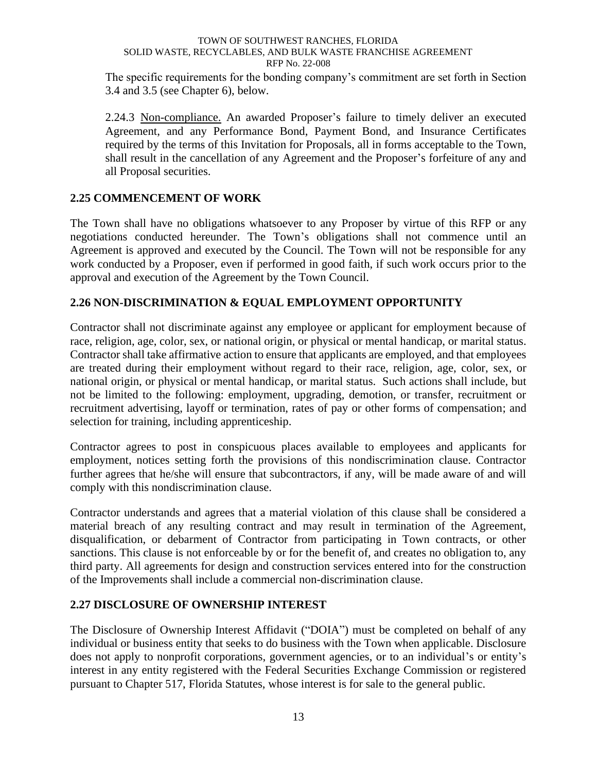The specific requirements for the bonding company's commitment are set forth in Section 3.4 and 3.5 (see Chapter 6), below.

2.24.3 Non-compliance. An awarded Proposer's failure to timely deliver an executed Agreement, and any Performance Bond, Payment Bond, and Insurance Certificates required by the terms of this Invitation for Proposals, all in forms acceptable to the Town, shall result in the cancellation of any Agreement and the Proposer's forfeiture of any and all Proposal securities.

## 2.25 COMMENCEMENT OF WORK

The Town shall have no obligations whatsoever to any Proposer by virtue of this RFP or any negotiations conducted hereunder. The Town's obligations shall not commence until an Agreement is approved and executed by the Council. The Town will not be responsible for any work conducted by a Proposer, even if performed in good faith, if such work occurs prior to the approval and execution of the Agreement by the Town Council.

## 2.26 NON-DISCRIMINATION & EQUAL EMPLOYMENT OPPORTUNITY

Contractor shall not discriminate against any employee or applicant for employment because of race, religion, age, color, sex, or national origin, or physical or mental handicap, or marital status. Contractor shall take affirmative action to ensure that applicants are employed, and that employees are treated during their employment without regard to their race, religion, age, color, sex, or national origin, or physical or mental handicap, or marital status. Such actions shall include, but not be limited to the following: employment, upgrading, demotion, or transfer, recruitment or recruitment advertising, layoff or termination, rates of pay or other forms of compensation; and selection for training, including apprenticeship.

Contractor agrees to post in conspicuous places available to employees and applicants for employment, notices setting forth the provisions of this nondiscrimination clause. Contractor further agrees that he/she will ensure that subcontractors, if any, will be made aware of and will comply with this nondiscrimination clause.

Contractor understands and agrees that a material violation of this clause shall be considered a material breach of any resulting contract and may result in termination of the Agreement, disqualification, or debarment of Contractor from participating in Town contracts, or other sanctions. This clause is not enforceable by or for the benefit of, and creates no obligation to, any third party. All agreements for design and construction services entered into for the construction of the Improvements shall include a commercial non-discrimination clause.

## 2.27 DISCLOSURE OF OWNERSHIP INTEREST

The Disclosure of Ownership Interest Affidavit ("DOIA") must be completed on behalf of any individual or business entity that seeks to do business with the Town when applicable. Disclosure does not apply to nonprofit corporations, government agencies, or to an individual's or entity's interest in any entity registered with the Federal Securities Exchange Commission or registered pursuant to Chapter 517, Florida Statutes, whose interest is for sale to the general public.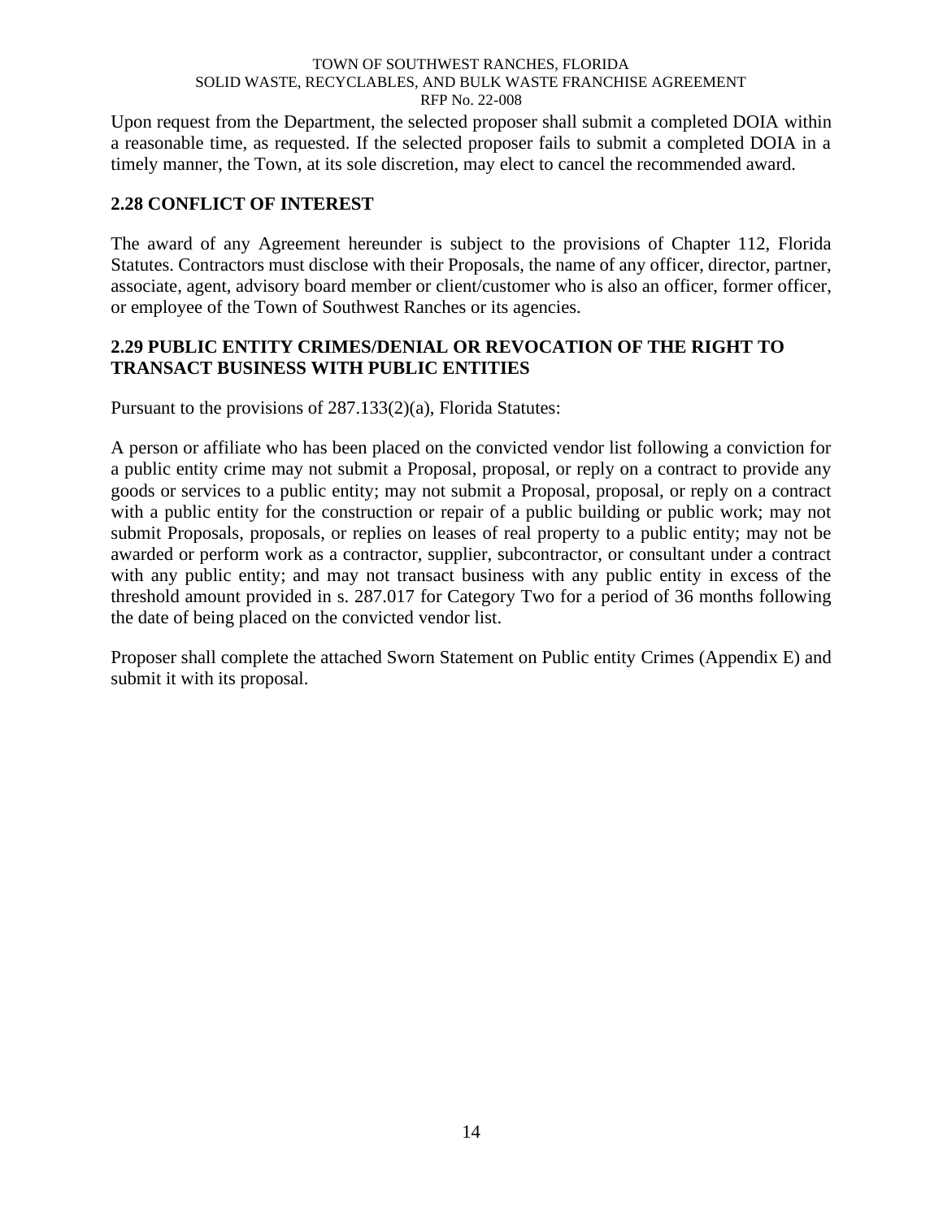Upon request from the Department, the selected proposer shall submit a completed DOIA within a reasonable time, as requested. If the selected proposer fails to submit a completed DOIA in a timely manner, the Town, at its sole discretion, may elect to cancel the recommended award.

## 2.28 CONFLICT OF INTEREST

The award of any Agreement hereunder is subject to the provisions of Chapter 112, Florida Statutes. Contractors must disclose with their Proposals, the name of any officer, director, partner, associate, agent, advisory board member or client/customer who is also an officer, former officer, or employee of the Town of Southwest Ranches or its agencies.

## 2.29 PUBLIC ENTITY CRIMES/DENIAL OR REVOCATION OF THE RIGHT TO TRANSACT BUSINESS WITH PUBLIC ENTITIES

Pursuant to the provisions of 287.133(2)(a), Florida Statutes:

A person or affiliate who has been placed on the convicted vendor list following a conviction for a public entity crime may not submit a Proposal, proposal, or reply on a contract to provide any goods or services to a public entity; may not submit a Proposal, proposal, or reply on a contract with a public entity for the construction or repair of a public building or public work; may not submit Proposals, proposals, or replies on leases of real property to a public entity; may not be awarded or perform work as a contractor, supplier, subcontractor, or consultant under a contract with any public entity; and may not transact business with any public entity in excess of the threshold amount provided in s. 287.017 for Category Two for a period of 36 months following the date of being placed on the convicted vendor list.

Proposer shall complete the attached Sworn Statement on Public entity Crimes (Appendix E) and submit it with its proposal.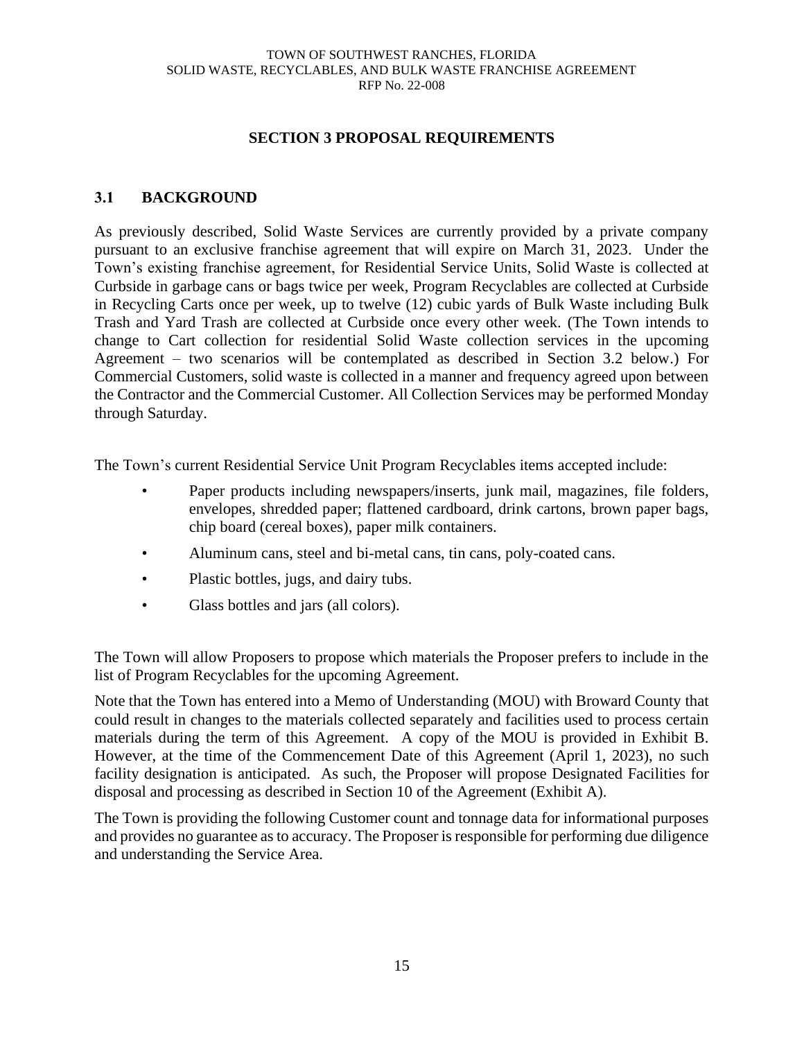## SECTION 3 PROPOSAL REQUIREMENTS

### 3.1 BACKGROUND

As previously described, Solid Waste Services are currently provided by a private company pursuant to an exclusive franchise agreement that will expire on March 31, 2023. Under the Town's existing franchise agreement, for Residential Service Units, Solid Waste is collected at Curbside in garbage cans or bags twice per week, Program Recyclables are collected at Curbside in Recycling Carts once per week, up to twelve (12) cubic yards of Bulk Waste including Bulk Trash and Yard Trash are collected at Curbside once every other week. (The Town intends to change to Cart collection for residential Solid Waste collection services in the upcoming Agreement – two scenarios will be contemplated as described in Section 3.2 below.) For Commercial Customers, solid waste is collected in a manner and frequency agreed upon between the Contractor and the Commercial Customer. All Collection Services may be performed Monday through Saturday.

The Town's current Residential Service Unit Program Recyclables items accepted include:

- Paper products including newspapers/inserts, junk mail, magazines, file folders, envelopes, shredded paper; flattened cardboard, drink cartons, brown paper bags, chip board (cereal boxes), paper milk containers.
- Aluminum cans, steel and bi-metal cans, tin cans, poly-coated cans.
- Plastic bottles, jugs, and dairy tubs.
- Glass bottles and jars (all colors).

The Town will allow Proposers to propose which materials the Proposer prefers to include in the list of Program Recyclables for the upcoming Agreement.

Note that the Town has entered into a Memo of Understanding (MOU) with Broward County that could result in changes to the materials collected separately and facilities used to process certain materials during the term of this Agreement. A copy of the MOU is provided in Exhibit B. However, at the time of the Commencement Date of this Agreement (April 1, 2023), no such facility designation is anticipated. As such, the Proposer will propose Designated Facilities for disposal and processing as described in Section 10 of the Agreement (Exhibit A).

The Town is providing the following Customer count and tonnage data for informational purposes and provides no guarantee as to accuracy. The Proposer is responsible for performing due diligence and understanding the Service Area.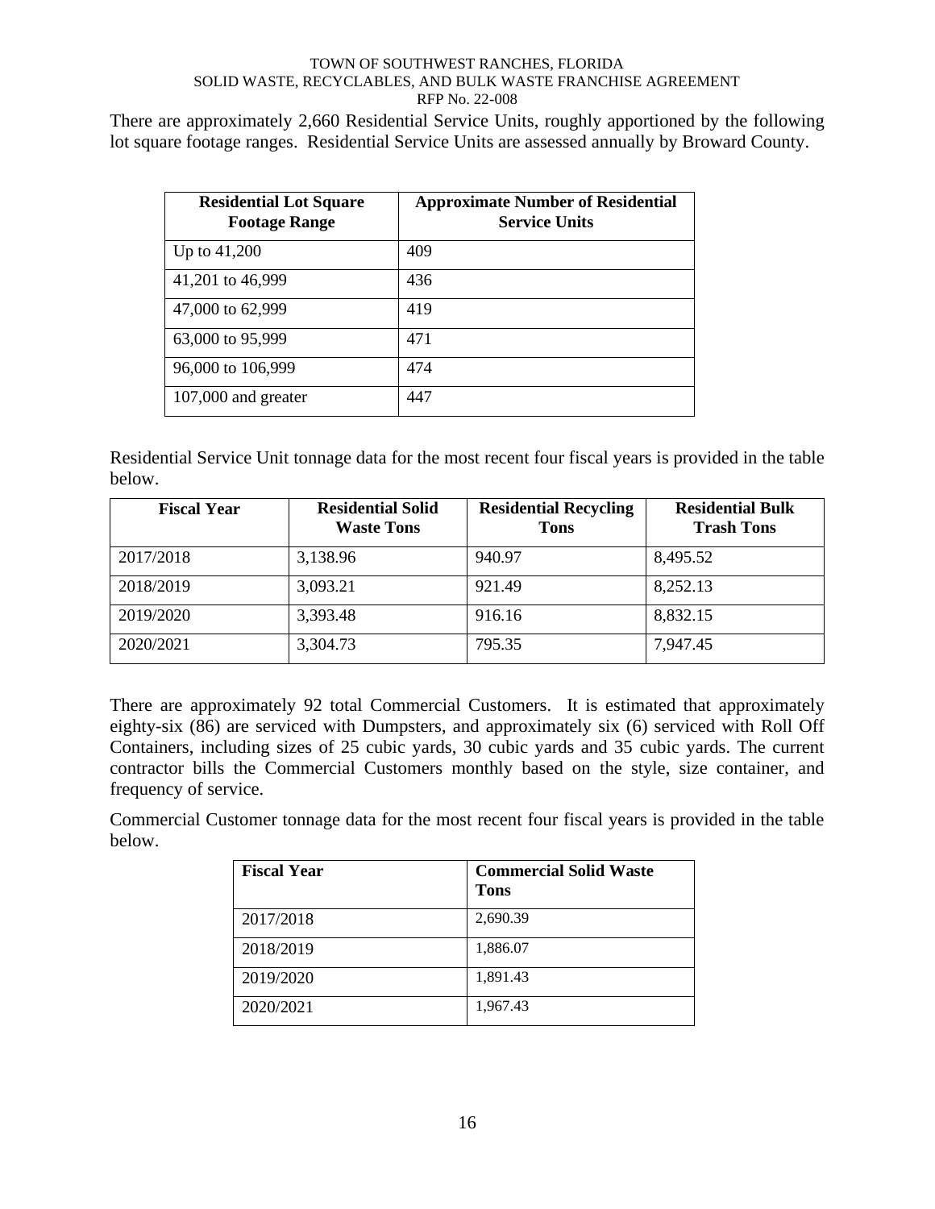There are approximately 2,660 Residential Service Units, roughly apportioned by the following lot square footage ranges. Residential Service Units are assessed annually by Broward County.

| Residential Lot Square Footage Range | Approximate Number of Residential Service Units |
|---|---|
| Up to 41,200 | 409 |
| 41,201 to 46,999 | 436 |
| 47,000 to 62,999 | 419 |
| 63,000 to 95,999 | 471 |
| 96,000 to 106,999 | 474 |
| 107,000 and greater | 447 |

Residential Service Unit tonnage data for the most recent four fiscal years is provided in the table below.

| Fiscal Year | Residential Solid Waste Tons | Residential Recycling Tons | Residential Bulk Trash Tons |
|---|---|---|---|
| 2017/2018 | 3,138.96 | 940.97 | 8,495.52 |
| 2018/2019 | 3,093.21 | 921.49 | 8,252.13 |
| 2019/2020 | 3,393.48 | 916.16 | 8,832.15 |
| 2020/2021 | 3,304.73 | 795.35 | 7,947.45 |

There are approximately 92 total Commercial Customers. It is estimated that approximately eighty-six (86) are serviced with Dumpsters, and approximately six (6) serviced with Roll Off Containers, including sizes of 25 cubic yards, 30 cubic yards and 35 cubic yards. The current contractor bills the Commercial Customers monthly based on the style, size container, and frequency of service.

Commercial Customer tonnage data for the most recent four fiscal years is provided in the table below.

| Fiscal Year | Commercial Solid Waste Tons |
|---|---|
| 2017/2018 | 2,690.39 |
| 2018/2019 | 1,886.07 |
| 2019/2020 | 1,891.43 |
| 2020/2021 | 1,967.43 |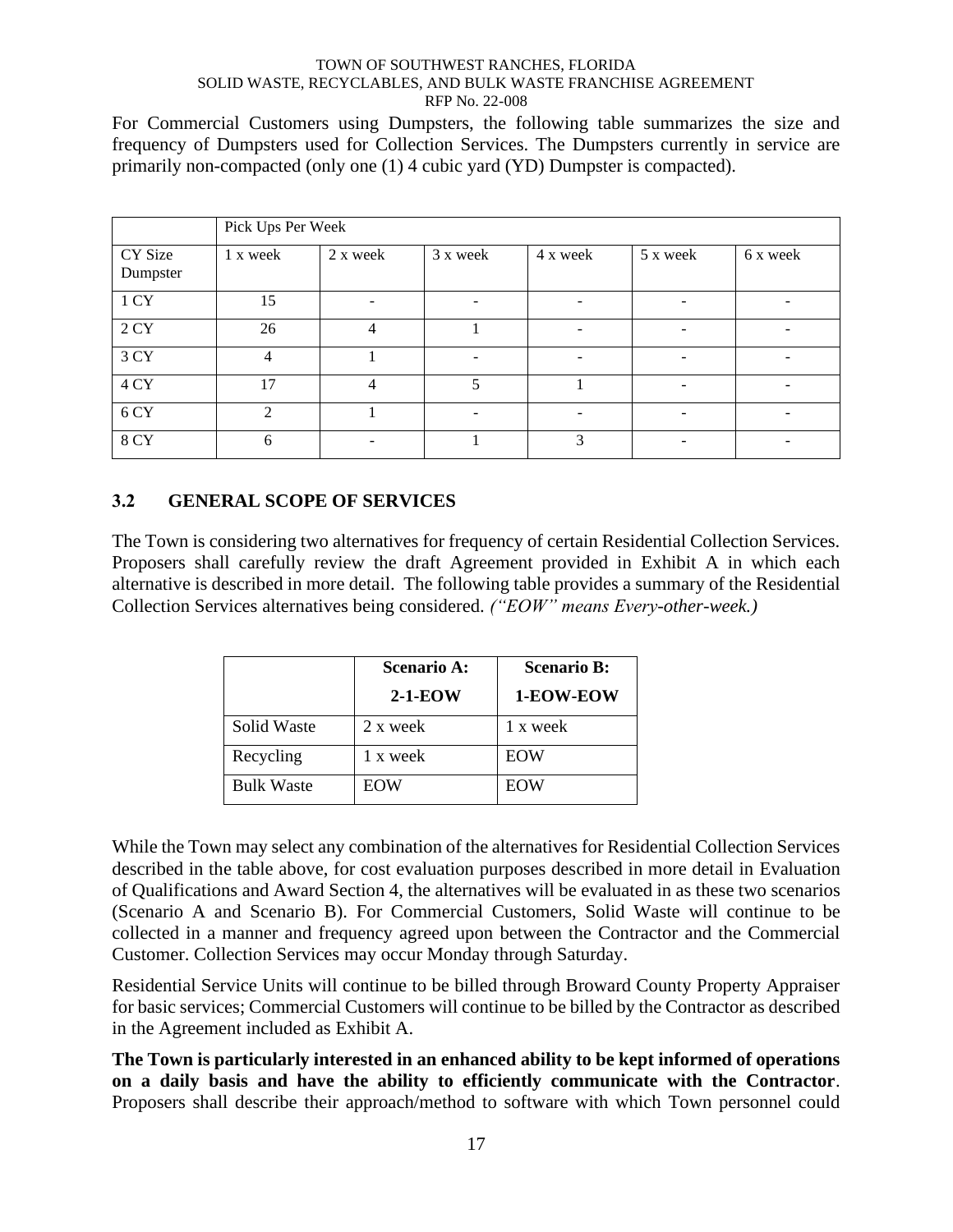For Commercial Customers using Dumpsters, the following table summarizes the size and frequency of Dumpsters used for Collection Services. The Dumpsters currently in service are primarily non-compacted (only one (1) 4 cubic yard (YD) Dumpster is compacted).

| | Pick Ups Per Week | | | | | |
|---|---|---|---|---|---|---|
| CY Size Dumpster | 1 x week | 2 x week | 3 x week | 4 x week | 5 x week | 6 x week |
| 1 CY | 15 | - | - | - | - | - |
| 2 CY | 26 | 4 | 1 | - | - | - |
| 3 CY | 4 | 1 | - | - | - | - |
| 4 CY | 17 | 4 | 5 | 1 | - | - |
| 6 CY | 2 | 1 | - | - | - | - |
| 8 CY | 6 | - | 1 | 3 | - | - |

## 3.2 GENERAL SCOPE OF SERVICES

The Town is considering two alternatives for frequency of certain Residential Collection Services. Proposers shall carefully review the draft Agreement provided in Exhibit A in which each alternative is described in more detail. The following table provides a summary of the Residential Collection Services alternatives being considered. *("EOW" means Every-other-week.)*

| | **Scenario A: 2-1-EOW** | **Scenario B: 1-EOW-EOW** |
|---|---|---|
| Solid Waste | 2 x week | 1 x week |
| Recycling | 1 x week | EOW |
| Bulk Waste | EOW | EOW |

While the Town may select any combination of the alternatives for Residential Collection Services described in the table above, for cost evaluation purposes described in more detail in Evaluation of Qualifications and Award Section 4, the alternatives will be evaluated in as these two scenarios (Scenario A and Scenario B). For Commercial Customers, Solid Waste will continue to be collected in a manner and frequency agreed upon between the Contractor and the Commercial Customer. Collection Services may occur Monday through Saturday.

Residential Service Units will continue to be billed through Broward County Property Appraiser for basic services; Commercial Customers will continue to be billed by the Contractor as described in the Agreement included as Exhibit A.

**The Town is particularly interested in an enhanced ability to be kept informed of operations on a daily basis and have the ability to efficiently communicate with the Contractor**. Proposers shall describe their approach/method to software with which Town personnel could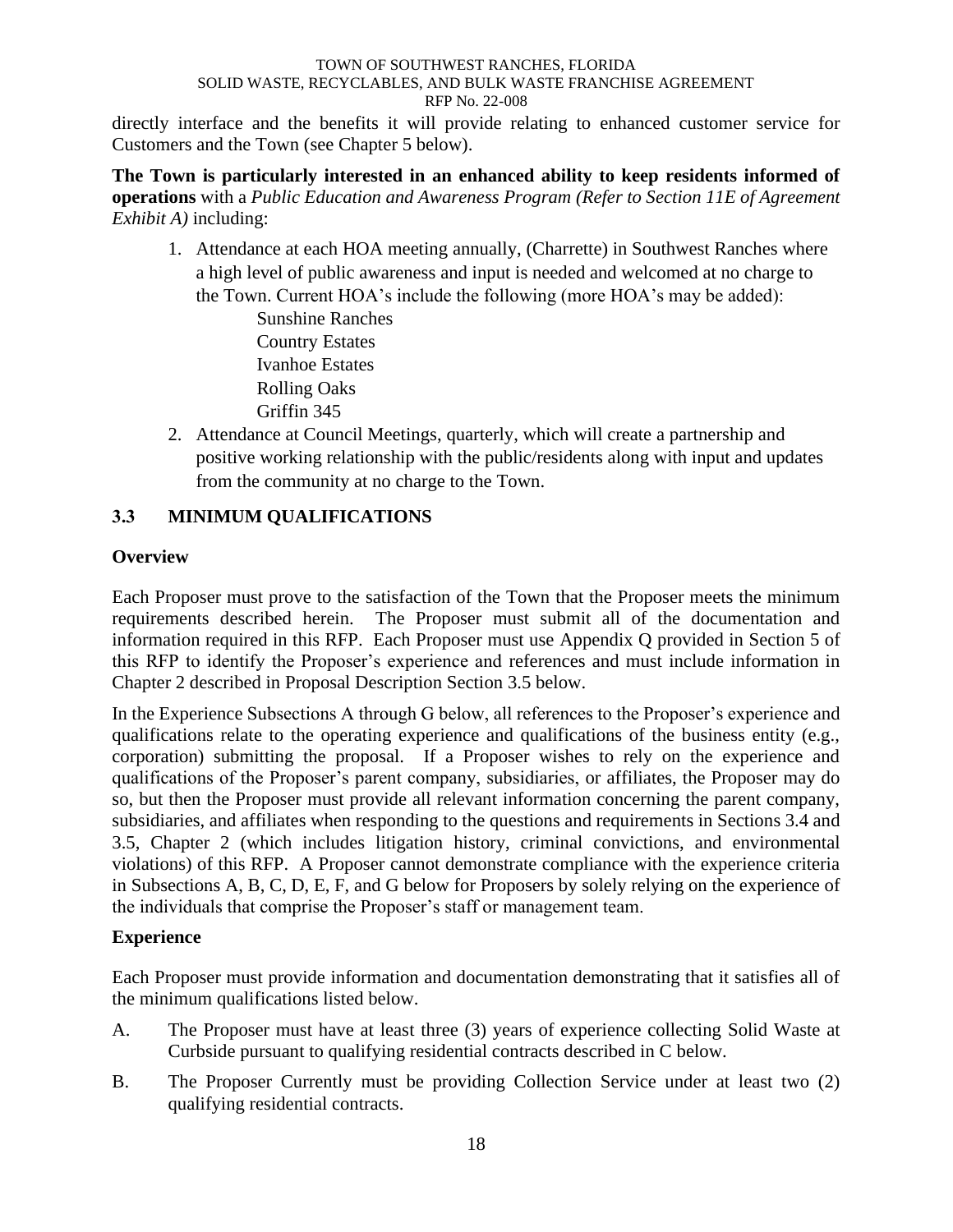directly interface and the benefits it will provide relating to enhanced customer service for Customers and the Town (see Chapter 5 below).

**The Town is particularly interested in an enhanced ability to keep residents informed of operations** with a *Public Education and Awareness Program (Refer to Section 11E of Agreement Exhibit A)* including:

1. Attendance at each HOA meeting annually, (Charrette) in Southwest Ranches where a high level of public awareness and input is needed and welcomed at no charge to the Town. Current HOA's include the following (more HOA's may be added):
   - Sunshine Ranches
   - Country Estates
   - Ivanhoe Estates
   - Rolling Oaks
   - Griffin 345
2. Attendance at Council Meetings, quarterly, which will create a partnership and positive working relationship with the public/residents along with input and updates from the community at no charge to the Town.

## 3.3 MINIMUM QUALIFICATIONS

### Overview

Each Proposer must prove to the satisfaction of the Town that the Proposer meets the minimum requirements described herein. The Proposer must submit all of the documentation and information required in this RFP. Each Proposer must use Appendix Q provided in Section 5 of this RFP to identify the Proposer's experience and references and must include information in Chapter 2 described in Proposal Description Section 3.5 below.

In the Experience Subsections A through G below, all references to the Proposer's experience and qualifications relate to the operating experience and qualifications of the business entity (e.g., corporation) submitting the proposal. If a Proposer wishes to rely on the experience and qualifications of the Proposer's parent company, subsidiaries, or affiliates, the Proposer may do so, but then the Proposer must provide all relevant information concerning the parent company, subsidiaries, and affiliates when responding to the questions and requirements in Sections 3.4 and 3.5, Chapter 2 (which includes litigation history, criminal convictions, and environmental violations) of this RFP. A Proposer cannot demonstrate compliance with the experience criteria in Subsections A, B, C, D, E, F, and G below for Proposers by solely relying on the experience of the individuals that comprise the Proposer's staff or management team.

### Experience

Each Proposer must provide information and documentation demonstrating that it satisfies all of the minimum qualifications listed below.

A. The Proposer must have at least three (3) years of experience collecting Solid Waste at Curbside pursuant to qualifying residential contracts described in C below.

B. The Proposer Currently must be providing Collection Service under at least two (2) qualifying residential contracts.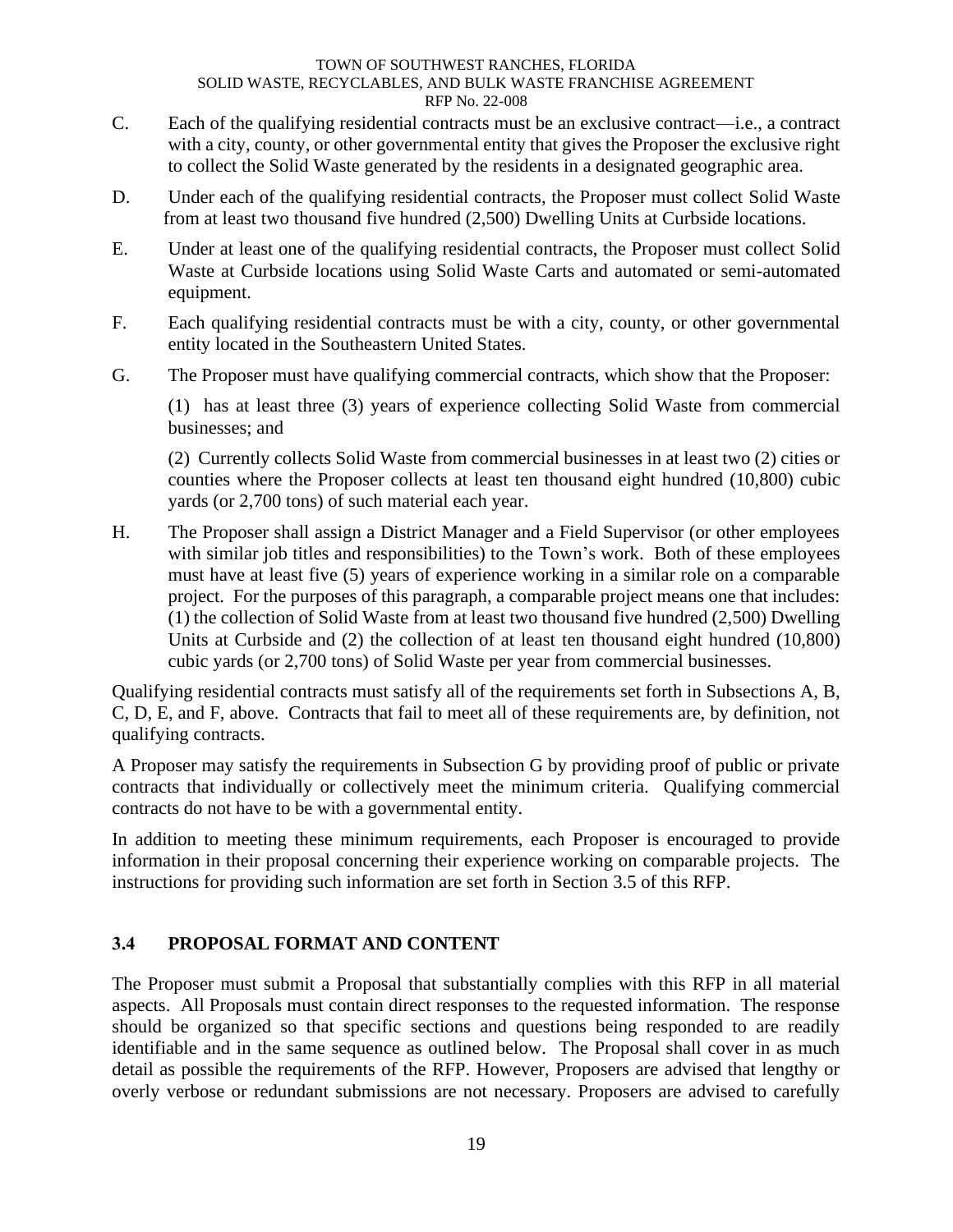C. Each of the qualifying residential contracts must be an exclusive contract—i.e., a contract with a city, county, or other governmental entity that gives the Proposer the exclusive right to collect the Solid Waste generated by the residents in a designated geographic area.

D. Under each of the qualifying residential contracts, the Proposer must collect Solid Waste from at least two thousand five hundred (2,500) Dwelling Units at Curbside locations.

E. Under at least one of the qualifying residential contracts, the Proposer must collect Solid Waste at Curbside locations using Solid Waste Carts and automated or semi-automated equipment.

F. Each qualifying residential contracts must be with a city, county, or other governmental entity located in the Southeastern United States.

G. The Proposer must have qualifying commercial contracts, which show that the Proposer:

(1) has at least three (3) years of experience collecting Solid Waste from commercial businesses; and

(2) Currently collects Solid Waste from commercial businesses in at least two (2) cities or counties where the Proposer collects at least ten thousand eight hundred (10,800) cubic yards (or 2,700 tons) of such material each year.

H. The Proposer shall assign a District Manager and a Field Supervisor (or other employees with similar job titles and responsibilities) to the Town's work. Both of these employees must have at least five (5) years of experience working in a similar role on a comparable project. For the purposes of this paragraph, a comparable project means one that includes: (1) the collection of Solid Waste from at least two thousand five hundred (2,500) Dwelling Units at Curbside and (2) the collection of at least ten thousand eight hundred (10,800) cubic yards (or 2,700 tons) of Solid Waste per year from commercial businesses.

Qualifying residential contracts must satisfy all of the requirements set forth in Subsections A, B, C, D, E, and F, above. Contracts that fail to meet all of these requirements are, by definition, not qualifying contracts.

A Proposer may satisfy the requirements in Subsection G by providing proof of public or private contracts that individually or collectively meet the minimum criteria. Qualifying commercial contracts do not have to be with a governmental entity.

In addition to meeting these minimum requirements, each Proposer is encouraged to provide information in their proposal concerning their experience working on comparable projects. The instructions for providing such information are set forth in Section 3.5 of this RFP.

## 3.4 PROPOSAL FORMAT AND CONTENT

The Proposer must submit a Proposal that substantially complies with this RFP in all material aspects. All Proposals must contain direct responses to the requested information. The response should be organized so that specific sections and questions being responded to are readily identifiable and in the same sequence as outlined below. The Proposal shall cover in as much detail as possible the requirements of the RFP. However, Proposers are advised that lengthy or overly verbose or redundant submissions are not necessary. Proposers are advised to carefully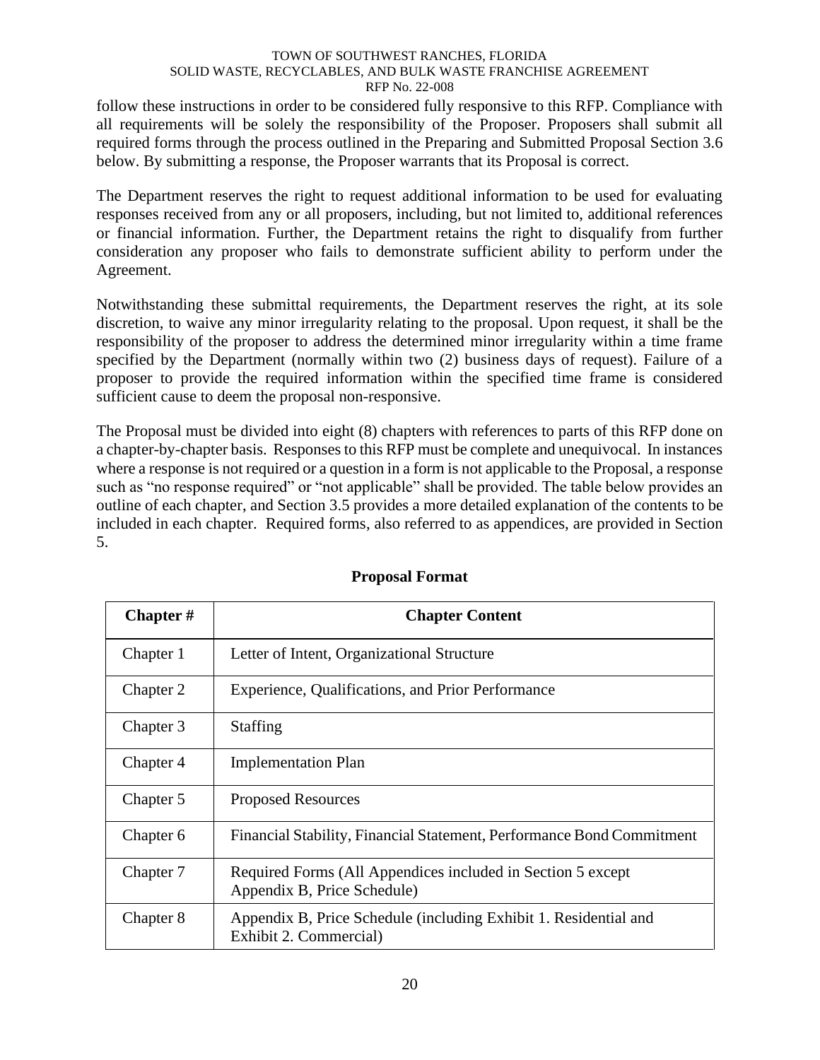follow these instructions in order to be considered fully responsive to this RFP. Compliance with all requirements will be solely the responsibility of the Proposer. Proposers shall submit all required forms through the process outlined in the Preparing and Submitted Proposal Section 3.6 below. By submitting a response, the Proposer warrants that its Proposal is correct.

The Department reserves the right to request additional information to be used for evaluating responses received from any or all proposers, including, but not limited to, additional references or financial information. Further, the Department retains the right to disqualify from further consideration any proposer who fails to demonstrate sufficient ability to perform under the Agreement.

Notwithstanding these submittal requirements, the Department reserves the right, at its sole discretion, to waive any minor irregularity relating to the proposal. Upon request, it shall be the responsibility of the proposer to address the determined minor irregularity within a time frame specified by the Department (normally within two (2) business days of request). Failure of a proposer to provide the required information within the specified time frame is considered sufficient cause to deem the proposal non-responsive.

The Proposal must be divided into eight (8) chapters with references to parts of this RFP done on a chapter-by-chapter basis. Responses to this RFP must be complete and unequivocal. In instances where a response is not required or a question in a form is not applicable to the Proposal, a response such as "no response required" or "not applicable" shall be provided. The table below provides an outline of each chapter, and Section 3.5 provides a more detailed explanation of the contents to be included in each chapter. Required forms, also referred to as appendices, are provided in Section 5.

**Proposal Format**

| Chapter # | Chapter Content |
|---|---|
| Chapter 1 | Letter of Intent, Organizational Structure |
| Chapter 2 | Experience, Qualifications, and Prior Performance |
| Chapter 3 | Staffing |
| Chapter 4 | Implementation Plan |
| Chapter 5 | Proposed Resources |
| Chapter 6 | Financial Stability, Financial Statement, Performance Bond Commitment |
| Chapter 7 | Required Forms (All Appendices included in Section 5 except Appendix B, Price Schedule) |
| Chapter 8 | Appendix B, Price Schedule (including Exhibit 1. Residential and Exhibit 2. Commercial) |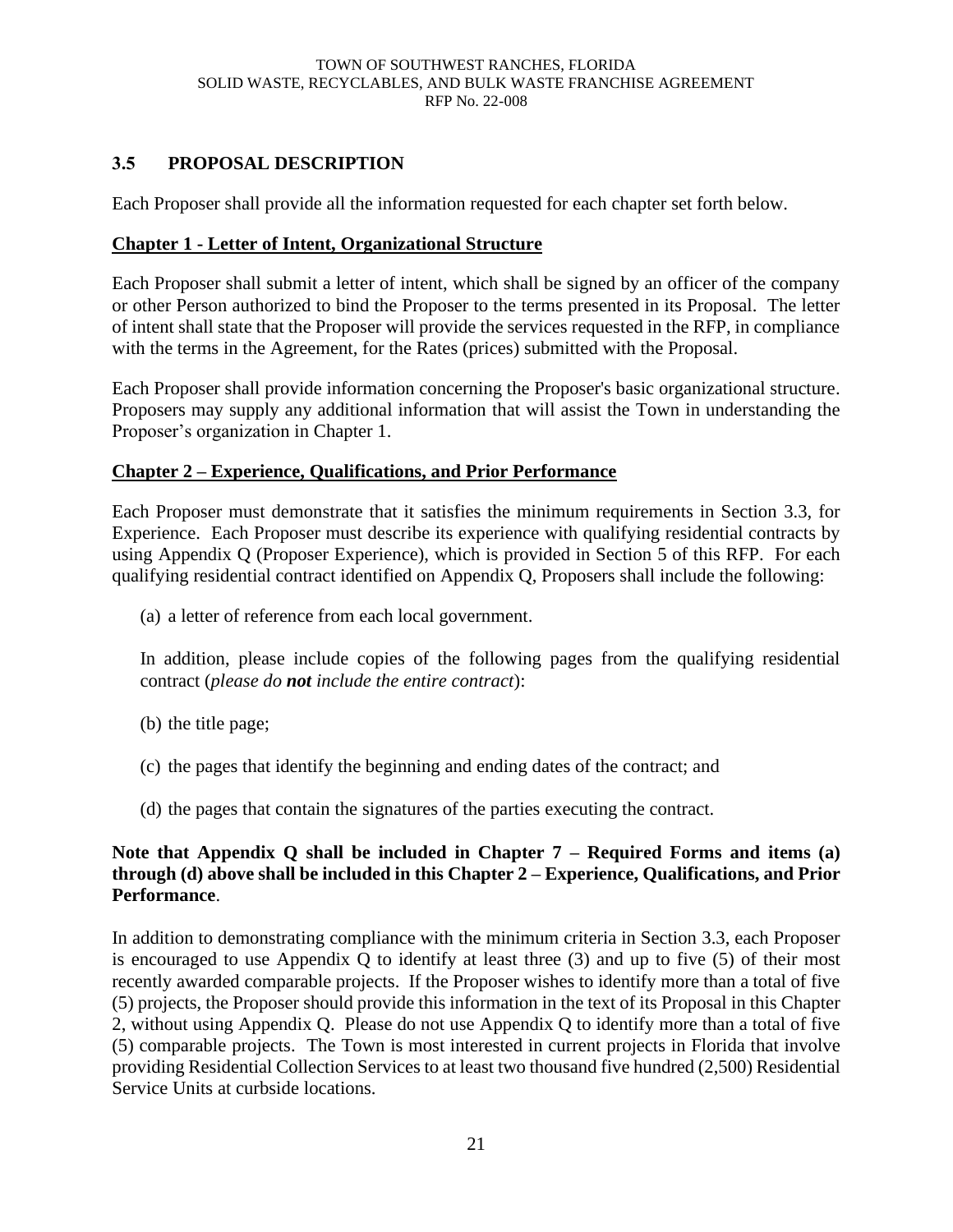## 3.5 PROPOSAL DESCRIPTION

Each Proposer shall provide all the information requested for each chapter set forth below.

**<u>Chapter 1 - Letter of Intent, Organizational Structure</u>**

Each Proposer shall submit a letter of intent, which shall be signed by an officer of the company or other Person authorized to bind the Proposer to the terms presented in its Proposal. The letter of intent shall state that the Proposer will provide the services requested in the RFP, in compliance with the terms in the Agreement, for the Rates (prices) submitted with the Proposal.

Each Proposer shall provide information concerning the Proposer's basic organizational structure. Proposers may supply any additional information that will assist the Town in understanding the Proposer's organization in Chapter 1.

**<u>Chapter 2 – Experience, Qualifications, and Prior Performance</u>**

Each Proposer must demonstrate that it satisfies the minimum requirements in Section 3.3, for Experience. Each Proposer must describe its experience with qualifying residential contracts by using Appendix Q (Proposer Experience), which is provided in Section 5 of this RFP. For each qualifying residential contract identified on Appendix Q, Proposers shall include the following:

(a) a letter of reference from each local government.

In addition, please include copies of the following pages from the qualifying residential contract (*please do **not** include the entire contract*):

(b) the title page;

(c) the pages that identify the beginning and ending dates of the contract; and

(d) the pages that contain the signatures of the parties executing the contract.

**Note that Appendix Q shall be included in Chapter 7 – Required Forms and items (a) through (d) above shall be included in this Chapter 2 – Experience, Qualifications, and Prior Performance**.

In addition to demonstrating compliance with the minimum criteria in Section 3.3, each Proposer is encouraged to use Appendix Q to identify at least three (3) and up to five (5) of their most recently awarded comparable projects. If the Proposer wishes to identify more than a total of five (5) projects, the Proposer should provide this information in the text of its Proposal in this Chapter 2, without using Appendix Q. Please do not use Appendix Q to identify more than a total of five (5) comparable projects. The Town is most interested in current projects in Florida that involve providing Residential Collection Services to at least two thousand five hundred (2,500) Residential Service Units at curbside locations.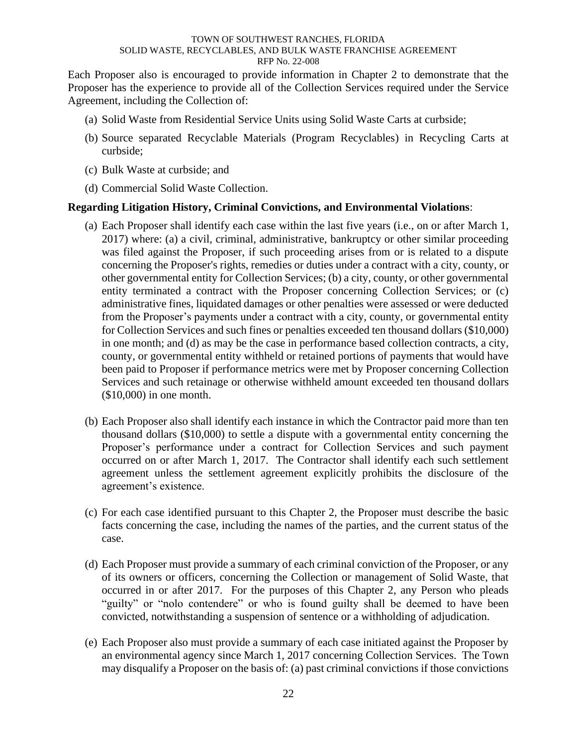Each Proposer also is encouraged to provide information in Chapter 2 to demonstrate that the Proposer has the experience to provide all of the Collection Services required under the Service Agreement, including the Collection of:

(a) Solid Waste from Residential Service Units using Solid Waste Carts at curbside;

(b) Source separated Recyclable Materials (Program Recyclables) in Recycling Carts at curbside;

(c) Bulk Waste at curbside; and

(d) Commercial Solid Waste Collection.

**Regarding Litigation History, Criminal Convictions, and Environmental Violations**:

(a) Each Proposer shall identify each case within the last five years (i.e., on or after March 1, 2017) where: (a) a civil, criminal, administrative, bankruptcy or other similar proceeding was filed against the Proposer, if such proceeding arises from or is related to a dispute concerning the Proposer's rights, remedies or duties under a contract with a city, county, or other governmental entity for Collection Services; (b) a city, county, or other governmental entity terminated a contract with the Proposer concerning Collection Services; or (c) administrative fines, liquidated damages or other penalties were assessed or were deducted from the Proposer's payments under a contract with a city, county, or governmental entity for Collection Services and such fines or penalties exceeded ten thousand dollars ($10,000) in one month; and (d) as may be the case in performance based collection contracts, a city, county, or governmental entity withheld or retained portions of payments that would have been paid to Proposer if performance metrics were met by Proposer concerning Collection Services and such retainage or otherwise withheld amount exceeded ten thousand dollars ($10,000) in one month.

(b) Each Proposer also shall identify each instance in which the Contractor paid more than ten thousand dollars ($10,000) to settle a dispute with a governmental entity concerning the Proposer's performance under a contract for Collection Services and such payment occurred on or after March 1, 2017. The Contractor shall identify each such settlement agreement unless the settlement agreement explicitly prohibits the disclosure of the agreement's existence.

(c) For each case identified pursuant to this Chapter 2, the Proposer must describe the basic facts concerning the case, including the names of the parties, and the current status of the case.

(d) Each Proposer must provide a summary of each criminal conviction of the Proposer, or any of its owners or officers, concerning the Collection or management of Solid Waste, that occurred in or after 2017. For the purposes of this Chapter 2, any Person who pleads "guilty" or "nolo contendere" or who is found guilty shall be deemed to have been convicted, notwithstanding a suspension of sentence or a withholding of adjudication.

(e) Each Proposer also must provide a summary of each case initiated against the Proposer by an environmental agency since March 1, 2017 concerning Collection Services. The Town may disqualify a Proposer on the basis of: (a) past criminal convictions if those convictions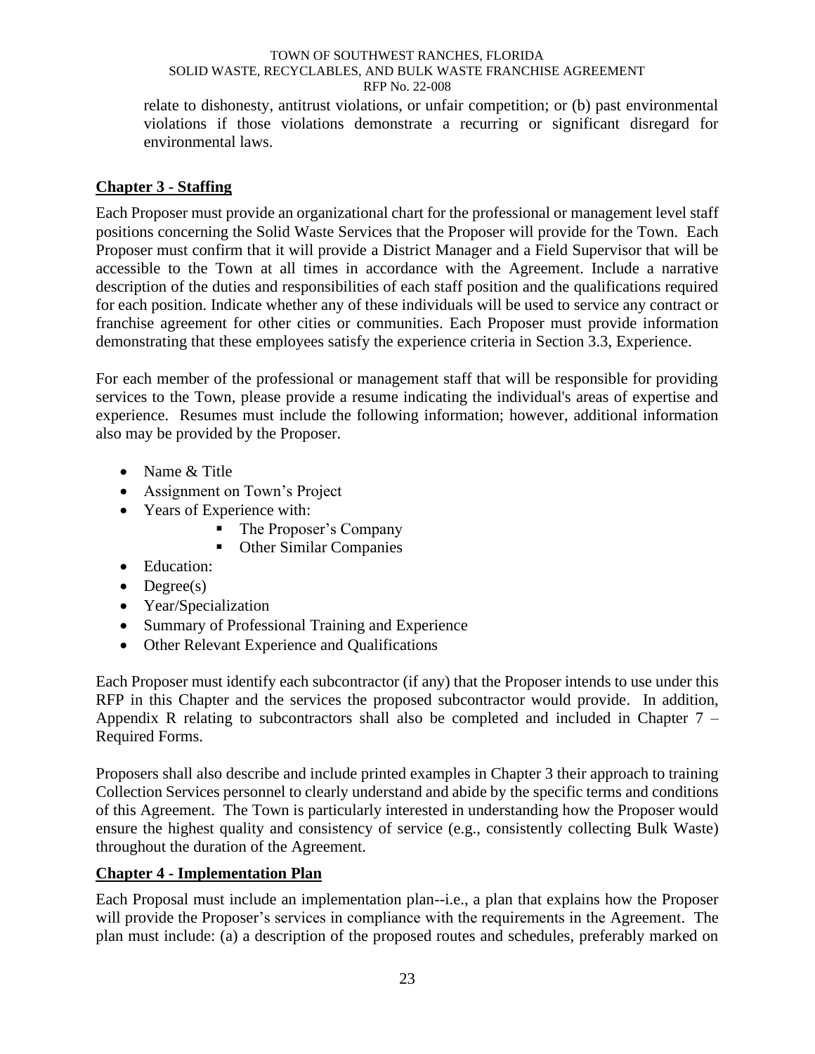relate to dishonesty, antitrust violations, or unfair competition; or (b) past environmental violations if those violations demonstrate a recurring or significant disregard for environmental laws.

## Chapter 3 - Staffing

Each Proposer must provide an organizational chart for the professional or management level staff positions concerning the Solid Waste Services that the Proposer will provide for the Town. Each Proposer must confirm that it will provide a District Manager and a Field Supervisor that will be accessible to the Town at all times in accordance with the Agreement. Include a narrative description of the duties and responsibilities of each staff position and the qualifications required for each position. Indicate whether any of these individuals will be used to service any contract or franchise agreement for other cities or communities. Each Proposer must provide information demonstrating that these employees satisfy the experience criteria in Section 3.3, Experience.

For each member of the professional or management staff that will be responsible for providing services to the Town, please provide a resume indicating the individual's areas of expertise and experience. Resumes must include the following information; however, additional information also may be provided by the Proposer.

- Name & Title
- Assignment on Town's Project
- Years of Experience with:
    - The Proposer's Company
    - Other Similar Companies
- Education:
- Degree(s)
- Year/Specialization
- Summary of Professional Training and Experience
- Other Relevant Experience and Qualifications

Each Proposer must identify each subcontractor (if any) that the Proposer intends to use under this RFP in this Chapter and the services the proposed subcontractor would provide. In addition, Appendix R relating to subcontractors shall also be completed and included in Chapter 7 – Required Forms.

Proposers shall also describe and include printed examples in Chapter 3 their approach to training Collection Services personnel to clearly understand and abide by the specific terms and conditions of this Agreement. The Town is particularly interested in understanding how the Proposer would ensure the highest quality and consistency of service (e.g., consistently collecting Bulk Waste) throughout the duration of the Agreement.

## Chapter 4 - Implementation Plan

Each Proposal must include an implementation plan--i.e., a plan that explains how the Proposer will provide the Proposer's services in compliance with the requirements in the Agreement. The plan must include: (a) a description of the proposed routes and schedules, preferably marked on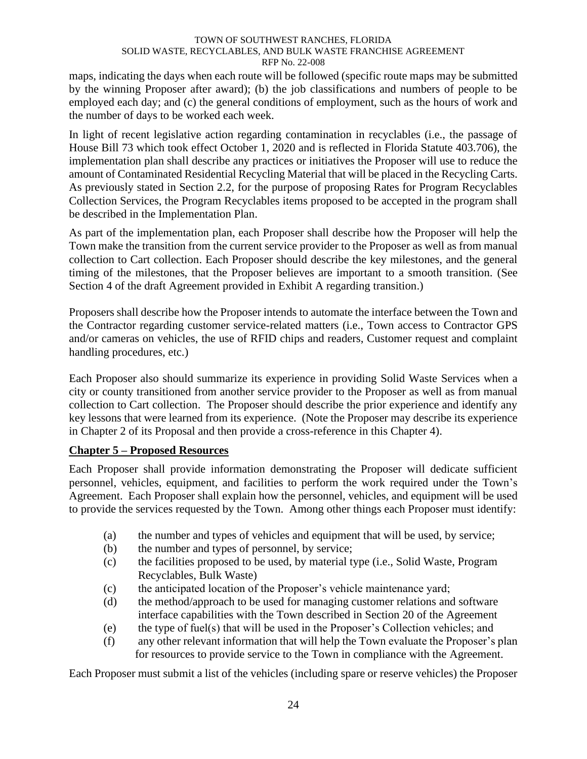maps, indicating the days when each route will be followed (specific route maps may be submitted by the winning Proposer after award); (b) the job classifications and numbers of people to be employed each day; and (c) the general conditions of employment, such as the hours of work and the number of days to be worked each week.

In light of recent legislative action regarding contamination in recyclables (i.e., the passage of House Bill 73 which took effect October 1, 2020 and is reflected in Florida Statute 403.706), the implementation plan shall describe any practices or initiatives the Proposer will use to reduce the amount of Contaminated Residential Recycling Material that will be placed in the Recycling Carts. As previously stated in Section 2.2, for the purpose of proposing Rates for Program Recyclables Collection Services, the Program Recyclables items proposed to be accepted in the program shall be described in the Implementation Plan.

As part of the implementation plan, each Proposer shall describe how the Proposer will help the Town make the transition from the current service provider to the Proposer as well as from manual collection to Cart collection. Each Proposer should describe the key milestones, and the general timing of the milestones, that the Proposer believes are important to a smooth transition. (See Section 4 of the draft Agreement provided in Exhibit A regarding transition.)

Proposers shall describe how the Proposer intends to automate the interface between the Town and the Contractor regarding customer service-related matters (i.e., Town access to Contractor GPS and/or cameras on vehicles, the use of RFID chips and readers, Customer request and complaint handling procedures, etc.)

Each Proposer also should summarize its experience in providing Solid Waste Services when a city or county transitioned from another service provider to the Proposer as well as from manual collection to Cart collection. The Proposer should describe the prior experience and identify any key lessons that were learned from its experience. (Note the Proposer may describe its experience in Chapter 2 of its Proposal and then provide a cross-reference in this Chapter 4).

## Chapter 5 – Proposed Resources

Each Proposer shall provide information demonstrating the Proposer will dedicate sufficient personnel, vehicles, equipment, and facilities to perform the work required under the Town's Agreement. Each Proposer shall explain how the personnel, vehicles, and equipment will be used to provide the services requested by the Town. Among other things each Proposer must identify:

(a) the number and types of vehicles and equipment that will be used, by service;

(b) the number and types of personnel, by service;

(c) the facilities proposed to be used, by material type (i.e., Solid Waste, Program Recyclables, Bulk Waste)

(c) the anticipated location of the Proposer's vehicle maintenance yard;

(d) the method/approach to be used for managing customer relations and software interface capabilities with the Town described in Section 20 of the Agreement

(e) the type of fuel(s) that will be used in the Proposer's Collection vehicles; and

(f) any other relevant information that will help the Town evaluate the Proposer's plan for resources to provide service to the Town in compliance with the Agreement.

Each Proposer must submit a list of the vehicles (including spare or reserve vehicles) the Proposer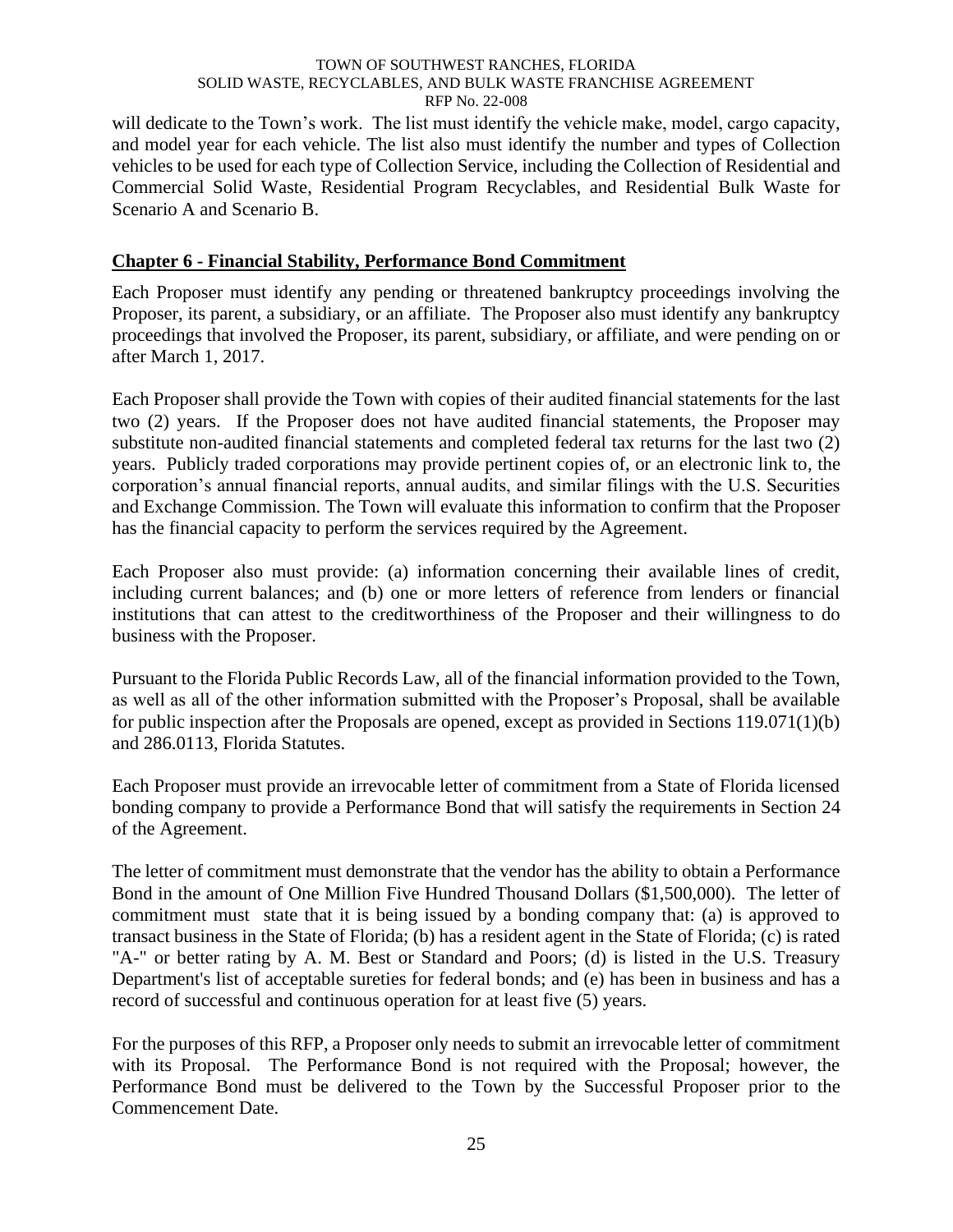will dedicate to the Town's work. The list must identify the vehicle make, model, cargo capacity, and model year for each vehicle. The list also must identify the number and types of Collection vehicles to be used for each type of Collection Service, including the Collection of Residential and Commercial Solid Waste, Residential Program Recyclables, and Residential Bulk Waste for Scenario A and Scenario B.

## Chapter 6 - Financial Stability, Performance Bond Commitment

Each Proposer must identify any pending or threatened bankruptcy proceedings involving the Proposer, its parent, a subsidiary, or an affiliate. The Proposer also must identify any bankruptcy proceedings that involved the Proposer, its parent, subsidiary, or affiliate, and were pending on or after March 1, 2017.

Each Proposer shall provide the Town with copies of their audited financial statements for the last two (2) years. If the Proposer does not have audited financial statements, the Proposer may substitute non-audited financial statements and completed federal tax returns for the last two (2) years. Publicly traded corporations may provide pertinent copies of, or an electronic link to, the corporation's annual financial reports, annual audits, and similar filings with the U.S. Securities and Exchange Commission. The Town will evaluate this information to confirm that the Proposer has the financial capacity to perform the services required by the Agreement.

Each Proposer also must provide: (a) information concerning their available lines of credit, including current balances; and (b) one or more letters of reference from lenders or financial institutions that can attest to the creditworthiness of the Proposer and their willingness to do business with the Proposer.

Pursuant to the Florida Public Records Law, all of the financial information provided to the Town, as well as all of the other information submitted with the Proposer's Proposal, shall be available for public inspection after the Proposals are opened, except as provided in Sections 119.071(1)(b) and 286.0113, Florida Statutes.

Each Proposer must provide an irrevocable letter of commitment from a State of Florida licensed bonding company to provide a Performance Bond that will satisfy the requirements in Section 24 of the Agreement.

The letter of commitment must demonstrate that the vendor has the ability to obtain a Performance Bond in the amount of One Million Five Hundred Thousand Dollars ($1,500,000). The letter of commitment must state that it is being issued by a bonding company that: (a) is approved to transact business in the State of Florida; (b) has a resident agent in the State of Florida; (c) is rated "A-" or better rating by A. M. Best or Standard and Poors; (d) is listed in the U.S. Treasury Department's list of acceptable sureties for federal bonds; and (e) has been in business and has a record of successful and continuous operation for at least five (5) years.

For the purposes of this RFP, a Proposer only needs to submit an irrevocable letter of commitment with its Proposal. The Performance Bond is not required with the Proposal; however, the Performance Bond must be delivered to the Town by the Successful Proposer prior to the Commencement Date.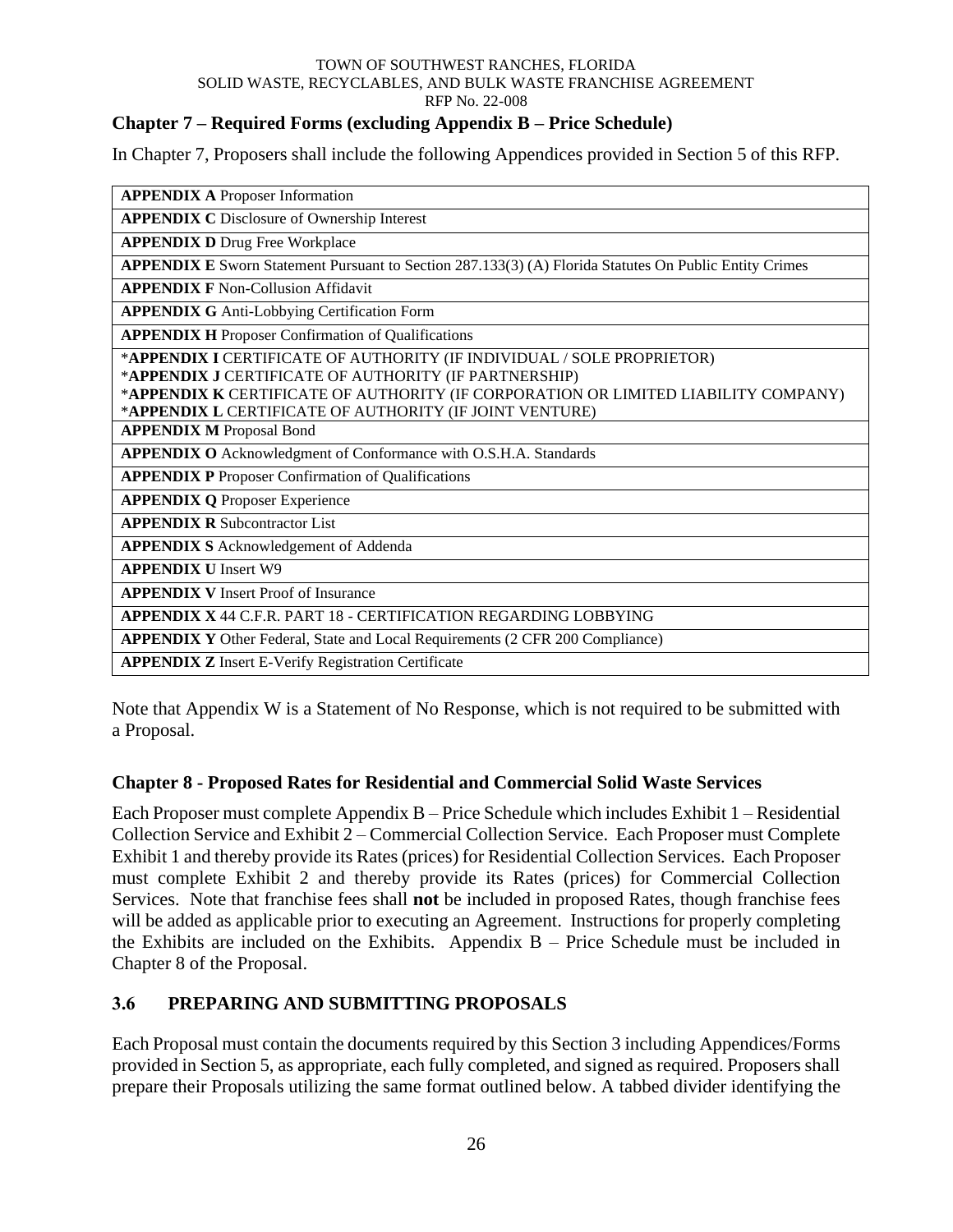### Chapter 7 – Required Forms (excluding Appendix B – Price Schedule)

In Chapter 7, Proposers shall include the following Appendices provided in Section 5 of this RFP.

| |
|---|
| **APPENDIX A** Proposer Information |
| **APPENDIX C** Disclosure of Ownership Interest |
| **APPENDIX D** Drug Free Workplace |
| **APPENDIX E** Sworn Statement Pursuant to Section 287.133(3) (A) Florida Statutes On Public Entity Crimes |
| **APPENDIX F** Non-Collusion Affidavit |
| **APPENDIX G** Anti-Lobbying Certification Form |
| **APPENDIX H** Proposer Confirmation of Qualifications |
| ***APPENDIX I** CERTIFICATE OF AUTHORITY (IF INDIVIDUAL / SOLE PROPRIETOR)<br>***APPENDIX J** CERTIFICATE OF AUTHORITY (IF PARTNERSHIP)<br>***APPENDIX K** CERTIFICATE OF AUTHORITY (IF CORPORATION OR LIMITED LIABILITY COMPANY)<br>***APPENDIX L** CERTIFICATE OF AUTHORITY (IF JOINT VENTURE) |
| **APPENDIX M** Proposal Bond |
| **APPENDIX O** Acknowledgment of Conformance with O.S.H.A. Standards |
| **APPENDIX P** Proposer Confirmation of Qualifications |
| **APPENDIX Q** Proposer Experience |
| **APPENDIX R** Subcontractor List |
| **APPENDIX S** Acknowledgement of Addenda |
| **APPENDIX U** Insert W9 |
| **APPENDIX V** Insert Proof of Insurance |
| **APPENDIX X** 44 C.F.R. PART 18 - CERTIFICATION REGARDING LOBBYING |
| **APPENDIX Y** Other Federal, State and Local Requirements (2 CFR 200 Compliance) |
| **APPENDIX Z** Insert E-Verify Registration Certificate |

Note that Appendix W is a Statement of No Response, which is not required to be submitted with a Proposal.

### Chapter 8 - Proposed Rates for Residential and Commercial Solid Waste Services

Each Proposer must complete Appendix B – Price Schedule which includes Exhibit 1 – Residential Collection Service and Exhibit 2 – Commercial Collection Service. Each Proposer must Complete Exhibit 1 and thereby provide its Rates (prices) for Residential Collection Services. Each Proposer must complete Exhibit 2 and thereby provide its Rates (prices) for Commercial Collection Services. Note that franchise fees shall **not** be included in proposed Rates, though franchise fees will be added as applicable prior to executing an Agreement. Instructions for properly completing the Exhibits are included on the Exhibits. Appendix B – Price Schedule must be included in Chapter 8 of the Proposal.

## 3.6 PREPARING AND SUBMITTING PROPOSALS

Each Proposal must contain the documents required by this Section 3 including Appendices/Forms provided in Section 5, as appropriate, each fully completed, and signed as required. Proposers shall prepare their Proposals utilizing the same format outlined below. A tabbed divider identifying the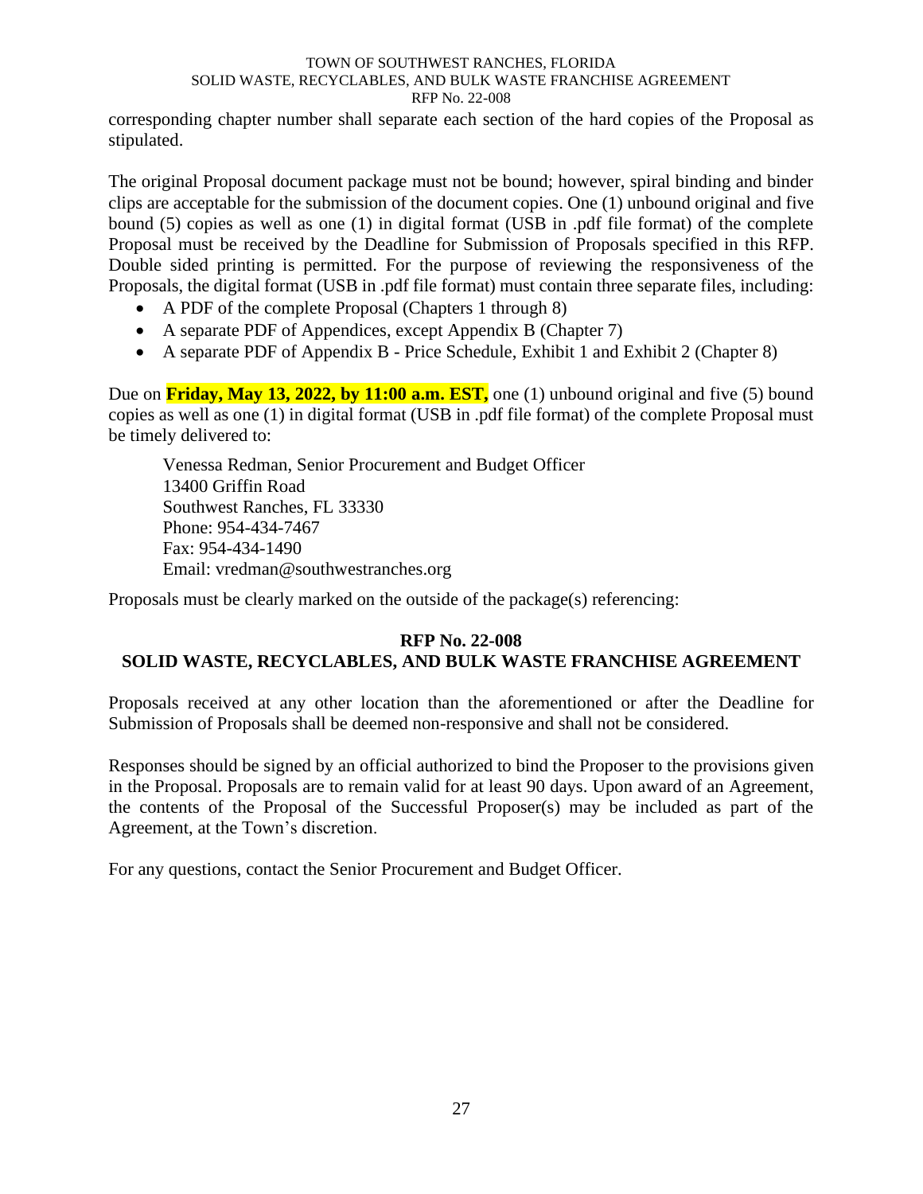corresponding chapter number shall separate each section of the hard copies of the Proposal as stipulated.

The original Proposal document package must not be bound; however, spiral binding and binder clips are acceptable for the submission of the document copies. One (1) unbound original and five bound (5) copies as well as one (1) in digital format (USB in .pdf file format) of the complete Proposal must be received by the Deadline for Submission of Proposals specified in this RFP. Double sided printing is permitted. For the purpose of reviewing the responsiveness of the Proposals, the digital format (USB in .pdf file format) must contain three separate files, including:

- A PDF of the complete Proposal (Chapters 1 through 8)
- A separate PDF of Appendices, except Appendix B (Chapter 7)
- A separate PDF of Appendix B - Price Schedule, Exhibit 1 and Exhibit 2 (Chapter 8)

Due on **Friday, May 13, 2022, by 11:00 a.m. EST,** one (1) unbound original and five (5) bound copies as well as one (1) in digital format (USB in .pdf file format) of the complete Proposal must be timely delivered to:

Venessa Redman, Senior Procurement and Budget Officer
13400 Griffin Road
Southwest Ranches, FL 33330
Phone: 954-434-7467
Fax: 954-434-1490
Email: vredman@southwestranches.org

Proposals must be clearly marked on the outside of the package(s) referencing:

**RFP No. 22-008**
**SOLID WASTE, RECYCLABLES, AND BULK WASTE FRANCHISE AGREEMENT**

Proposals received at any other location than the aforementioned or after the Deadline for Submission of Proposals shall be deemed non-responsive and shall not be considered.

Responses should be signed by an official authorized to bind the Proposer to the provisions given in the Proposal. Proposals are to remain valid for at least 90 days. Upon award of an Agreement, the contents of the Proposal of the Successful Proposer(s) may be included as part of the Agreement, at the Town's discretion.

For any questions, contact the Senior Procurement and Budget Officer.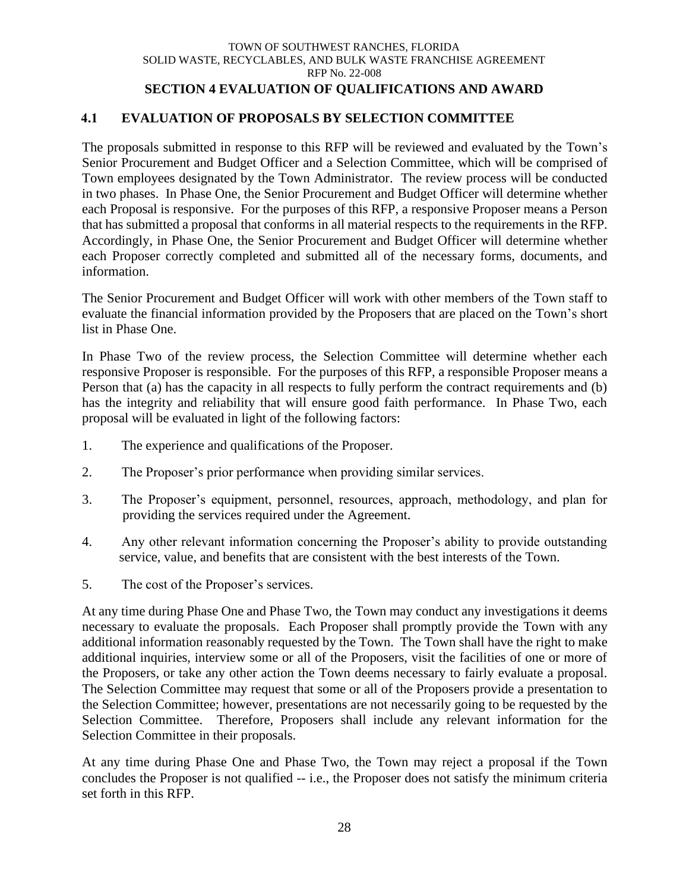## SECTION 4 EVALUATION OF QUALIFICATIONS AND AWARD

### 4.1 EVALUATION OF PROPOSALS BY SELECTION COMMITTEE

The proposals submitted in response to this RFP will be reviewed and evaluated by the Town's Senior Procurement and Budget Officer and a Selection Committee, which will be comprised of Town employees designated by the Town Administrator. The review process will be conducted in two phases. In Phase One, the Senior Procurement and Budget Officer will determine whether each Proposal is responsive. For the purposes of this RFP, a responsive Proposer means a Person that has submitted a proposal that conforms in all material respects to the requirements in the RFP. Accordingly, in Phase One, the Senior Procurement and Budget Officer will determine whether each Proposer correctly completed and submitted all of the necessary forms, documents, and information.

The Senior Procurement and Budget Officer will work with other members of the Town staff to evaluate the financial information provided by the Proposers that are placed on the Town's short list in Phase One.

In Phase Two of the review process, the Selection Committee will determine whether each responsive Proposer is responsible. For the purposes of this RFP, a responsible Proposer means a Person that (a) has the capacity in all respects to fully perform the contract requirements and (b) has the integrity and reliability that will ensure good faith performance. In Phase Two, each proposal will be evaluated in light of the following factors:

1. The experience and qualifications of the Proposer.
2. The Proposer's prior performance when providing similar services.
3. The Proposer's equipment, personnel, resources, approach, methodology, and plan for providing the services required under the Agreement.
4. Any other relevant information concerning the Proposer's ability to provide outstanding service, value, and benefits that are consistent with the best interests of the Town.
5. The cost of the Proposer's services.

At any time during Phase One and Phase Two, the Town may conduct any investigations it deems necessary to evaluate the proposals. Each Proposer shall promptly provide the Town with any additional information reasonably requested by the Town. The Town shall have the right to make additional inquiries, interview some or all of the Proposers, visit the facilities of one or more of the Proposers, or take any other action the Town deems necessary to fairly evaluate a proposal. The Selection Committee may request that some or all of the Proposers provide a presentation to the Selection Committee; however, presentations are not necessarily going to be requested by the Selection Committee. Therefore, Proposers shall include any relevant information for the Selection Committee in their proposals.

At any time during Phase One and Phase Two, the Town may reject a proposal if the Town concludes the Proposer is not qualified -- i.e., the Proposer does not satisfy the minimum criteria set forth in this RFP.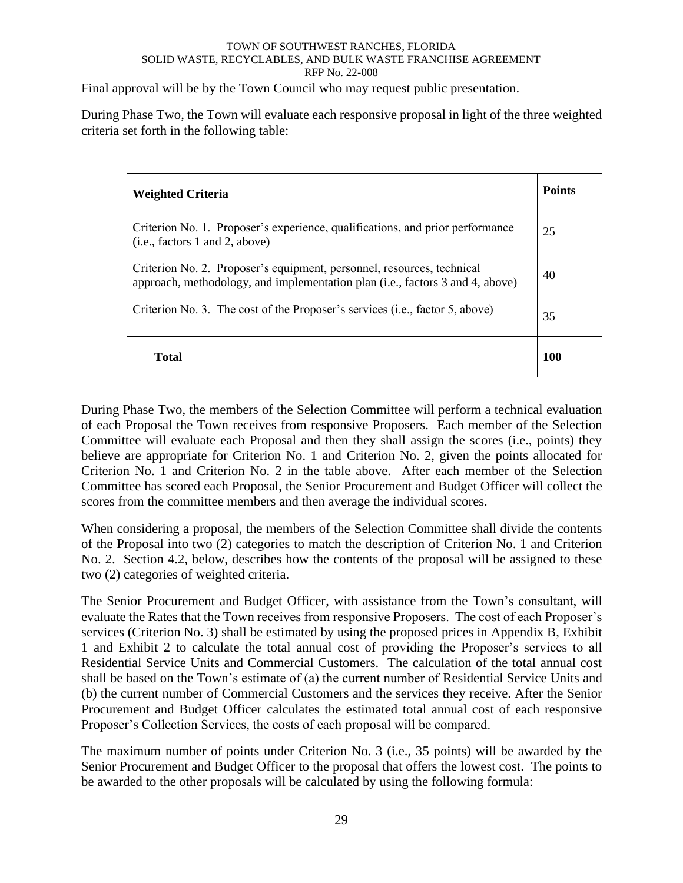Final approval will be by the Town Council who may request public presentation.

During Phase Two, the Town will evaluate each responsive proposal in light of the three weighted criteria set forth in the following table:

| **Weighted Criteria** | **Points** |
|---|---|
| Criterion No. 1. Proposer's experience, qualifications, and prior performance (i.e., factors 1 and 2, above) | 25 |
| Criterion No. 2. Proposer's equipment, personnel, resources, technical approach, methodology, and implementation plan (i.e., factors 3 and 4, above) | 40 |
| Criterion No. 3. The cost of the Proposer's services (i.e., factor 5, above) | 35 |
| **Total** | **100** |

During Phase Two, the members of the Selection Committee will perform a technical evaluation of each Proposal the Town receives from responsive Proposers. Each member of the Selection Committee will evaluate each Proposal and then they shall assign the scores (i.e., points) they believe are appropriate for Criterion No. 1 and Criterion No. 2, given the points allocated for Criterion No. 1 and Criterion No. 2 in the table above. After each member of the Selection Committee has scored each Proposal, the Senior Procurement and Budget Officer will collect the scores from the committee members and then average the individual scores.

When considering a proposal, the members of the Selection Committee shall divide the contents of the Proposal into two (2) categories to match the description of Criterion No. 1 and Criterion No. 2. Section 4.2, below, describes how the contents of the proposal will be assigned to these two (2) categories of weighted criteria.

The Senior Procurement and Budget Officer, with assistance from the Town's consultant, will evaluate the Rates that the Town receives from responsive Proposers. The cost of each Proposer's services (Criterion No. 3) shall be estimated by using the proposed prices in Appendix B, Exhibit 1 and Exhibit 2 to calculate the total annual cost of providing the Proposer's services to all Residential Service Units and Commercial Customers. The calculation of the total annual cost shall be based on the Town's estimate of (a) the current number of Residential Service Units and (b) the current number of Commercial Customers and the services they receive. After the Senior Procurement and Budget Officer calculates the estimated total annual cost of each responsive Proposer's Collection Services, the costs of each proposal will be compared.

The maximum number of points under Criterion No. 3 (i.e., 35 points) will be awarded by the Senior Procurement and Budget Officer to the proposal that offers the lowest cost. The points to be awarded to the other proposals will be calculated by using the following formula: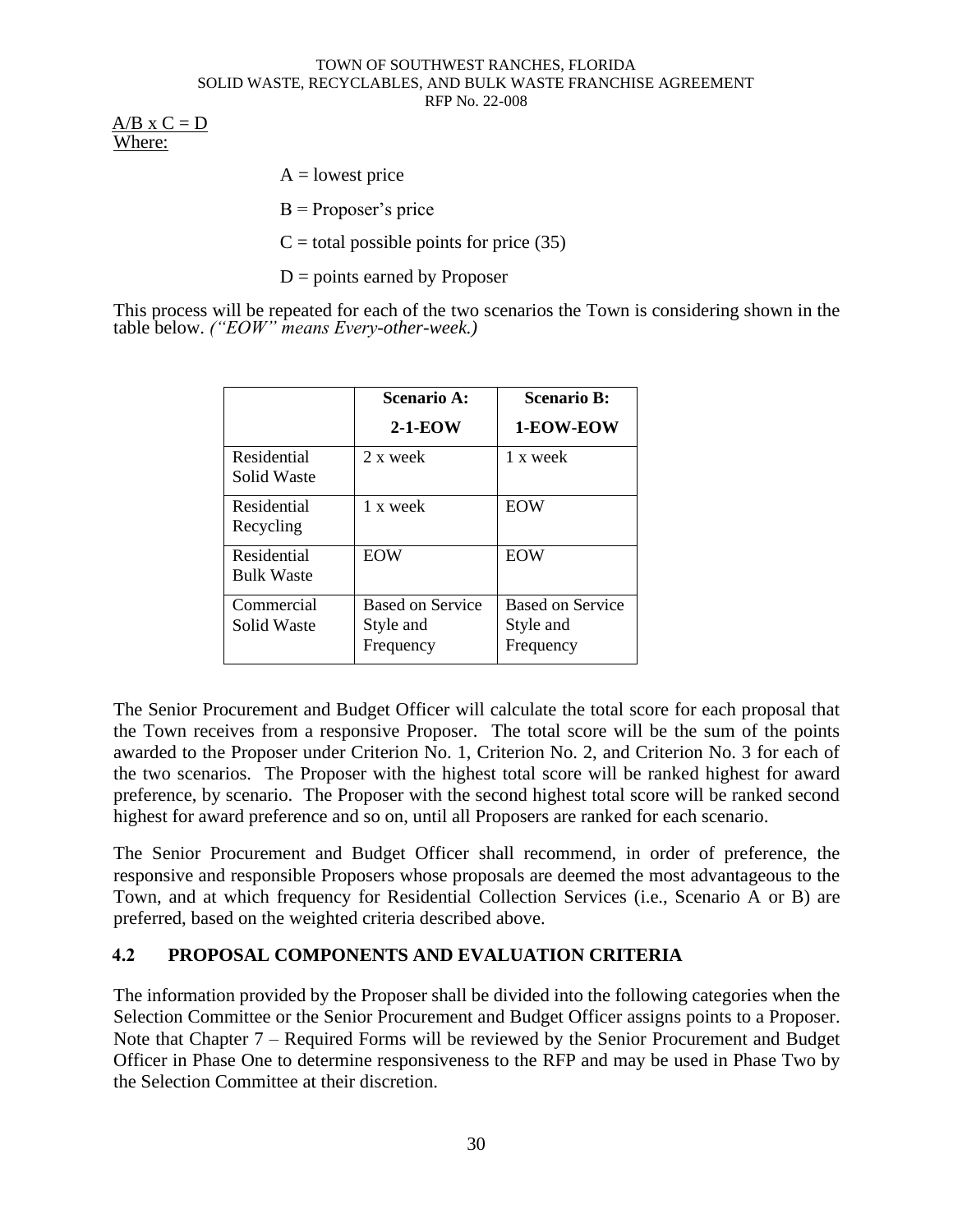$A/B \times C = D$
Where:

$A$ = lowest price

$B$ = Proposer's price

$C$ = total possible points for price (35)

$D$ = points earned by Proposer

This process will be repeated for each of the two scenarios the Town is considering shown in the table below. *("EOW" means Every-other-week.)*

| | **Scenario A: 2-1-EOW** | **Scenario B: 1-EOW-EOW** |
|---|---|---|
| Residential Solid Waste | 2 x week | 1 x week |
| Residential Recycling | 1 x week | EOW |
| Residential Bulk Waste | EOW | EOW |
| Commercial Solid Waste | Based on Service Style and Frequency | Based on Service Style and Frequency |

The Senior Procurement and Budget Officer will calculate the total score for each proposal that the Town receives from a responsive Proposer. The total score will be the sum of the points awarded to the Proposer under Criterion No. 1, Criterion No. 2, and Criterion No. 3 for each of the two scenarios. The Proposer with the highest total score will be ranked highest for award preference, by scenario. The Proposer with the second highest total score will be ranked second highest for award preference and so on, until all Proposers are ranked for each scenario.

The Senior Procurement and Budget Officer shall recommend, in order of preference, the responsive and responsible Proposers whose proposals are deemed the most advantageous to the Town, and at which frequency for Residential Collection Services (i.e., Scenario A or B) are preferred, based on the weighted criteria described above.

## 4.2 PROPOSAL COMPONENTS AND EVALUATION CRITERIA

The information provided by the Proposer shall be divided into the following categories when the Selection Committee or the Senior Procurement and Budget Officer assigns points to a Proposer. Note that Chapter 7 – Required Forms will be reviewed by the Senior Procurement and Budget Officer in Phase One to determine responsiveness to the RFP and may be used in Phase Two by the Selection Committee at their discretion.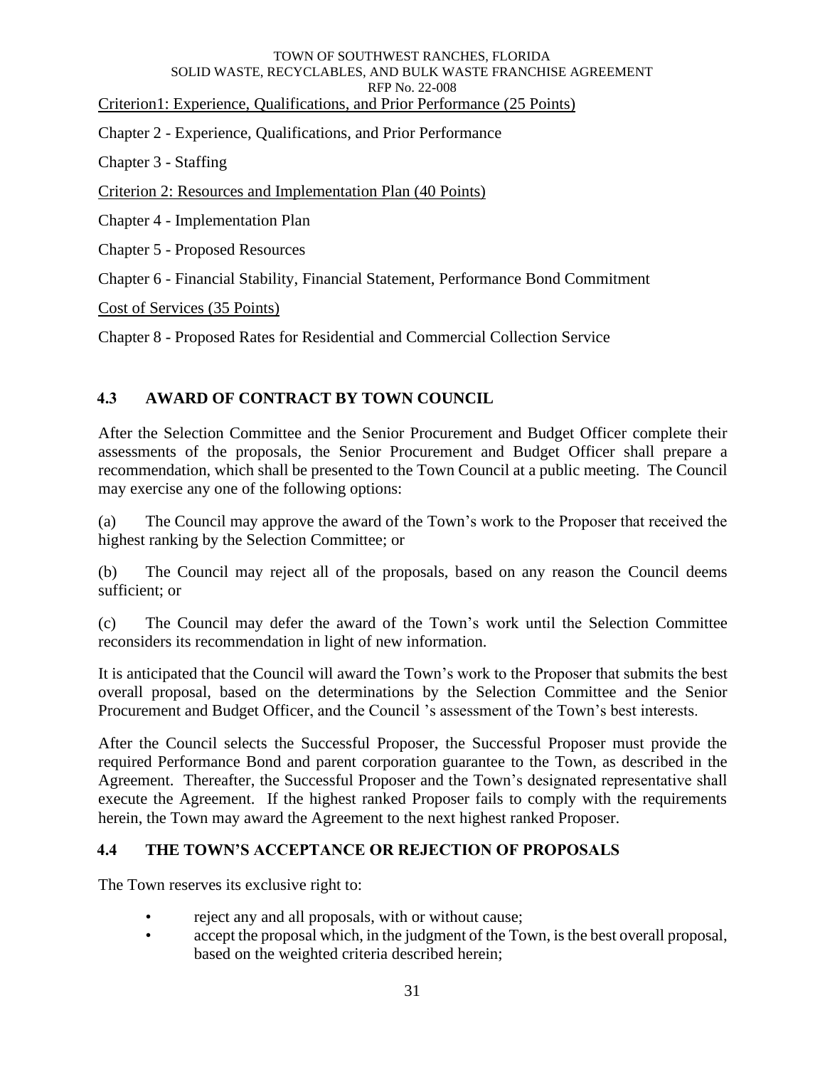Criterion1: Experience, Qualifications, and Prior Performance (25 Points)

Chapter 2 - Experience, Qualifications, and Prior Performance

Chapter 3 - Staffing

Criterion 2: Resources and Implementation Plan (40 Points)

Chapter 4 - Implementation Plan

Chapter 5 - Proposed Resources

Chapter 6 - Financial Stability, Financial Statement, Performance Bond Commitment

Cost of Services (35 Points)

Chapter 8 - Proposed Rates for Residential and Commercial Collection Service

## 4.3 AWARD OF CONTRACT BY TOWN COUNCIL

After the Selection Committee and the Senior Procurement and Budget Officer complete their assessments of the proposals, the Senior Procurement and Budget Officer shall prepare a recommendation, which shall be presented to the Town Council at a public meeting. The Council may exercise any one of the following options:

(a) The Council may approve the award of the Town's work to the Proposer that received the highest ranking by the Selection Committee; or

(b) The Council may reject all of the proposals, based on any reason the Council deems sufficient; or

(c) The Council may defer the award of the Town's work until the Selection Committee reconsiders its recommendation in light of new information.

It is anticipated that the Council will award the Town's work to the Proposer that submits the best overall proposal, based on the determinations by the Selection Committee and the Senior Procurement and Budget Officer, and the Council 's assessment of the Town's best interests.

After the Council selects the Successful Proposer, the Successful Proposer must provide the required Performance Bond and parent corporation guarantee to the Town, as described in the Agreement. Thereafter, the Successful Proposer and the Town's designated representative shall execute the Agreement. If the highest ranked Proposer fails to comply with the requirements herein, the Town may award the Agreement to the next highest ranked Proposer.

## 4.4 THE TOWN'S ACCEPTANCE OR REJECTION OF PROPOSALS

The Town reserves its exclusive right to:

- reject any and all proposals, with or without cause;
- accept the proposal which, in the judgment of the Town, is the best overall proposal, based on the weighted criteria described herein;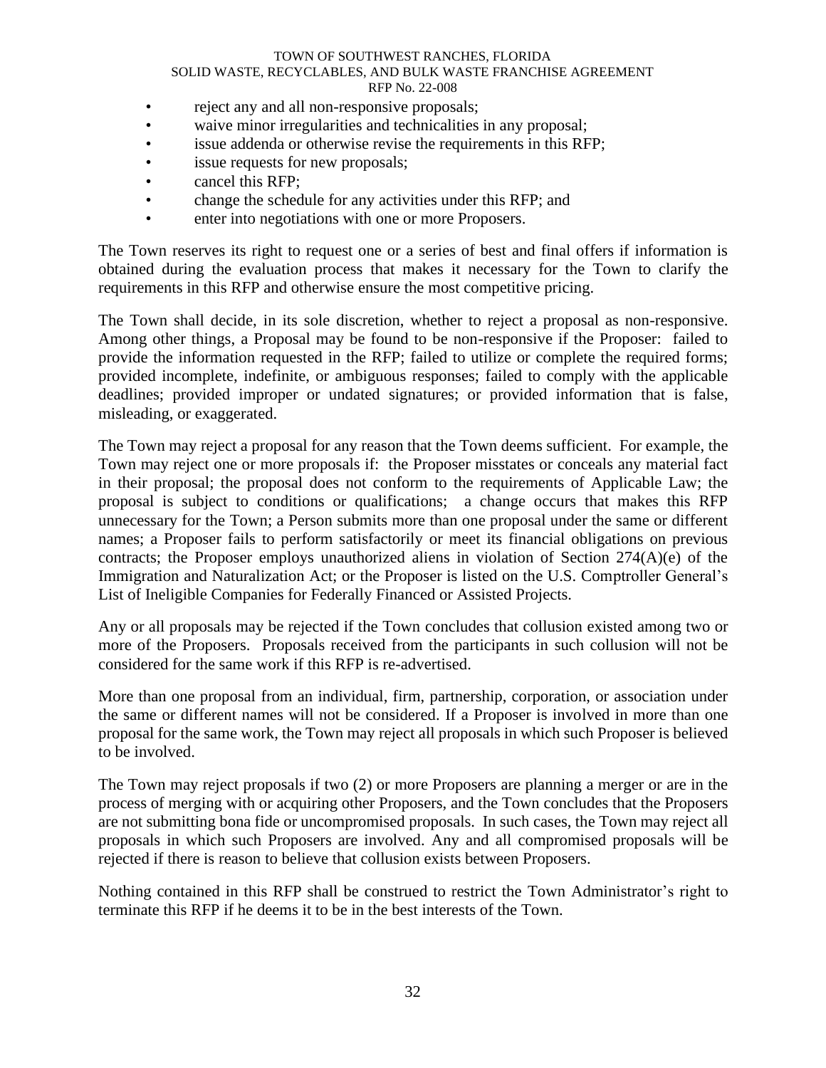- reject any and all non-responsive proposals;
- waive minor irregularities and technicalities in any proposal;
- issue addenda or otherwise revise the requirements in this RFP;
- issue requests for new proposals;
- cancel this RFP;
- change the schedule for any activities under this RFP; and
- enter into negotiations with one or more Proposers.

The Town reserves its right to request one or a series of best and final offers if information is obtained during the evaluation process that makes it necessary for the Town to clarify the requirements in this RFP and otherwise ensure the most competitive pricing.

The Town shall decide, in its sole discretion, whether to reject a proposal as non-responsive. Among other things, a Proposal may be found to be non-responsive if the Proposer: failed to provide the information requested in the RFP; failed to utilize or complete the required forms; provided incomplete, indefinite, or ambiguous responses; failed to comply with the applicable deadlines; provided improper or undated signatures; or provided information that is false, misleading, or exaggerated.

The Town may reject a proposal for any reason that the Town deems sufficient. For example, the Town may reject one or more proposals if: the Proposer misstates or conceals any material fact in their proposal; the proposal does not conform to the requirements of Applicable Law; the proposal is subject to conditions or qualifications; a change occurs that makes this RFP unnecessary for the Town; a Person submits more than one proposal under the same or different names; a Proposer fails to perform satisfactorily or meet its financial obligations on previous contracts; the Proposer employs unauthorized aliens in violation of Section 274(A)(e) of the Immigration and Naturalization Act; or the Proposer is listed on the U.S. Comptroller General's List of Ineligible Companies for Federally Financed or Assisted Projects.

Any or all proposals may be rejected if the Town concludes that collusion existed among two or more of the Proposers. Proposals received from the participants in such collusion will not be considered for the same work if this RFP is re-advertised.

More than one proposal from an individual, firm, partnership, corporation, or association under the same or different names will not be considered. If a Proposer is involved in more than one proposal for the same work, the Town may reject all proposals in which such Proposer is believed to be involved.

The Town may reject proposals if two (2) or more Proposers are planning a merger or are in the process of merging with or acquiring other Proposers, and the Town concludes that the Proposers are not submitting bona fide or uncompromised proposals. In such cases, the Town may reject all proposals in which such Proposers are involved. Any and all compromised proposals will be rejected if there is reason to believe that collusion exists between Proposers.

Nothing contained in this RFP shall be construed to restrict the Town Administrator's right to terminate this RFP if he deems it to be in the best interests of the Town.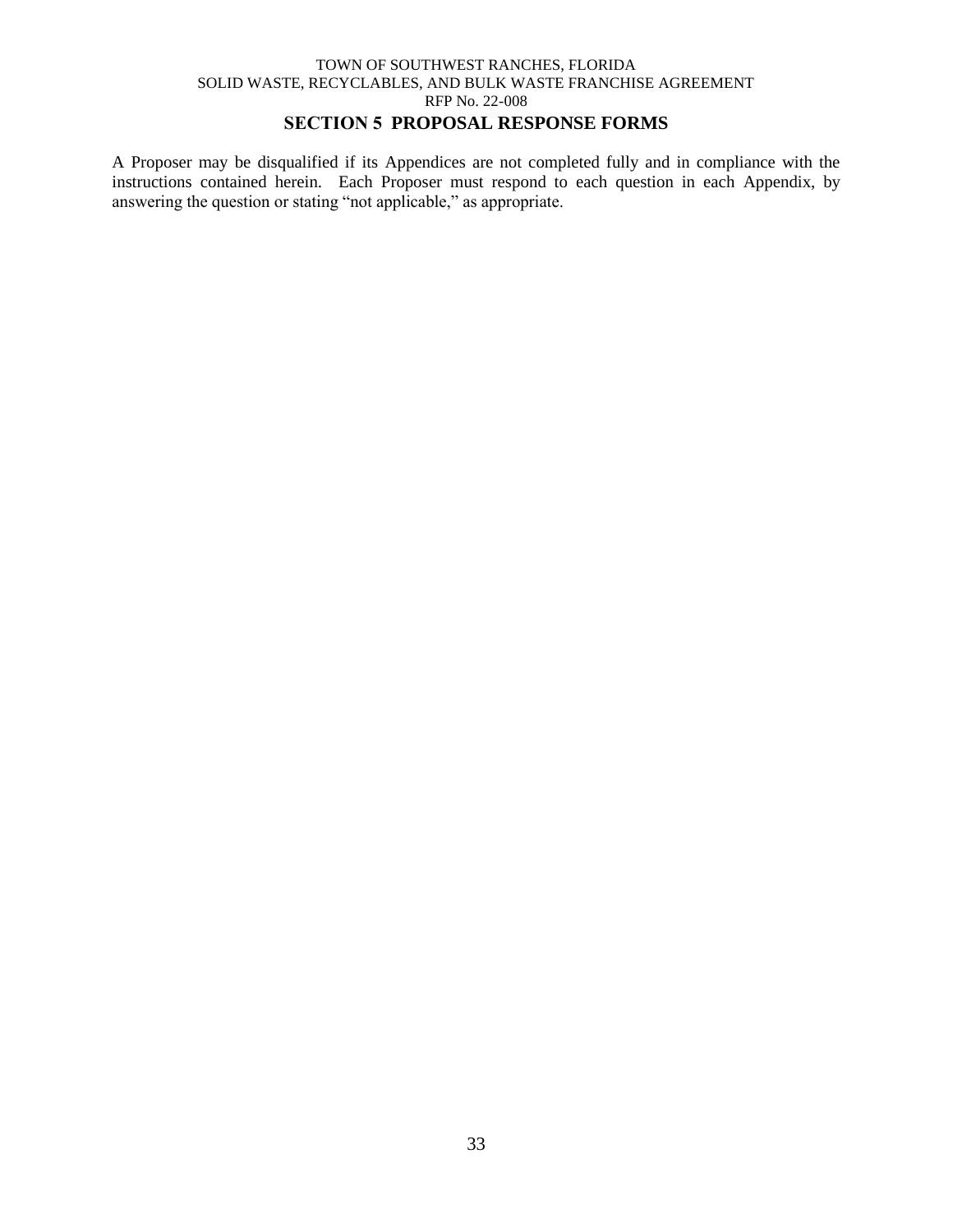## SECTION 5 PROPOSAL RESPONSE FORMS

A Proposer may be disqualified if its Appendices are not completed fully and in compliance with the instructions contained herein. Each Proposer must respond to each question in each Appendix, by answering the question or stating "not applicable," as appropriate.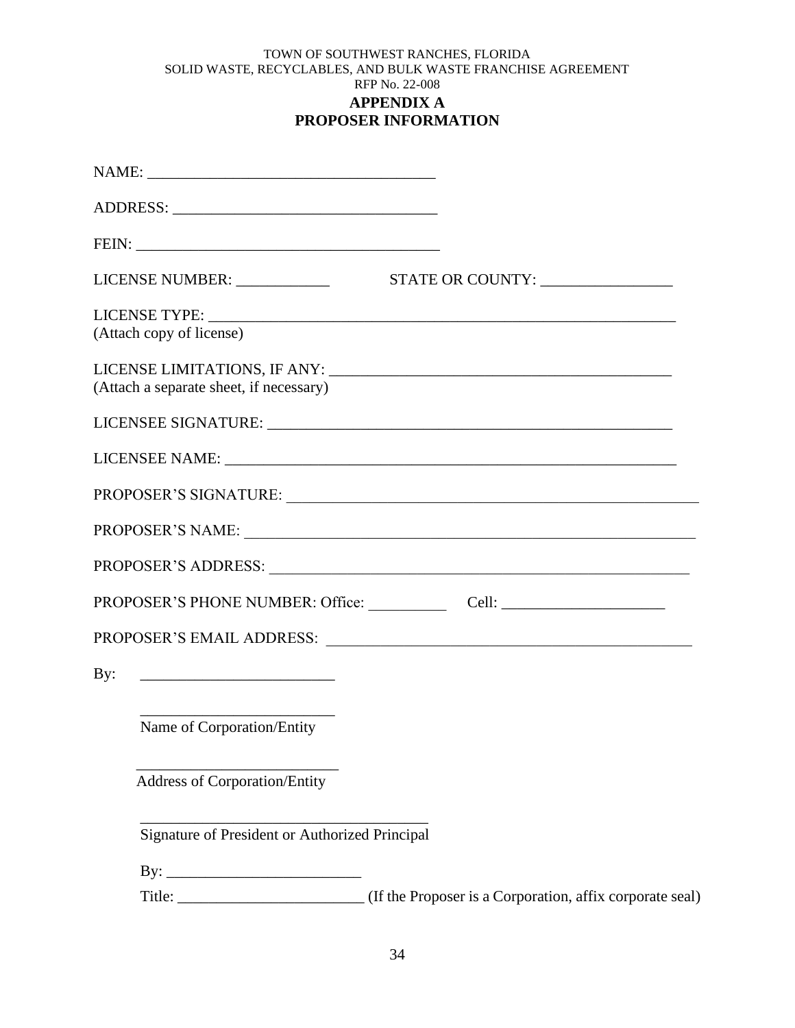TOWN OF SOUTHWEST RANCHES, FLORIDA
SOLID WASTE, RECYCLABLES, AND BULK WASTE FRANCHISE AGREEMENT
RFP No. 22-008

# APPENDIX A
# PROPOSER INFORMATION

NAME: ____________________________________

ADDRESS: _________________________________

FEIN: _____________________________________

LICENSE NUMBER: ____________ STATE OR COUNTY: _________________

LICENSE TYPE: ______________________________________________________________
(Attach copy of license)

LICENSE LIMITATIONS, IF ANY: ____________________________________________
(Attach a separate sheet, if necessary)

LICENSEE SIGNATURE: ____________________________________________________

LICENSEE NAME: ________________________________________________________

PROPOSER'S SIGNATURE: __________________________________________________

PROPOSER'S NAME: ______________________________________________________

PROPOSER'S ADDRESS: ____________________________________________________

PROPOSER'S PHONE NUMBER: Office: __________ Cell: _____________________

PROPOSER'S EMAIL ADDRESS: ______________________________________________

By: _________________________

_________________________
Name of Corporation/Entity

_________________________
Address of Corporation/Entity

_____________________________________
Signature of President or Authorized Principal

By: _________________________

Title: ________________________ (If the Proposer is a Corporation, affix corporate seal)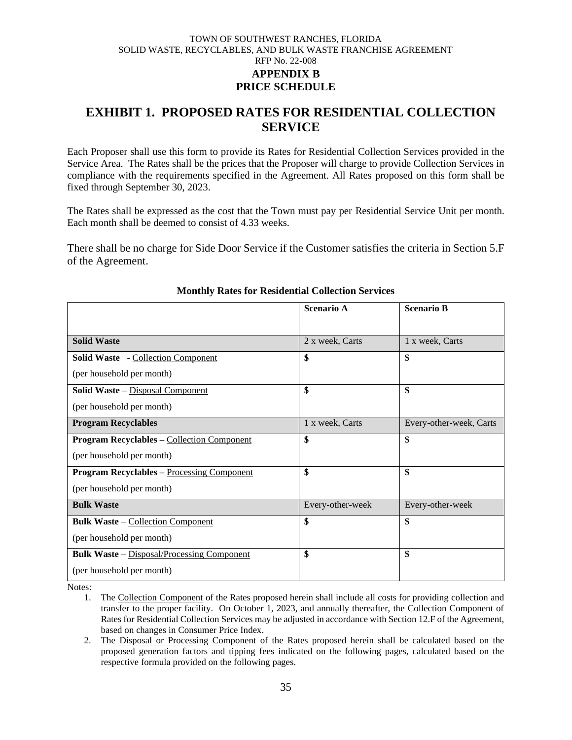TOWN OF SOUTHWEST RANCHES, FLORIDA
SOLID WASTE, RECYCLABLES, AND BULK WASTE FRANCHISE AGREEMENT
RFP No. 22-008

**APPENDIX B**
**PRICE SCHEDULE**

# EXHIBIT 1. PROPOSED RATES FOR RESIDENTIAL COLLECTION SERVICE

Each Proposer shall use this form to provide its Rates for Residential Collection Services provided in the Service Area. The Rates shall be the prices that the Proposer will charge to provide Collection Services in compliance with the requirements specified in the Agreement. All Rates proposed on this form shall be fixed through September 30, 2023.

The Rates shall be expressed as the cost that the Town must pay per Residential Service Unit per month. Each month shall be deemed to consist of 4.33 weeks.

There shall be no charge for Side Door Service if the Customer satisfies the criteria in Section 5.F of the Agreement.

**Monthly Rates for Residential Collection Services**

| | **Scenario A** | **Scenario B** |
|---|---|---|
| **Solid Waste** | 2 x week, Carts | 1 x week, Carts |
| **Solid Waste** - Collection Component (per household per month) | $ | $ |
| **Solid Waste –** Disposal Component (per household per month) | $ | $ |
| **Program Recyclables** | 1 x week, Carts | Every-other-week, Carts |
| **Program Recyclables –** Collection Component (per household per month) | $ | $ |
| **Program Recyclables –** Processing Component (per household per month) | $ | $ |
| **Bulk Waste** | Every-other-week | Every-other-week |
| **Bulk Waste** – Collection Component (per household per month) | $ | $ |
| **Bulk Waste** – Disposal/Processing Component (per household per month) | $ | $ |

Notes:

1. The Collection Component of the Rates proposed herein shall include all costs for providing collection and transfer to the proper facility. On October 1, 2023, and annually thereafter, the Collection Component of Rates for Residential Collection Services may be adjusted in accordance with Section 12.F of the Agreement, based on changes in Consumer Price Index.
2. The Disposal or Processing Component of the Rates proposed herein shall be calculated based on the proposed generation factors and tipping fees indicated on the following pages, calculated based on the respective formula provided on the following pages.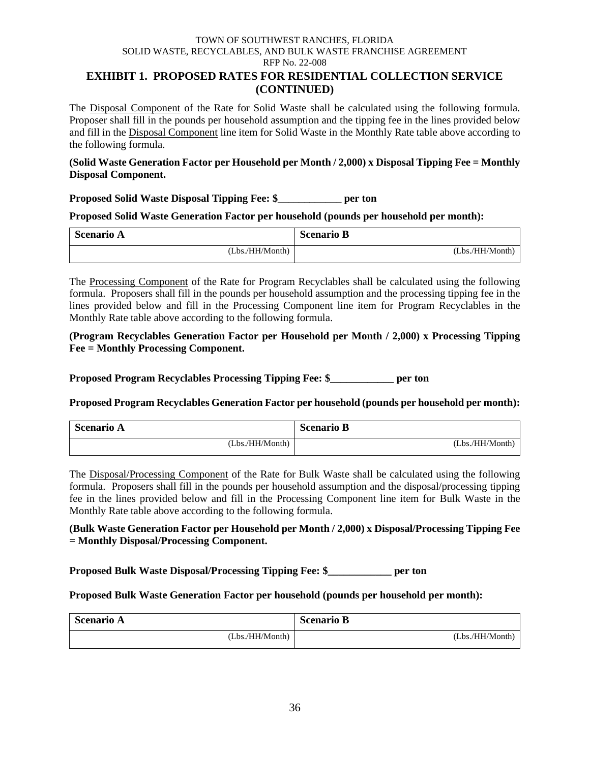## EXHIBIT 1. PROPOSED RATES FOR RESIDENTIAL COLLECTION SERVICE (CONTINUED)

The Disposal Component of the Rate for Solid Waste shall be calculated using the following formula. Proposer shall fill in the pounds per household assumption and the tipping fee in the lines provided below and fill in the Disposal Component line item for Solid Waste in the Monthly Rate table above according to the following formula.

**(Solid Waste Generation Factor per Household per Month / 2,000) x Disposal Tipping Fee = Monthly Disposal Component.**

**Proposed Solid Waste Disposal Tipping Fee: $____________ per ton**

**Proposed Solid Waste Generation Factor per household (pounds per household per month):**

| Scenario A | Scenario B |
|---|---|
| (Lbs./HH/Month) | (Lbs./HH/Month) |

The Processing Component of the Rate for Program Recyclables shall be calculated using the following formula. Proposers shall fill in the pounds per household assumption and the processing tipping fee in the lines provided below and fill in the Processing Component line item for Program Recyclables in the Monthly Rate table above according to the following formula.

**(Program Recyclables Generation Factor per Household per Month / 2,000) x Processing Tipping Fee = Monthly Processing Component.**

**Proposed Program Recyclables Processing Tipping Fee: $____________ per ton**

**Proposed Program Recyclables Generation Factor per household (pounds per household per month):**

| Scenario A | Scenario B |
|---|---|
| (Lbs./HH/Month) | (Lbs./HH/Month) |

The Disposal/Processing Component of the Rate for Bulk Waste shall be calculated using the following formula. Proposers shall fill in the pounds per household assumption and the disposal/processing tipping fee in the lines provided below and fill in the Processing Component line item for Bulk Waste in the Monthly Rate table above according to the following formula.

**(Bulk Waste Generation Factor per Household per Month / 2,000) x Disposal/Processing Tipping Fee = Monthly Disposal/Processing Component.**

**Proposed Bulk Waste Disposal/Processing Tipping Fee: $____________ per ton**

**Proposed Bulk Waste Generation Factor per household (pounds per household per month):**

| Scenario A | Scenario B |
|---|---|
| (Lbs./HH/Month) | (Lbs./HH/Month) |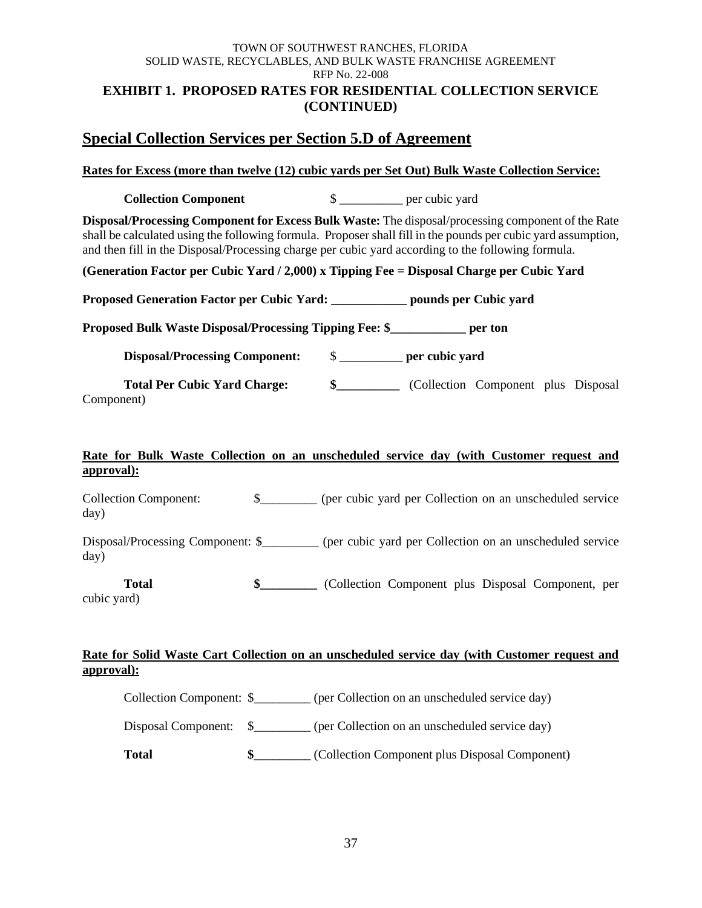TOWN OF SOUTHWEST RANCHES, FLORIDA
SOLID WASTE, RECYCLABLES, AND BULK WASTE FRANCHISE AGREEMENT
RFP No. 22-008

# EXHIBIT 1. PROPOSED RATES FOR RESIDENTIAL COLLECTION SERVICE (CONTINUED)

## Special Collection Services per Section 5.D of Agreement

**Rates for Excess (more than twelve (12) cubic yards per Set Out) Bulk Waste Collection Service:**

**Collection Component** $ __________ per cubic yard

**Disposal/Processing Component for Excess Bulk Waste:** The disposal/processing component of the Rate shall be calculated using the following formula. Proposer shall fill in the pounds per cubic yard assumption, and then fill in the Disposal/Processing charge per cubic yard according to the following formula.

**(Generation Factor per Cubic Yard / 2,000) x Tipping Fee = Disposal Charge per Cubic Yard**

**Proposed Generation Factor per Cubic Yard: ____________ pounds per Cubic yard**

**Proposed Bulk Waste Disposal/Processing Tipping Fee: $____________ per ton**

**Disposal/Processing Component:** $ __________ **per cubic yard**

**Total Per Cubic Yard Charge:** **$__________** (Collection Component plus Disposal Component)

**Rate for Bulk Waste Collection on an unscheduled service day (with Customer request and approval):**

Collection Component: $_________ (per cubic yard per Collection on an unscheduled service day)

Disposal/Processing Component: $_________ (per cubic yard per Collection on an unscheduled service day)

**Total** **$_________** (Collection Component plus Disposal Component, per cubic yard)

**Rate for Solid Waste Cart Collection on an unscheduled service day (with Customer request and approval):**

Collection Component: $_________ (per Collection on an unscheduled service day)

Disposal Component: $_________ (per Collection on an unscheduled service day)

**Total** **$_________** (Collection Component plus Disposal Component)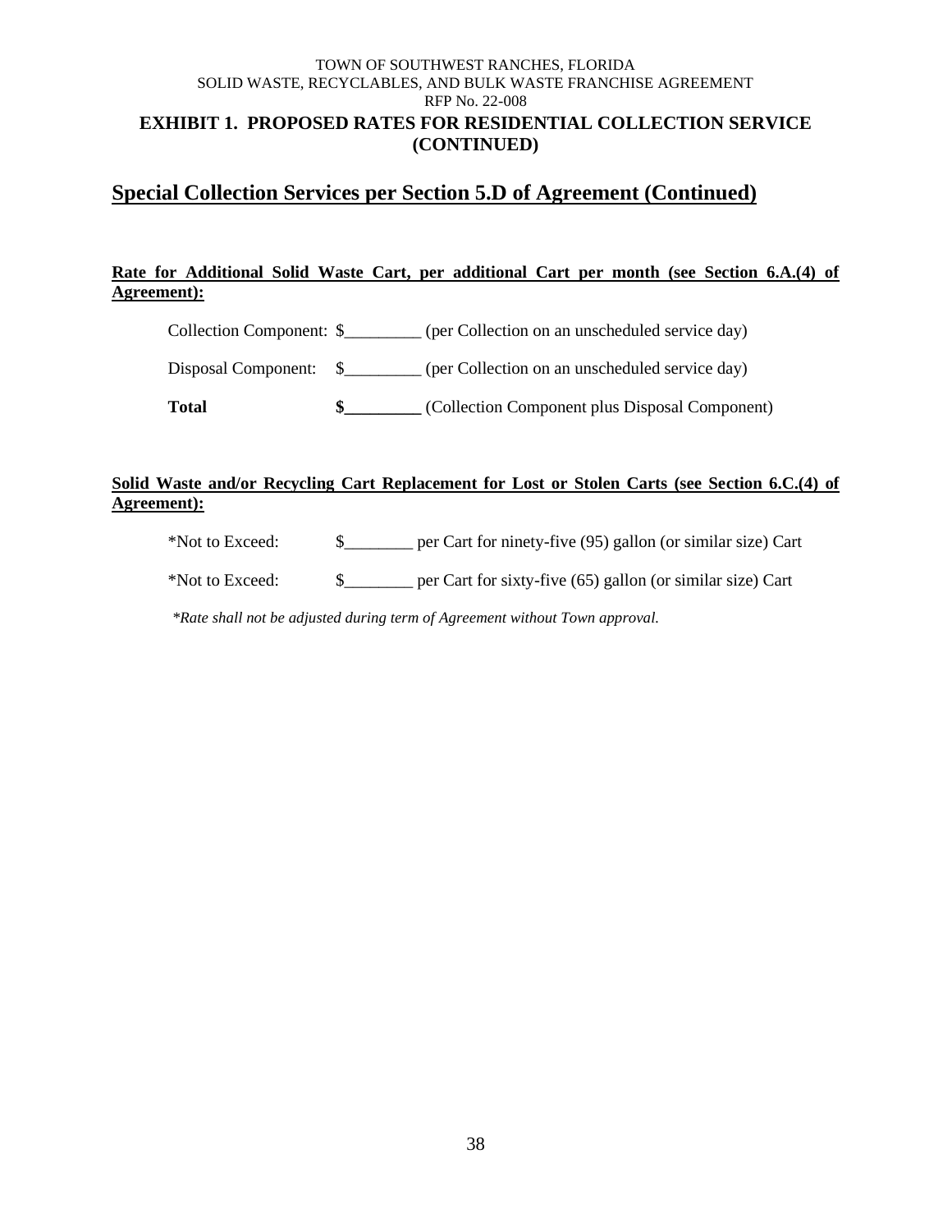TOWN OF SOUTHWEST RANCHES, FLORIDA
SOLID WASTE, RECYCLABLES, AND BULK WASTE FRANCHISE AGREEMENT
RFP No. 22-008

**EXHIBIT 1. PROPOSED RATES FOR RESIDENTIAL COLLECTION SERVICE (CONTINUED)**

## Special Collection Services per Section 5.D of Agreement (Continued)

**Rate for Additional Solid Waste Cart, per additional Cart per month (see Section 6.A.(4) of Agreement):**

Collection Component: $_________ (per Collection on an unscheduled service day)

Disposal Component: $_________ (per Collection on an unscheduled service day)

**Total** **$_________** (Collection Component plus Disposal Component)

**Solid Waste and/or Recycling Cart Replacement for Lost or Stolen Carts (see Section 6.C.(4) of Agreement):**

*Not to Exceed: $________ per Cart for ninety-five (95) gallon (or similar size) Cart

*Not to Exceed: $________ per Cart for sixty-five (65) gallon (or similar size) Cart

*\*Rate shall not be adjusted during term of Agreement without Town approval.*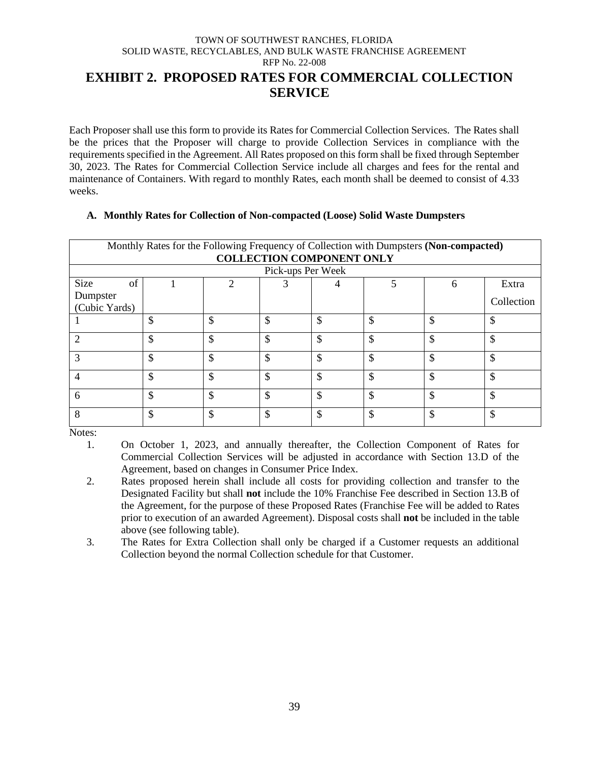TOWN OF SOUTHWEST RANCHES, FLORIDA
SOLID WASTE, RECYCLABLES, AND BULK WASTE FRANCHISE AGREEMENT
RFP No. 22-008

# EXHIBIT 2. PROPOSED RATES FOR COMMERCIAL COLLECTION SERVICE

Each Proposer shall use this form to provide its Rates for Commercial Collection Services. The Rates shall be the prices that the Proposer will charge to provide Collection Services in compliance with the requirements specified in the Agreement. All Rates proposed on this form shall be fixed through September 30, 2023. The Rates for Commercial Collection Service include all charges and fees for the rental and maintenance of Containers. With regard to monthly Rates, each month shall be deemed to consist of 4.33 weeks.

**A. Monthly Rates for Collection of Non-compacted (Loose) Solid Waste Dumpsters**

| Monthly Rates for the Following Frequency of Collection with Dumpsters **(Non-compacted)** **COLLECTION COMPONENT ONLY** | | | | | | | |
|---|---|---|---|---|---|---|---|
| | Pick-ups Per Week | | | | | | |
| Size of Dumpster (Cubic Yards) | 1 | 2 | 3 | 4 | 5 | 6 | Extra Collection |
| 1 | $ | $ | $ | $ | $ | $ | $ |
| 2 | $ | $ | $ | $ | $ | $ | $ |
| 3 | $ | $ | $ | $ | $ | $ | $ |
| 4 | $ | $ | $ | $ | $ | $ | $ |
| 6 | $ | $ | $ | $ | $ | $ | $ |
| 8 | $ | $ | $ | $ | $ | $ | $ |

Notes:

1. On October 1, 2023, and annually thereafter, the Collection Component of Rates for Commercial Collection Services will be adjusted in accordance with Section 13.D of the Agreement, based on changes in Consumer Price Index.
2. Rates proposed herein shall include all costs for providing collection and transfer to the Designated Facility but shall **not** include the 10% Franchise Fee described in Section 13.B of the Agreement, for the purpose of these Proposed Rates (Franchise Fee will be added to Rates prior to execution of an awarded Agreement). Disposal costs shall **not** be included in the table above (see following table).
3. The Rates for Extra Collection shall only be charged if a Customer requests an additional Collection beyond the normal Collection schedule for that Customer.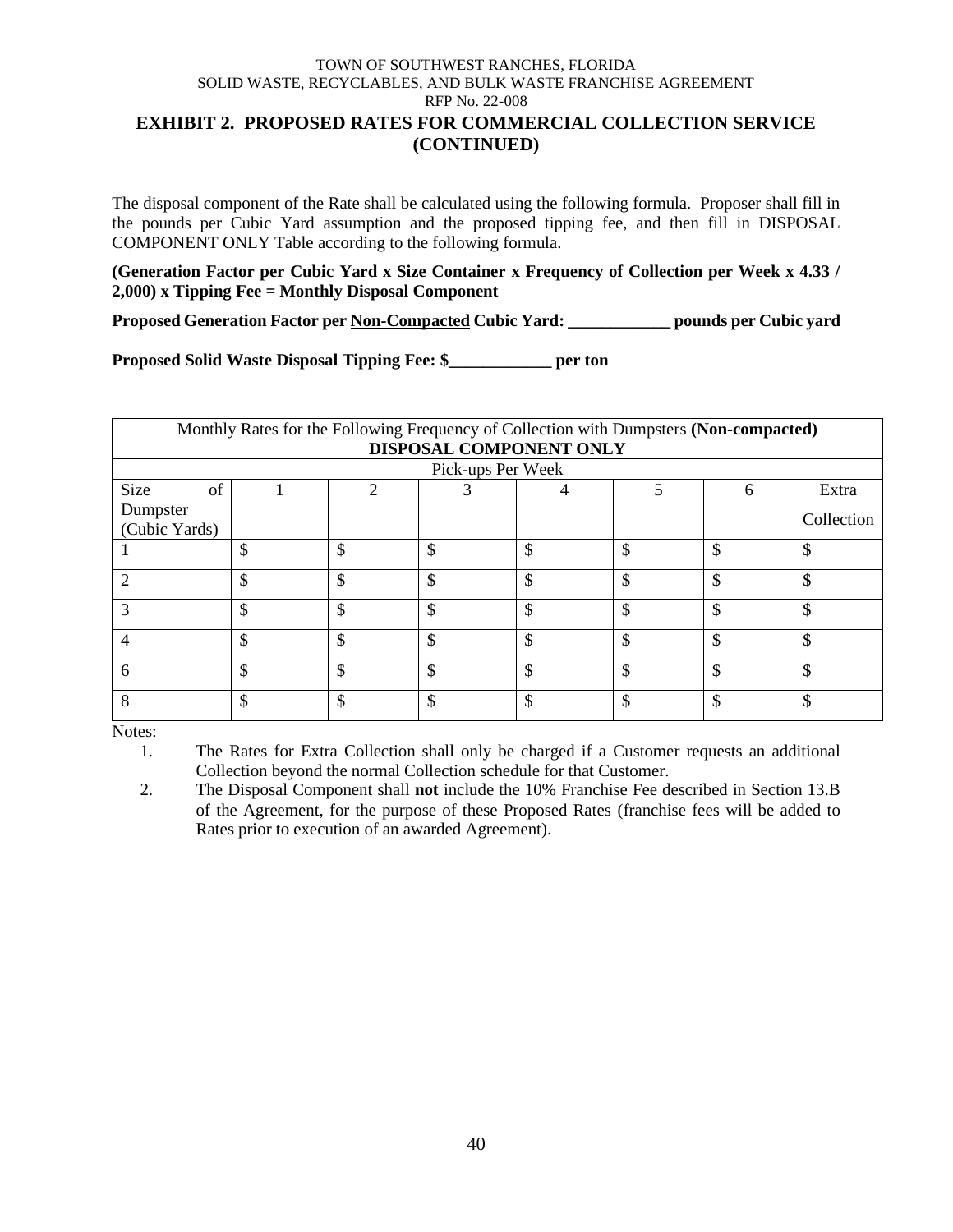TOWN OF SOUTHWEST RANCHES, FLORIDA
SOLID WASTE, RECYCLABLES, AND BULK WASTE FRANCHISE AGREEMENT
RFP No. 22-008

## EXHIBIT 2. PROPOSED RATES FOR COMMERCIAL COLLECTION SERVICE (CONTINUED)

The disposal component of the Rate shall be calculated using the following formula. Proposer shall fill in the pounds per Cubic Yard assumption and the proposed tipping fee, and then fill in DISPOSAL COMPONENT ONLY Table according to the following formula.

**(Generation Factor per Cubic Yard x Size Container x Frequency of Collection per Week x 4.33 / 2,000) x Tipping Fee = Monthly Disposal Component**

**Proposed Generation Factor per Non-Compacted Cubic Yard: ____________ pounds per Cubic yard**

**Proposed Solid Waste Disposal Tipping Fee: $____________ per ton**

| Monthly Rates for the Following Frequency of Collection with Dumpsters **(Non-compacted)** **DISPOSAL COMPONENT ONLY** | | | | | | | |
|---|---|---|---|---|---|---|---|
| | Pick-ups Per Week | | | | | | |
| Size of Dumpster (Cubic Yards) | 1 | 2 | 3 | 4 | 5 | 6 | Extra Collection |
| 1 | $ | $ | $ | $ | $ | $ | $ |
| 2 | $ | $ | $ | $ | $ | $ | $ |
| 3 | $ | $ | $ | $ | $ | $ | $ |
| 4 | $ | $ | $ | $ | $ | $ | $ |
| 6 | $ | $ | $ | $ | $ | $ | $ |
| 8 | $ | $ | $ | $ | $ | $ | $ |

Notes:

1. The Rates for Extra Collection shall only be charged if a Customer requests an additional Collection beyond the normal Collection schedule for that Customer.
2. The Disposal Component shall **not** include the 10% Franchise Fee described in Section 13.B of the Agreement, for the purpose of these Proposed Rates (franchise fees will be added to Rates prior to execution of an awarded Agreement).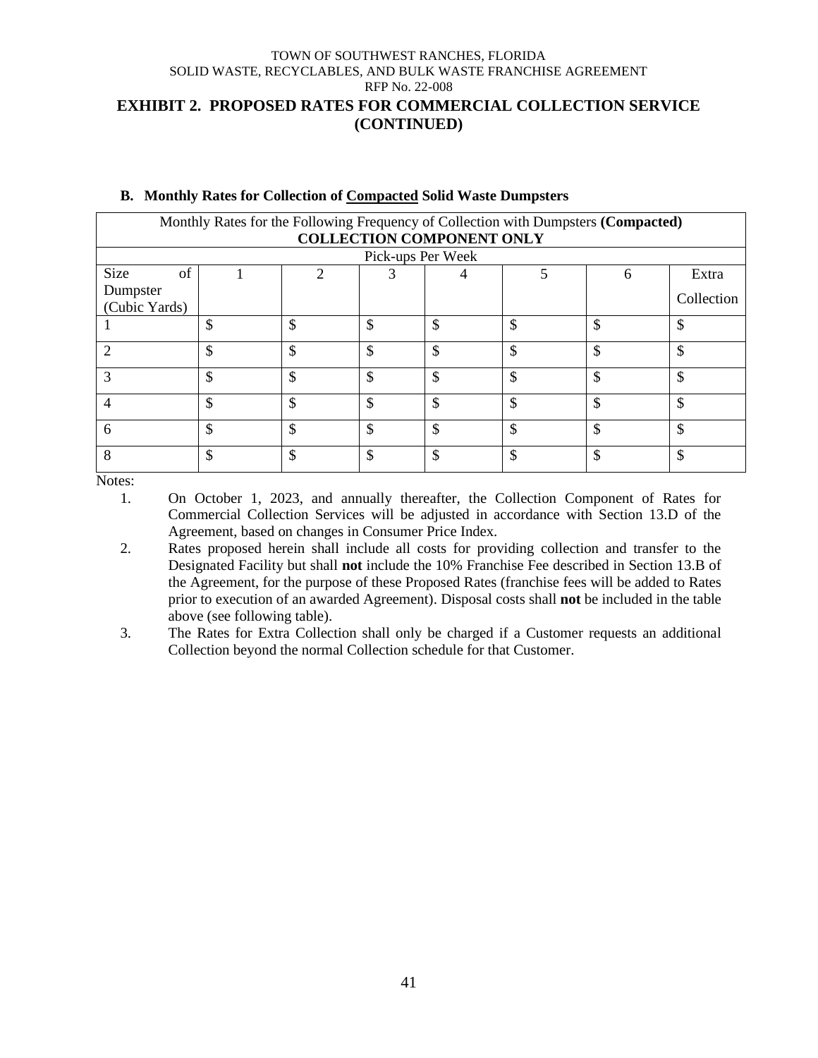TOWN OF SOUTHWEST RANCHES, FLORIDA
SOLID WASTE, RECYCLABLES, AND BULK WASTE FRANCHISE AGREEMENT
RFP No. 22-008

## EXHIBIT 2. PROPOSED RATES FOR COMMERCIAL COLLECTION SERVICE (CONTINUED)

### B. Monthly Rates for Collection of Compacted Solid Waste Dumpsters

| Monthly Rates for the Following Frequency of Collection with Dumpsters **(Compacted)** **COLLECTION COMPONENT ONLY** | | | | | | | |
|---|---|---|---|---|---|---|---|
| Pick-ups Per Week | | | | | | | |
| Size of Dumpster (Cubic Yards) | 1 | 2 | 3 | 4 | 5 | 6 | Extra Collection |
| 1 | $ | $ | $ | $ | $ | $ | $ |
| 2 | $ | $ | $ | $ | $ | $ | $ |
| 3 | $ | $ | $ | $ | $ | $ | $ |
| 4 | $ | $ | $ | $ | $ | $ | $ |
| 6 | $ | $ | $ | $ | $ | $ | $ |
| 8 | $ | $ | $ | $ | $ | $ | $ |

Notes:

1. On October 1, 2023, and annually thereafter, the Collection Component of Rates for Commercial Collection Services will be adjusted in accordance with Section 13.D of the Agreement, based on changes in Consumer Price Index.
2. Rates proposed herein shall include all costs for providing collection and transfer to the Designated Facility but shall **not** include the 10% Franchise Fee described in Section 13.B of the Agreement, for the purpose of these Proposed Rates (franchise fees will be added to Rates prior to execution of an awarded Agreement). Disposal costs shall **not** be included in the table above (see following table).
3. The Rates for Extra Collection shall only be charged if a Customer requests an additional Collection beyond the normal Collection schedule for that Customer.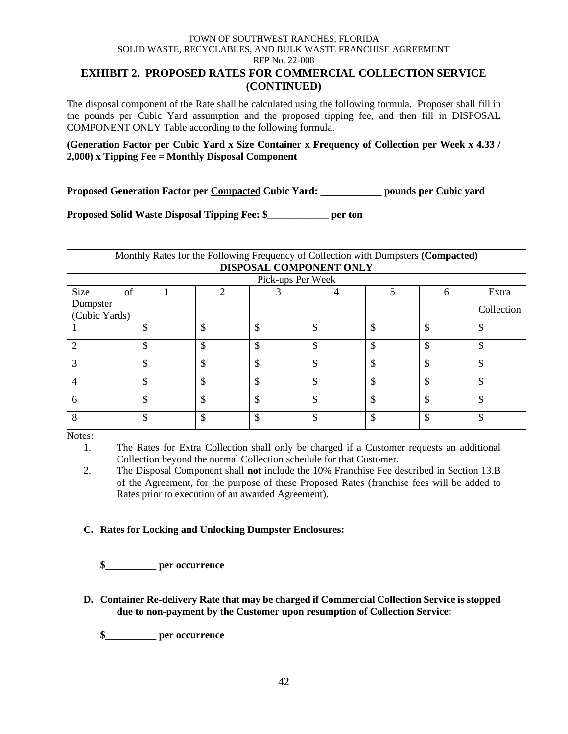TOWN OF SOUTHWEST RANCHES, FLORIDA
SOLID WASTE, RECYCLABLES, AND BULK WASTE FRANCHISE AGREEMENT
RFP No. 22-008

## EXHIBIT 2. PROPOSED RATES FOR COMMERCIAL COLLECTION SERVICE (CONTINUED)

The disposal component of the Rate shall be calculated using the following formula. Proposer shall fill in the pounds per Cubic Yard assumption and the proposed tipping fee, and then fill in DISPOSAL COMPONENT ONLY Table according to the following formula.

**(Generation Factor per Cubic Yard x Size Container x Frequency of Collection per Week x 4.33 / 2,000) x Tipping Fee = Monthly Disposal Component**

**Proposed Generation Factor per Compacted Cubic Yard: ____________ pounds per Cubic yard**

**Proposed Solid Waste Disposal Tipping Fee: $____________ per ton**

| Monthly Rates for the Following Frequency of Collection with Dumpsters **(Compacted)** **DISPOSAL COMPONENT ONLY** | | | | | | | |
|---|---|---|---|---|---|---|---|
| | Pick-ups Per Week | | | | | | |
| Size of Dumpster (Cubic Yards) | 1 | 2 | 3 | 4 | 5 | 6 | Extra Collection |
| 1 | $ | $ | $ | $ | $ | $ | $ |
| 2 | $ | $ | $ | $ | $ | $ | $ |
| 3 | $ | $ | $ | $ | $ | $ | $ |
| 4 | $ | $ | $ | $ | $ | $ | $ |
| 6 | $ | $ | $ | $ | $ | $ | $ |
| 8 | $ | $ | $ | $ | $ | $ | $ |

Notes:

1. The Rates for Extra Collection shall only be charged if a Customer requests an additional Collection beyond the normal Collection schedule for that Customer.
2. The Disposal Component shall **not** include the 10% Franchise Fee described in Section 13.B of the Agreement, for the purpose of these Proposed Rates (franchise fees will be added to Rates prior to execution of an awarded Agreement).

**C. Rates for Locking and Unlocking Dumpster Enclosures:**

**$__________ per occurrence**

**D. Container Re-delivery Rate that may be charged if Commercial Collection Service is stopped due to non-payment by the Customer upon resumption of Collection Service:**

**$__________ per occurrence**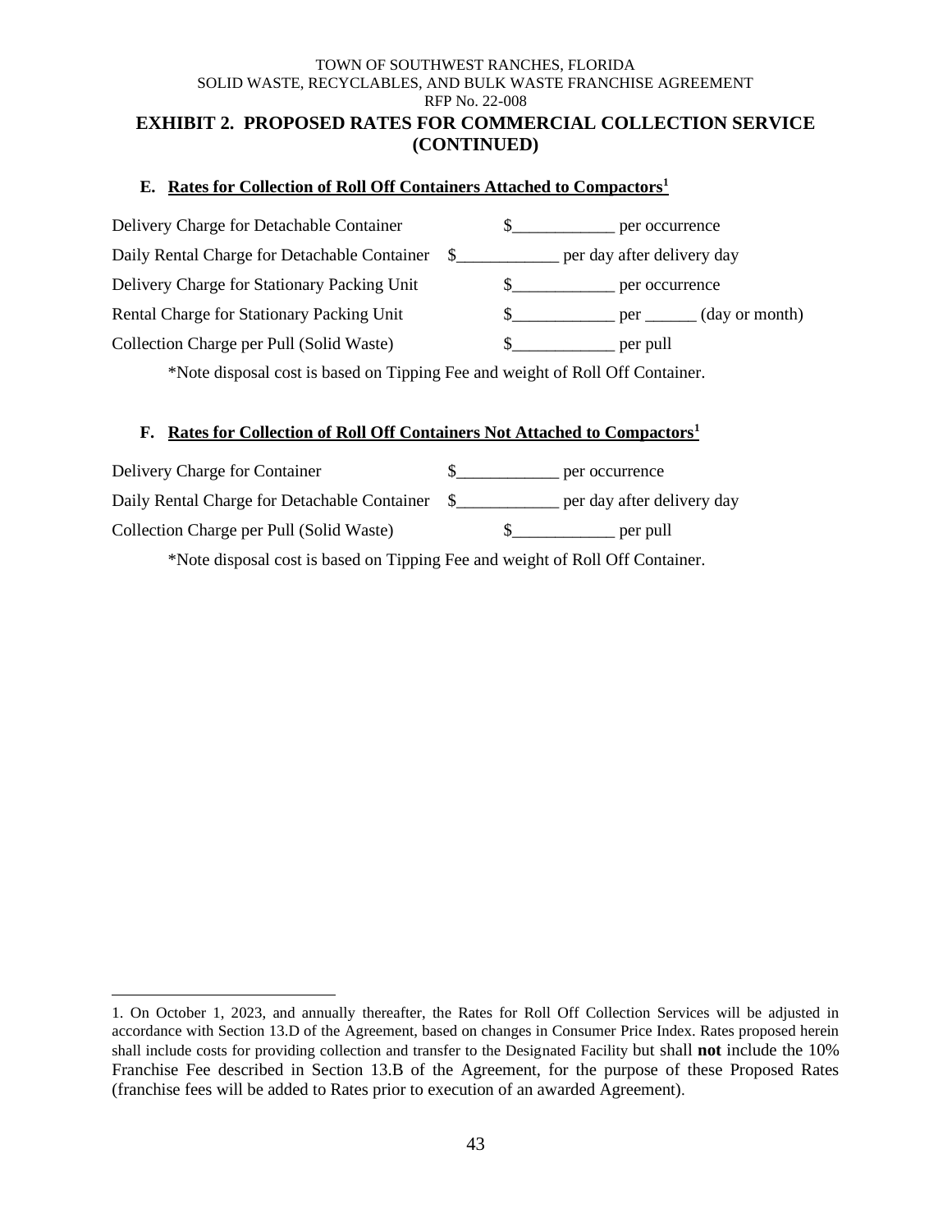TOWN OF SOUTHWEST RANCHES, FLORIDA
SOLID WASTE, RECYCLABLES, AND BULK WASTE FRANCHISE AGREEMENT
RFP No. 22-008

## EXHIBIT 2. PROPOSED RATES FOR COMMERCIAL COLLECTION SERVICE (CONTINUED)

### E. Rates for Collection of Roll Off Containers Attached to Compactors[1]

Delivery Charge for Detachable Container $____________ per occurrence

Daily Rental Charge for Detachable Container $____________ per day after delivery day

Delivery Charge for Stationary Packing Unit $____________ per occurrence

Rental Charge for Stationary Packing Unit $____________ per ______ (day or month)

Collection Charge per Pull (Solid Waste) $____________ per pull

*Note disposal cost is based on Tipping Fee and weight of Roll Off Container.

### F. Rates for Collection of Roll Off Containers Not Attached to Compactors[1]

Delivery Charge for Container $____________ per occurrence

Daily Rental Charge for Detachable Container $____________ per day after delivery day

Collection Charge per Pull (Solid Waste) $____________ per pull

*Note disposal cost is based on Tipping Fee and weight of Roll Off Container.

---

1. On October 1, 2023, and annually thereafter, the Rates for Roll Off Collection Services will be adjusted in accordance with Section 13.D of the Agreement, based on changes in Consumer Price Index. Rates proposed herein shall include costs for providing collection and transfer to the Designated Facility but shall **not** include the 10% Franchise Fee described in Section 13.B of the Agreement, for the purpose of these Proposed Rates (franchise fees will be added to Rates prior to execution of an awarded Agreement).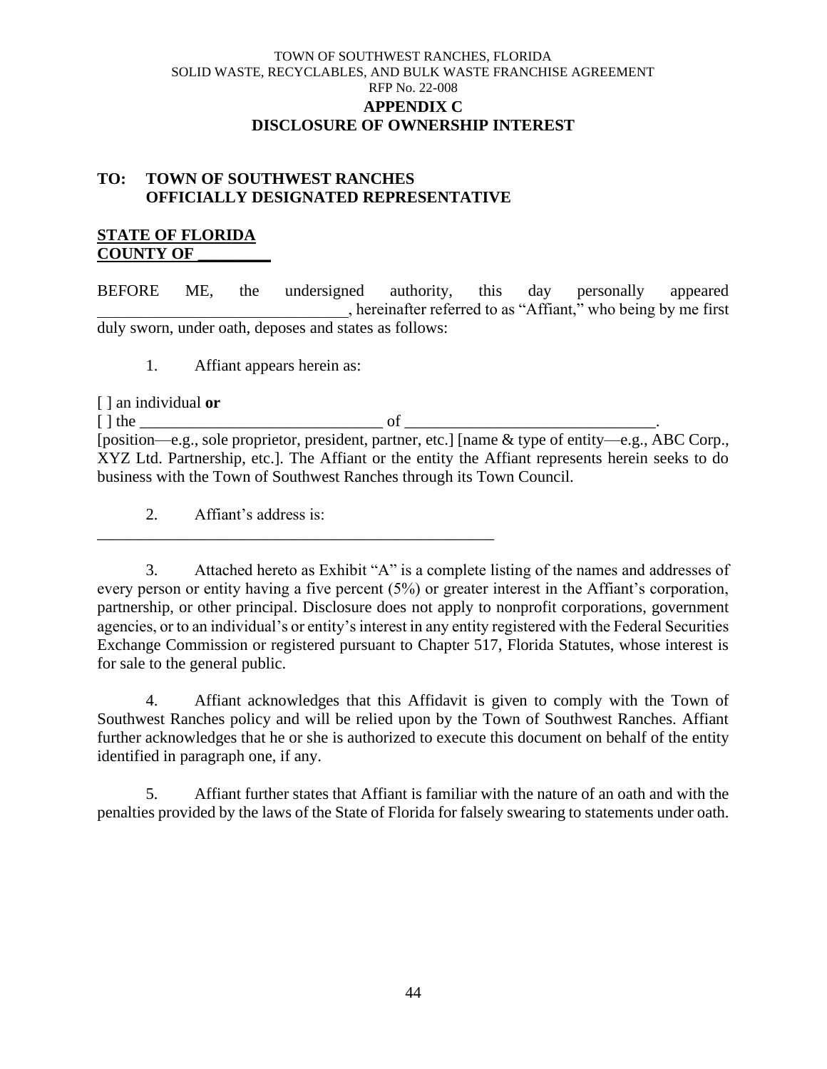TOWN OF SOUTHWEST RANCHES, FLORIDA
SOLID WASTE, RECYCLABLES, AND BULK WASTE FRANCHISE AGREEMENT
RFP No. 22-008

**APPENDIX C**
**DISCLOSURE OF OWNERSHIP INTEREST**

**TO: TOWN OF SOUTHWEST RANCHES**
**OFFICIALLY DESIGNATED REPRESENTATIVE**

**STATE OF FLORIDA**
**COUNTY OF _________**

BEFORE ME, the undersigned authority, this day personally appeared ______________________________, hereinafter referred to as "Affiant," who being by me first duly sworn, under oath, deposes and states as follows:

1. Affiant appears herein as:

[ ] an individual **or**
[ ] the ______________________________ of ______________________________.
[position—e.g., sole proprietor, president, partner, etc.] [name & type of entity—e.g., ABC Corp., XYZ Ltd. Partnership, etc.]. The Affiant or the entity the Affiant represents herein seeks to do business with the Town of Southwest Ranches through its Town Council.

2. Affiant's address is:
__________________________________________________

3. Attached hereto as Exhibit "A" is a complete listing of the names and addresses of every person or entity having a five percent (5%) or greater interest in the Affiant's corporation, partnership, or other principal. Disclosure does not apply to nonprofit corporations, government agencies, or to an individual's or entity's interest in any entity registered with the Federal Securities Exchange Commission or registered pursuant to Chapter 517, Florida Statutes, whose interest is for sale to the general public.

4. Affiant acknowledges that this Affidavit is given to comply with the Town of Southwest Ranches policy and will be relied upon by the Town of Southwest Ranches. Affiant further acknowledges that he or she is authorized to execute this document on behalf of the entity identified in paragraph one, if any.

5. Affiant further states that Affiant is familiar with the nature of an oath and with the penalties provided by the laws of the State of Florida for falsely swearing to statements under oath.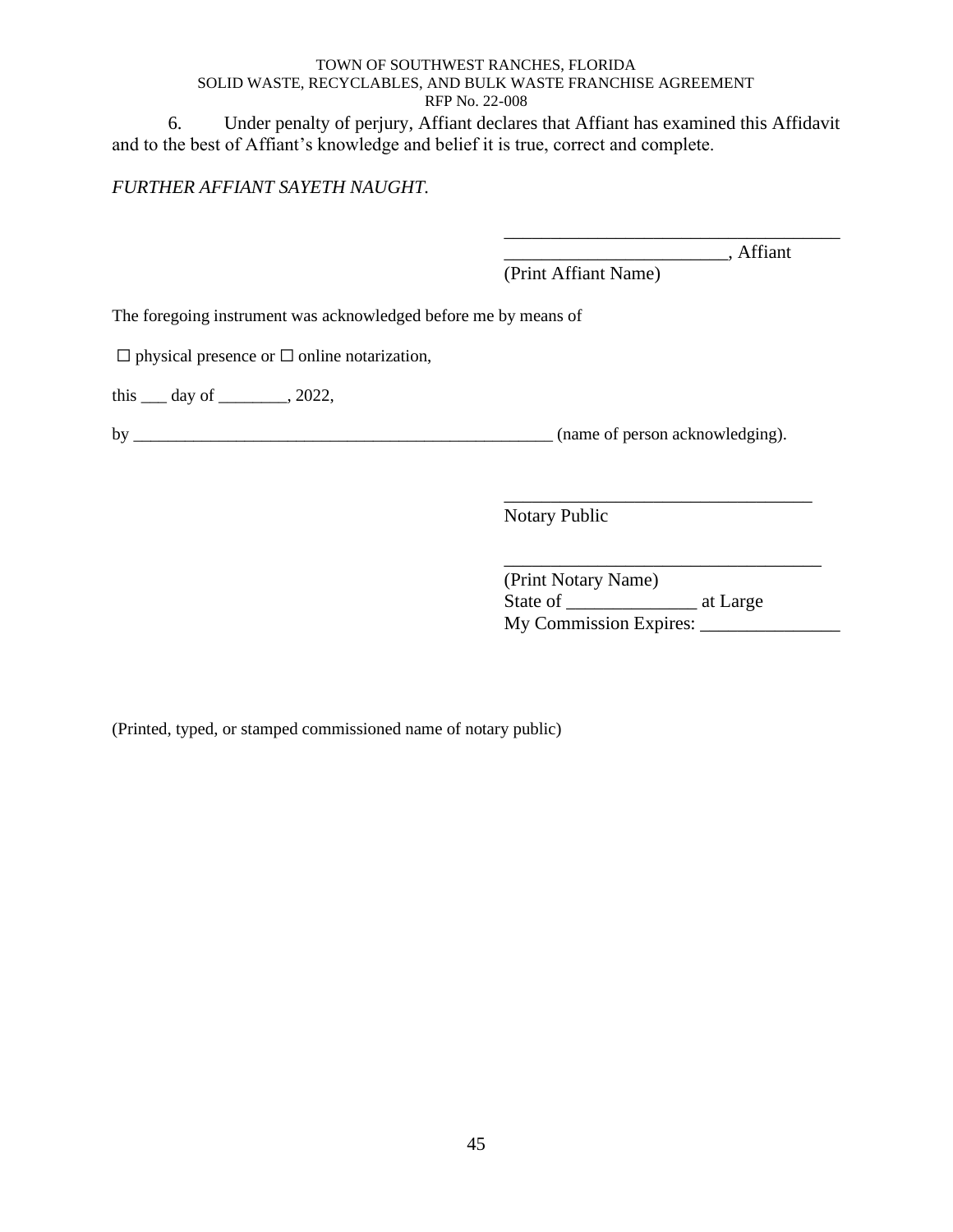6. Under penalty of perjury, Affiant declares that Affiant has examined this Affidavit and to the best of Affiant's knowledge and belief it is true, correct and complete.

*FURTHER AFFIANT SAYETH NAUGHT.*

_____________________________________
________________________, Affiant
(Print Affiant Name)

The foregoing instrument was acknowledged before me by means of

☐ physical presence or ☐ online notarization,

this ___ day of ________, 2022,

by ___________________________________________________ (name of person acknowledging).

__________________________________
Notary Public

___________________________________
(Print Notary Name)
State of ______________ at Large
My Commission Expires: _______________

(Printed, typed, or stamped commissioned name of notary public)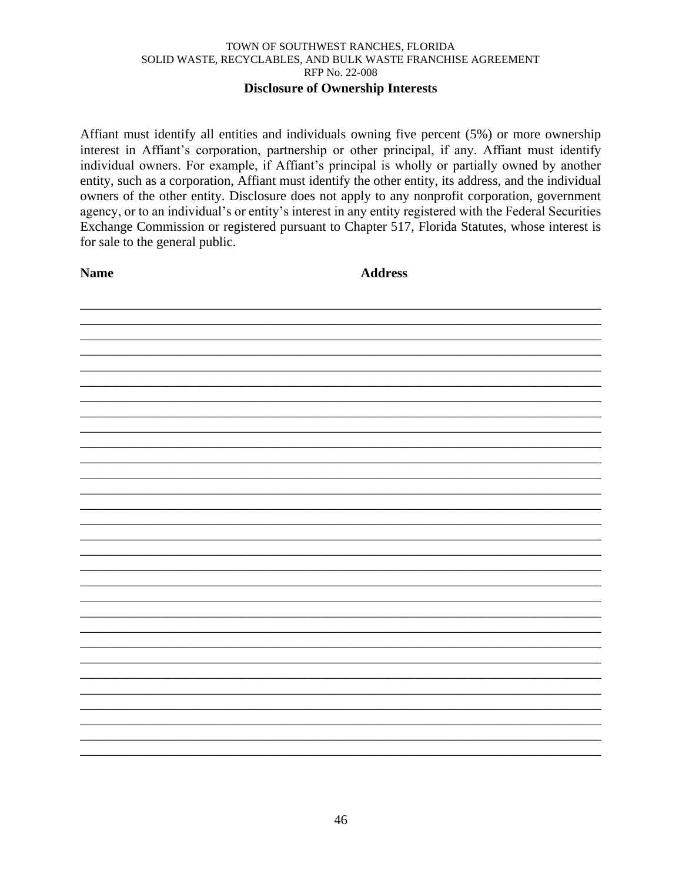TOWN OF SOUTHWEST RANCHES, FLORIDA
SOLID WASTE, RECYCLABLES, AND BULK WASTE FRANCHISE AGREEMENT
RFP No. 22-008

## Disclosure of Ownership Interests

Affiant must identify all entities and individuals owning five percent (5%) or more ownership interest in Affiant's corporation, partnership or other principal, if any. Affiant must identify individual owners. For example, if Affiant's principal is wholly or partially owned by another entity, such as a corporation, Affiant must identify the other entity, its address, and the individual owners of the other entity. Disclosure does not apply to any nonprofit corporation, government agency, or to an individual's or entity's interest in any entity registered with the Federal Securities Exchange Commission or registered pursuant to Chapter 517, Florida Statutes, whose interest is for sale to the general public.

| Name | Address |
| --- | --- |
| | |
| | |
| | |
| | |
| | |
| | |
| | |
| | |
| | |
| | |
| | |
| | |
| | |
| | |
| | |
| | |
| | |
| | |
| | |
| | |
| | |
| | |
| | |
| | |
| | |
| | |
| | |
| | |
| | |
| | |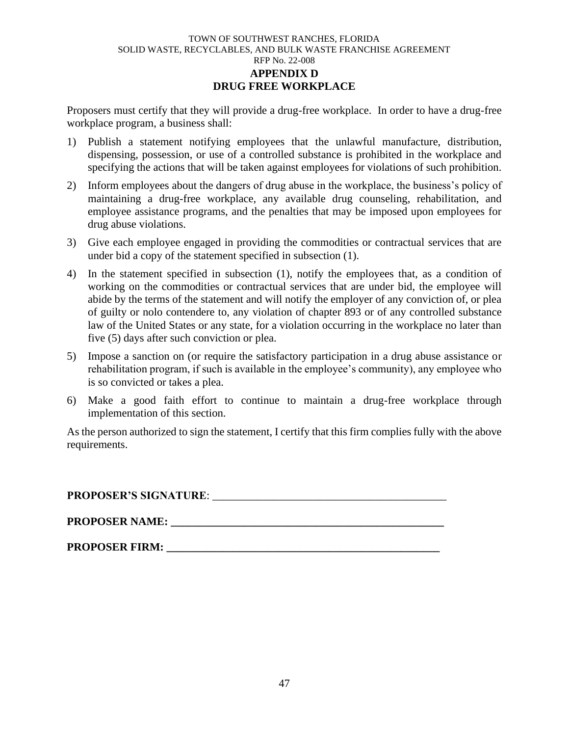TOWN OF SOUTHWEST RANCHES, FLORIDA
SOLID WASTE, RECYCLABLES, AND BULK WASTE FRANCHISE AGREEMENT
RFP No. 22-008

# APPENDIX D
# DRUG FREE WORKPLACE

Proposers must certify that they will provide a drug-free workplace. In order to have a drug-free workplace program, a business shall:

1) Publish a statement notifying employees that the unlawful manufacture, distribution, dispensing, possession, or use of a controlled substance is prohibited in the workplace and specifying the actions that will be taken against employees for violations of such prohibition.
2) Inform employees about the dangers of drug abuse in the workplace, the business's policy of maintaining a drug-free workplace, any available drug counseling, rehabilitation, and employee assistance programs, and the penalties that may be imposed upon employees for drug abuse violations.
3) Give each employee engaged in providing the commodities or contractual services that are under bid a copy of the statement specified in subsection (1).
4) In the statement specified in subsection (1), notify the employees that, as a condition of working on the commodities or contractual services that are under bid, the employee will abide by the terms of the statement and will notify the employer of any conviction of, or plea of guilty or nolo contendere to, any violation of chapter 893 or of any controlled substance law of the United States or any state, for a violation occurring in the workplace no later than five (5) days after such conviction or plea.
5) Impose a sanction on (or require the satisfactory participation in a drug abuse assistance or rehabilitation program, if such is available in the employee's community), any employee who is so convicted or takes a plea.
6) Make a good faith effort to continue to maintain a drug-free workplace through implementation of this section.

As the person authorized to sign the statement, I certify that this firm complies fully with the above requirements.

**PROPOSER'S SIGNATURE**: ___________________________________________

**PROPOSER NAME: ___________________________________________________**

**PROPOSER FIRM: ___________________________________________________**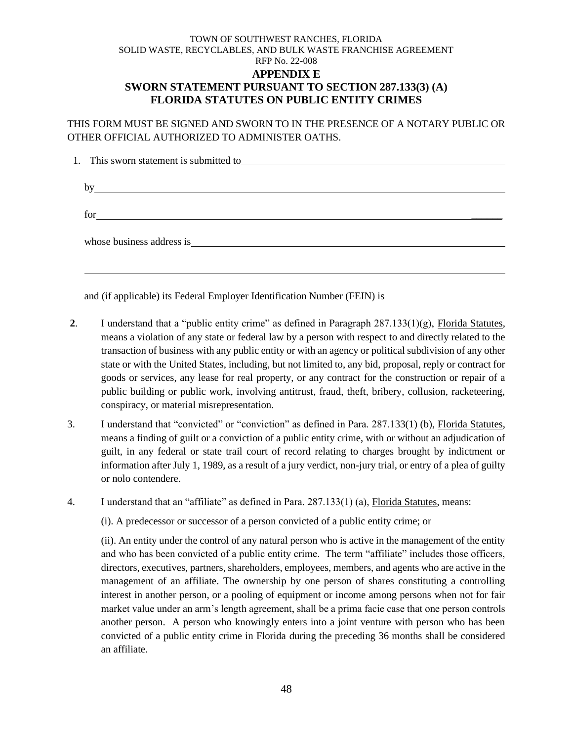TOWN OF SOUTHWEST RANCHES, FLORIDA
SOLID WASTE, RECYCLABLES, AND BULK WASTE FRANCHISE AGREEMENT
RFP No. 22-008

# APPENDIX E
# SWORN STATEMENT PURSUANT TO SECTION 287.133(3) (A) FLORIDA STATUTES ON PUBLIC ENTITY CRIMES

THIS FORM MUST BE SIGNED AND SWORN TO IN THE PRESENCE OF A NOTARY PUBLIC OR OTHER OFFICIAL AUTHORIZED TO ADMINISTER OATHS.

1. This sworn statement is submitted to\_\_\_\_\_\_\_\_\_\_\_\_\_\_\_\_\_\_\_\_\_\_\_\_\_\_\_\_\_\_\_\_\_\_\_\_\_\_\_\_

   by\_\_\_\_\_\_\_\_\_\_\_\_\_\_\_\_\_\_\_\_\_\_\_\_\_\_\_\_\_\_\_\_\_\_\_\_\_\_\_\_\_\_\_\_\_\_\_\_\_\_\_\_\_\_\_\_\_\_\_\_

   for\_\_\_\_\_\_\_\_\_\_\_\_\_\_\_\_\_\_\_\_\_\_\_\_\_\_\_\_\_\_\_\_\_\_\_\_\_\_\_\_\_\_\_\_\_\_\_\_\_\_\_\_\_\_\_\_\_\_\_

   whose business address is\_\_\_\_\_\_\_\_\_\_\_\_\_\_\_\_\_\_\_\_\_\_\_\_\_\_\_\_\_\_\_\_\_\_\_\_\_\_\_\_\_\_\_\_\_

   \_\_\_\_\_\_\_\_\_\_\_\_\_\_\_\_\_\_\_\_\_\_\_\_\_\_\_\_\_\_\_\_\_\_\_\_\_\_\_\_\_\_\_\_\_\_\_\_\_\_\_\_\_\_\_\_\_\_\_\_\_\_\_\_

   and (if applicable) its Federal Employer Identification Number (FEIN) is\_\_\_\_\_\_\_\_\_\_\_\_\_\_\_\_\_\_

**2**. I understand that a "public entity crime" as defined in Paragraph 287.133(1)(g), Florida Statutes, means a violation of any state or federal law by a person with respect to and directly related to the transaction of business with any public entity or with an agency or political subdivision of any other state or with the United States, including, but not limited to, any bid, proposal, reply or contract for goods or services, any lease for real property, or any contract for the construction or repair of a public building or public work, involving antitrust, fraud, theft, bribery, collusion, racketeering, conspiracy, or material misrepresentation.

3. I understand that "convicted" or "conviction" as defined in Para. 287.133(1) (b), Florida Statutes, means a finding of guilt or a conviction of a public entity crime, with or without an adjudication of guilt, in any federal or state trail court of record relating to charges brought by indictment or information after July 1, 1989, as a result of a jury verdict, non-jury trial, or entry of a plea of guilty or nolo contendere.

4. I understand that an "affiliate" as defined in Para. 287.133(1) (a), Florida Statutes, means:

   (i). A predecessor or successor of a person convicted of a public entity crime; or

   (ii). An entity under the control of any natural person who is active in the management of the entity and who has been convicted of a public entity crime. The term "affiliate" includes those officers, directors, executives, partners, shareholders, employees, members, and agents who are active in the management of an affiliate. The ownership by one person of shares constituting a controlling interest in another person, or a pooling of equipment or income among persons when not for fair market value under an arm's length agreement, shall be a prima facie case that one person controls another person. A person who knowingly enters into a joint venture with person who has been convicted of a public entity crime in Florida during the preceding 36 months shall be considered an affiliate.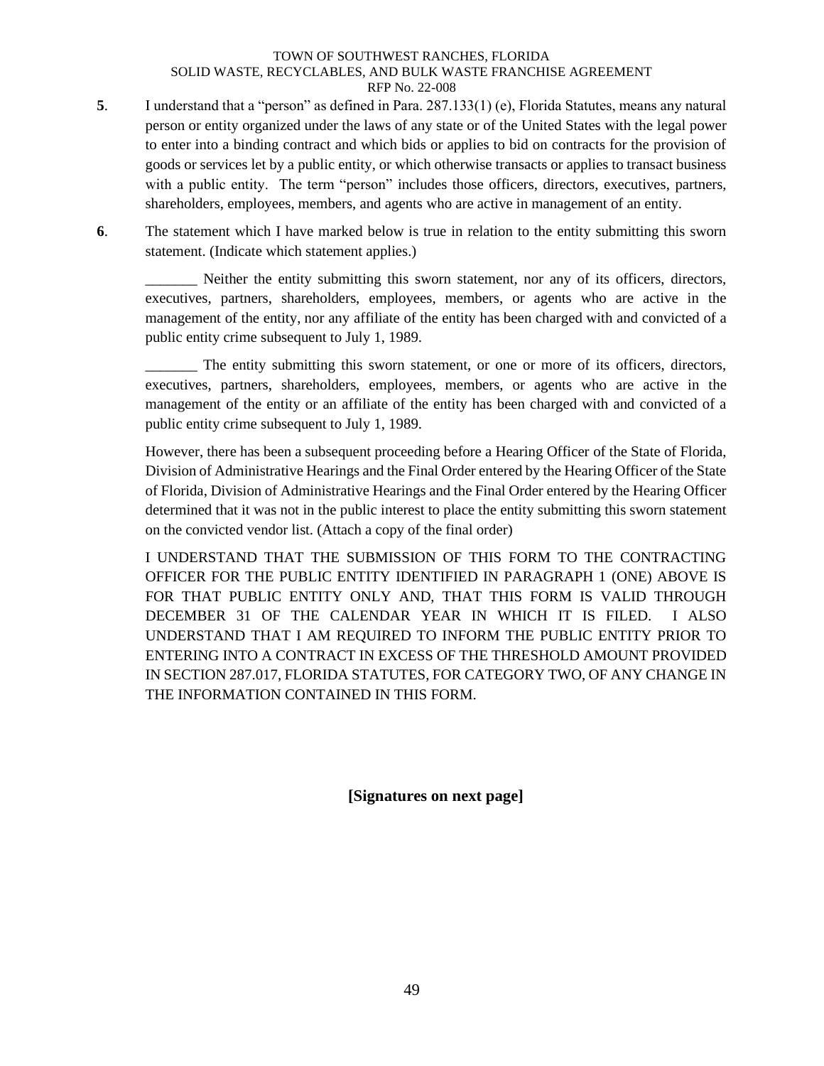**5**. I understand that a "person" as defined in Para. 287.133(1) (e), Florida Statutes, means any natural person or entity organized under the laws of any state or of the United States with the legal power to enter into a binding contract and which bids or applies to bid on contracts for the provision of goods or services let by a public entity, or which otherwise transacts or applies to transact business with a public entity. The term "person" includes those officers, directors, executives, partners, shareholders, employees, members, and agents who are active in management of an entity.

**6**. The statement which I have marked below is true in relation to the entity submitting this sworn statement. (Indicate which statement applies.)

_______ Neither the entity submitting this sworn statement, nor any of its officers, directors, executives, partners, shareholders, employees, members, or agents who are active in the management of the entity, nor any affiliate of the entity has been charged with and convicted of a public entity crime subsequent to July 1, 1989.

_______ The entity submitting this sworn statement, or one or more of its officers, directors, executives, partners, shareholders, employees, members, or agents who are active in the management of the entity or an affiliate of the entity has been charged with and convicted of a public entity crime subsequent to July 1, 1989.

However, there has been a subsequent proceeding before a Hearing Officer of the State of Florida, Division of Administrative Hearings and the Final Order entered by the Hearing Officer of the State of Florida, Division of Administrative Hearings and the Final Order entered by the Hearing Officer determined that it was not in the public interest to place the entity submitting this sworn statement on the convicted vendor list. (Attach a copy of the final order)

I UNDERSTAND THAT THE SUBMISSION OF THIS FORM TO THE CONTRACTING OFFICER FOR THE PUBLIC ENTITY IDENTIFIED IN PARAGRAPH 1 (ONE) ABOVE IS FOR THAT PUBLIC ENTITY ONLY AND, THAT THIS FORM IS VALID THROUGH DECEMBER 31 OF THE CALENDAR YEAR IN WHICH IT IS FILED. I ALSO UNDERSTAND THAT I AM REQUIRED TO INFORM THE PUBLIC ENTITY PRIOR TO ENTERING INTO A CONTRACT IN EXCESS OF THE THRESHOLD AMOUNT PROVIDED IN SECTION 287.017, FLORIDA STATUTES, FOR CATEGORY TWO, OF ANY CHANGE IN THE INFORMATION CONTAINED IN THIS FORM.

**[Signatures on next page]**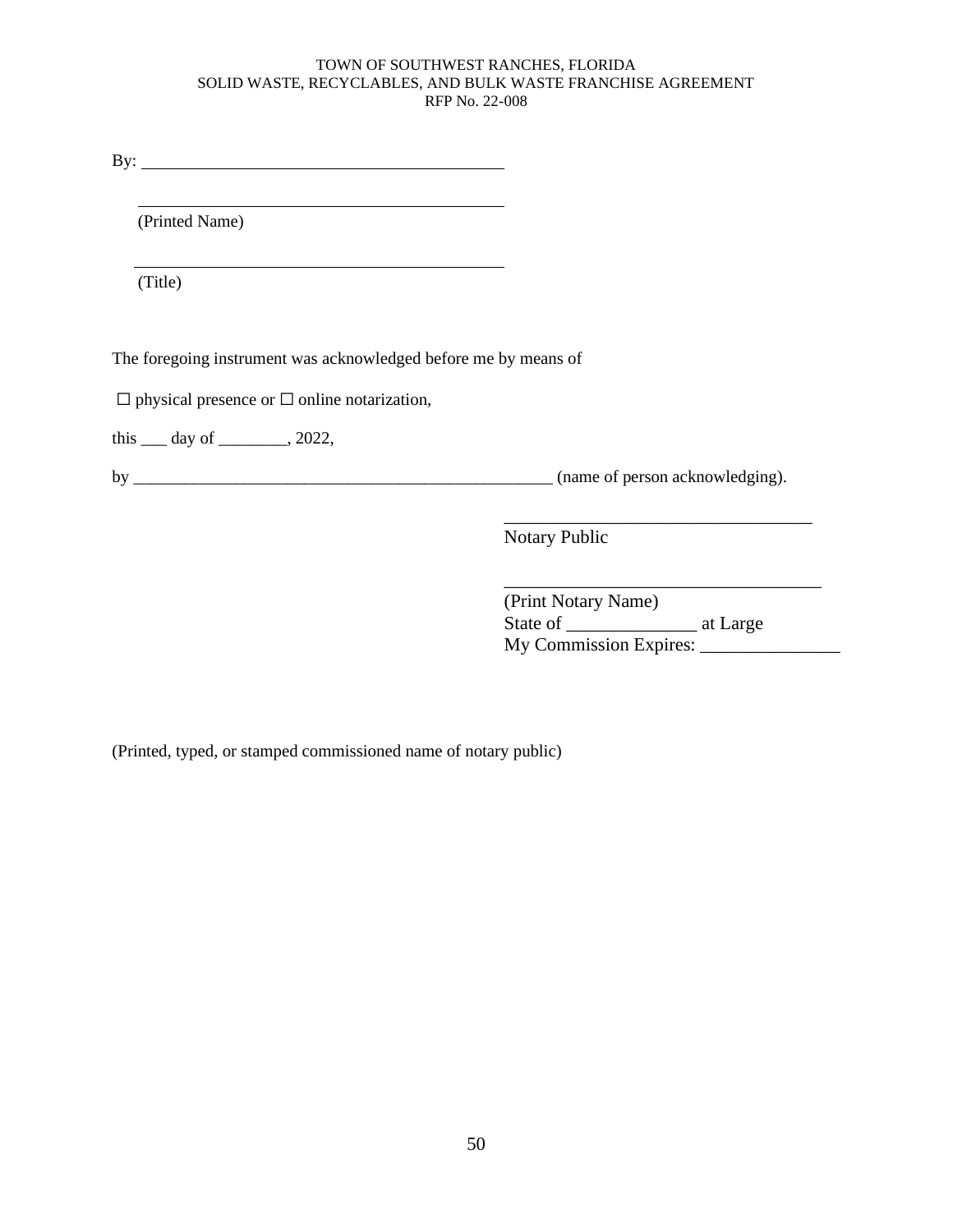By: ___________________________________________

___________________________________________

(Printed Name)

___________________________________________

(Title)

The foregoing instrument was acknowledged before me by means of

☐ physical presence or ☐ online notarization,

this ___ day of ________, 2022,

by ___________________________________________________ (name of person acknowledging).

___________________________________

Notary Public

___________________________________

(Print Notary Name)
State of ______________ at Large
My Commission Expires: _______________

(Printed, typed, or stamped commissioned name of notary public)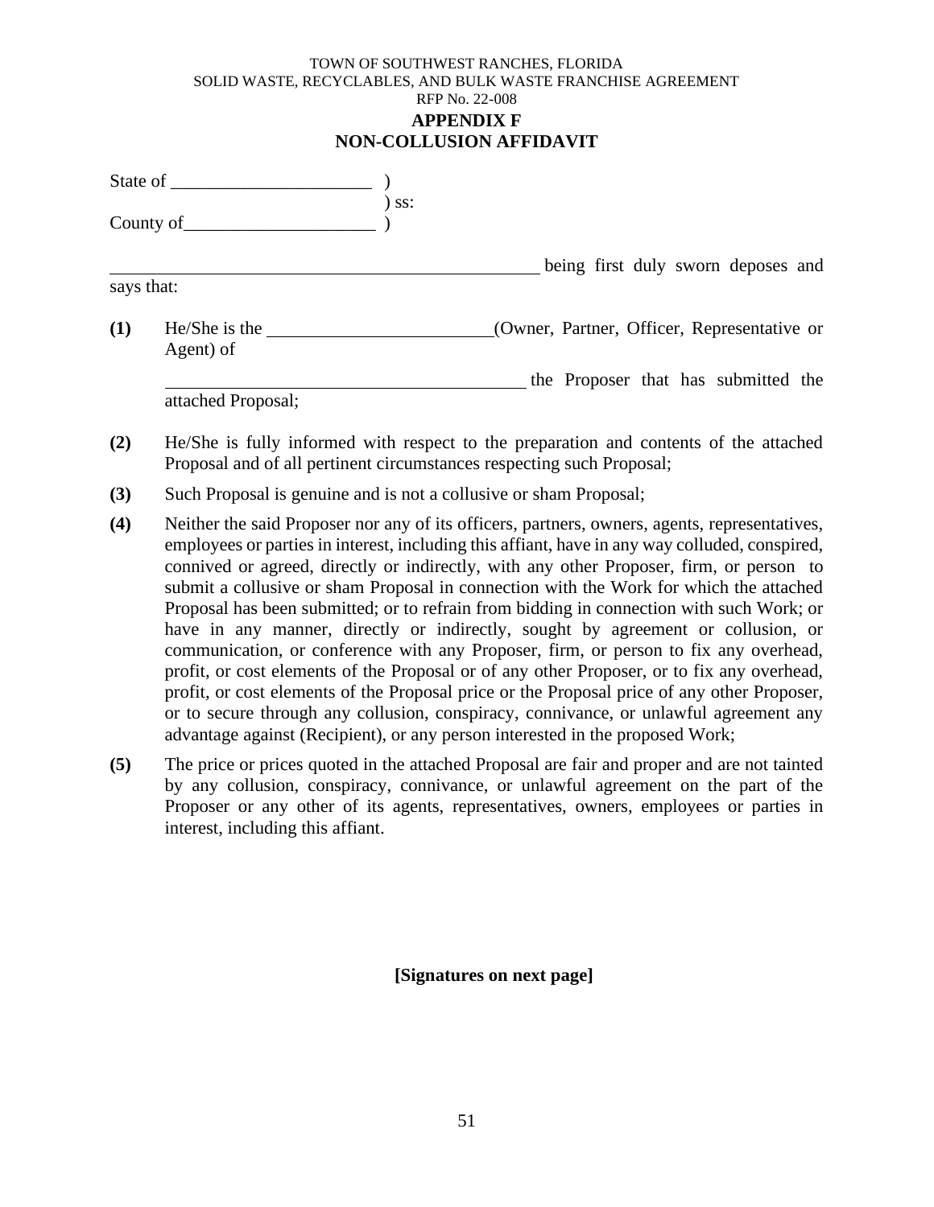TOWN OF SOUTHWEST RANCHES, FLORIDA
SOLID WASTE, RECYCLABLES, AND BULK WASTE FRANCHISE AGREEMENT
RFP No. 22-008

# APPENDIX F
# NON-COLLUSION AFFIDAVIT

State of ______________________ )
) ss:
County of_____________________ )

__________________________________________________ being first duly sworn deposes and says that:

**(1)** He/She is the _________________________(Owner, Partner, Officer, Representative or Agent) of

________________________________________ the Proposer that has submitted the attached Proposal;

**(2)** He/She is fully informed with respect to the preparation and contents of the attached Proposal and of all pertinent circumstances respecting such Proposal;

**(3)** Such Proposal is genuine and is not a collusive or sham Proposal;

**(4)** Neither the said Proposer nor any of its officers, partners, owners, agents, representatives, employees or parties in interest, including this affiant, have in any way colluded, conspired, connived or agreed, directly or indirectly, with any other Proposer, firm, or person to submit a collusive or sham Proposal in connection with the Work for which the attached Proposal has been submitted; or to refrain from bidding in connection with such Work; or have in any manner, directly or indirectly, sought by agreement or collusion, or communication, or conference with any Proposer, firm, or person to fix any overhead, profit, or cost elements of the Proposal or of any other Proposer, or to fix any overhead, profit, or cost elements of the Proposal price or the Proposal price of any other Proposer, or to secure through any collusion, conspiracy, connivance, or unlawful agreement any advantage against (Recipient), or any person interested in the proposed Work;

**(5)** The price or prices quoted in the attached Proposal are fair and proper and are not tainted by any collusion, conspiracy, connivance, or unlawful agreement on the part of the Proposer or any other of its agents, representatives, owners, employees or parties in interest, including this affiant.

**[Signatures on next page]**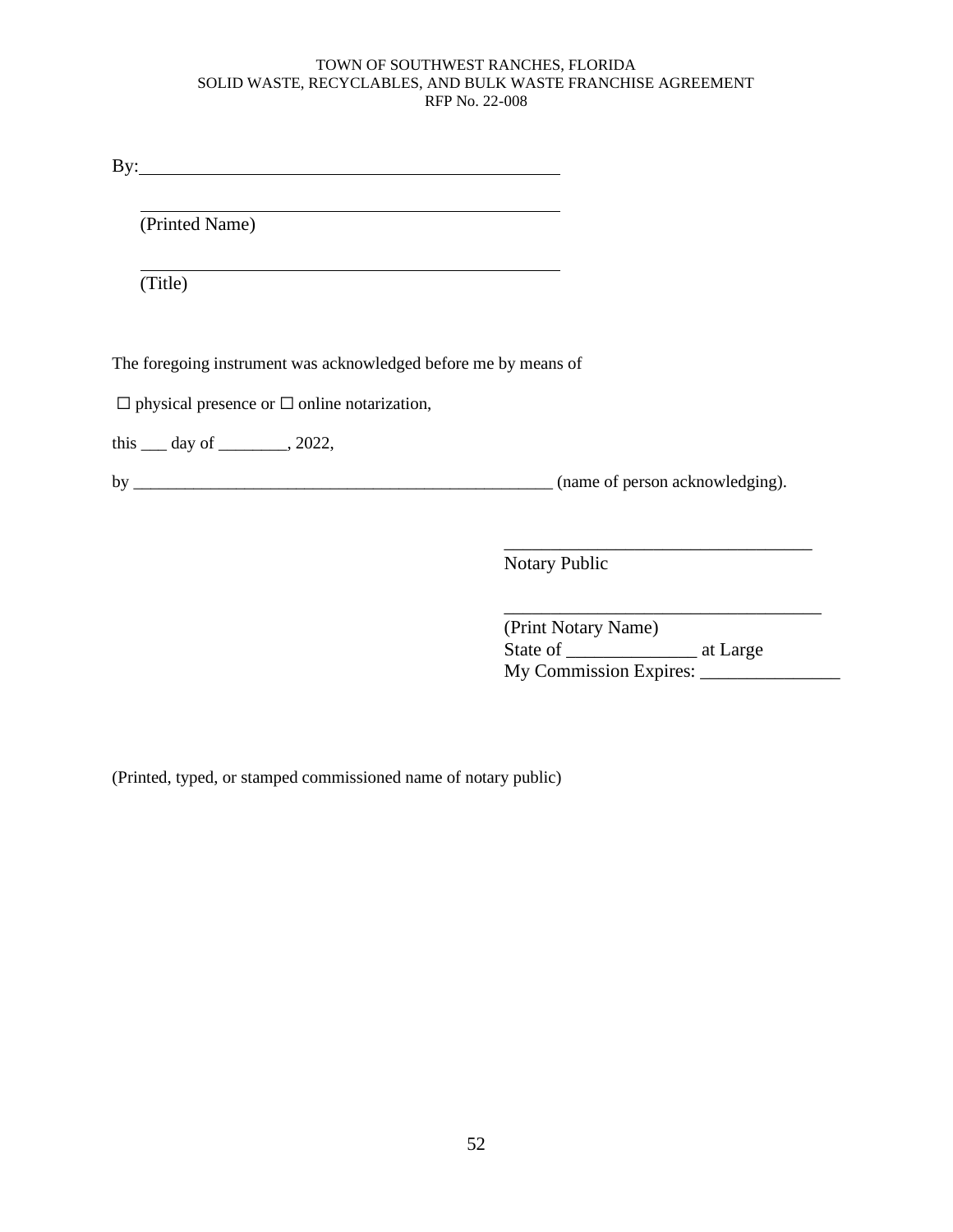By:_______________________________________________

_______________________________________________
(Printed Name)

_______________________________________________
(Title)

The foregoing instrument was acknowledged before me by means of

☐ physical presence or ☐ online notarization,

this ___ day of ________, 2022,

by ___________________________________________________ (name of person acknowledging).

__________________________________
Notary Public

___________________________________
(Print Notary Name)
State of ______________ at Large
My Commission Expires: _______________

(Printed, typed, or stamped commissioned name of notary public)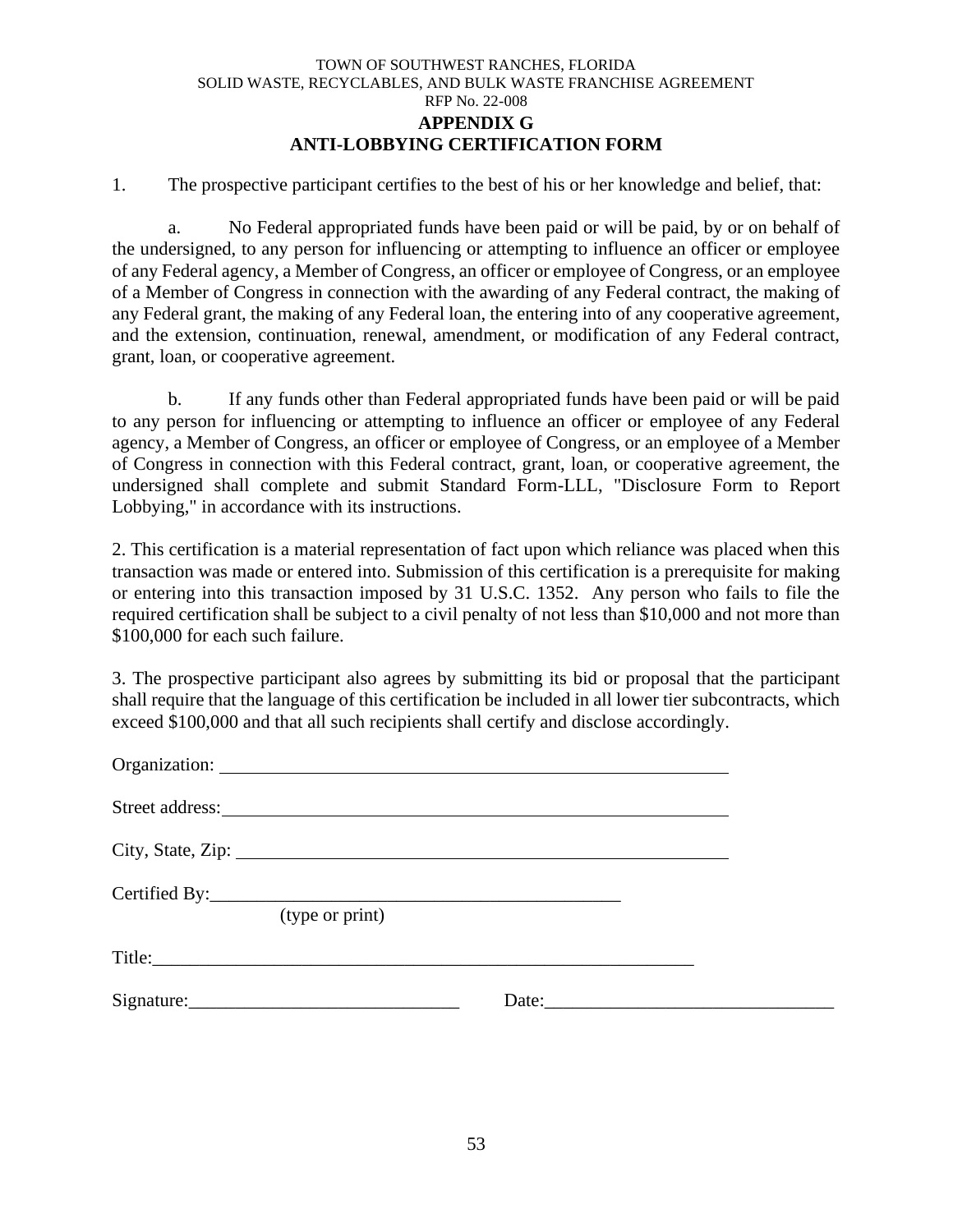TOWN OF SOUTHWEST RANCHES, FLORIDA
SOLID WASTE, RECYCLABLES, AND BULK WASTE FRANCHISE AGREEMENT
RFP No. 22-008

## APPENDIX G
## ANTI-LOBBYING CERTIFICATION FORM

1. The prospective participant certifies to the best of his or her knowledge and belief, that:

   a. No Federal appropriated funds have been paid or will be paid, by or on behalf of the undersigned, to any person for influencing or attempting to influence an officer or employee of any Federal agency, a Member of Congress, an officer or employee of Congress, or an employee of a Member of Congress in connection with the awarding of any Federal contract, the making of any Federal grant, the making of any Federal loan, the entering into of any cooperative agreement, and the extension, continuation, renewal, amendment, or modification of any Federal contract, grant, loan, or cooperative agreement.

   b. If any funds other than Federal appropriated funds have been paid or will be paid to any person for influencing or attempting to influence an officer or employee of any Federal agency, a Member of Congress, an officer or employee of Congress, or an employee of a Member of Congress in connection with this Federal contract, grant, loan, or cooperative agreement, the undersigned shall complete and submit Standard Form-LLL, "Disclosure Form to Report Lobbying," in accordance with its instructions.

2. This certification is a material representation of fact upon which reliance was placed when this transaction was made or entered into. Submission of this certification is a prerequisite for making or entering into this transaction imposed by 31 U.S.C. 1352. Any person who fails to file the required certification shall be subject to a civil penalty of not less than $10,000 and not more than $100,000 for each such failure.

3. The prospective participant also agrees by submitting its bid or proposal that the participant shall require that the language of this certification be included in all lower tier subcontracts, which exceed $100,000 and that all such recipients shall certify and disclose accordingly.

Organization: ______________________________________________

Street address: ______________________________________________

City, State, Zip: ______________________________________________

Certified By: ______________________________________________
(type or print)

Title: ______________________________________________

Signature: ____________________________ Date: ____________________________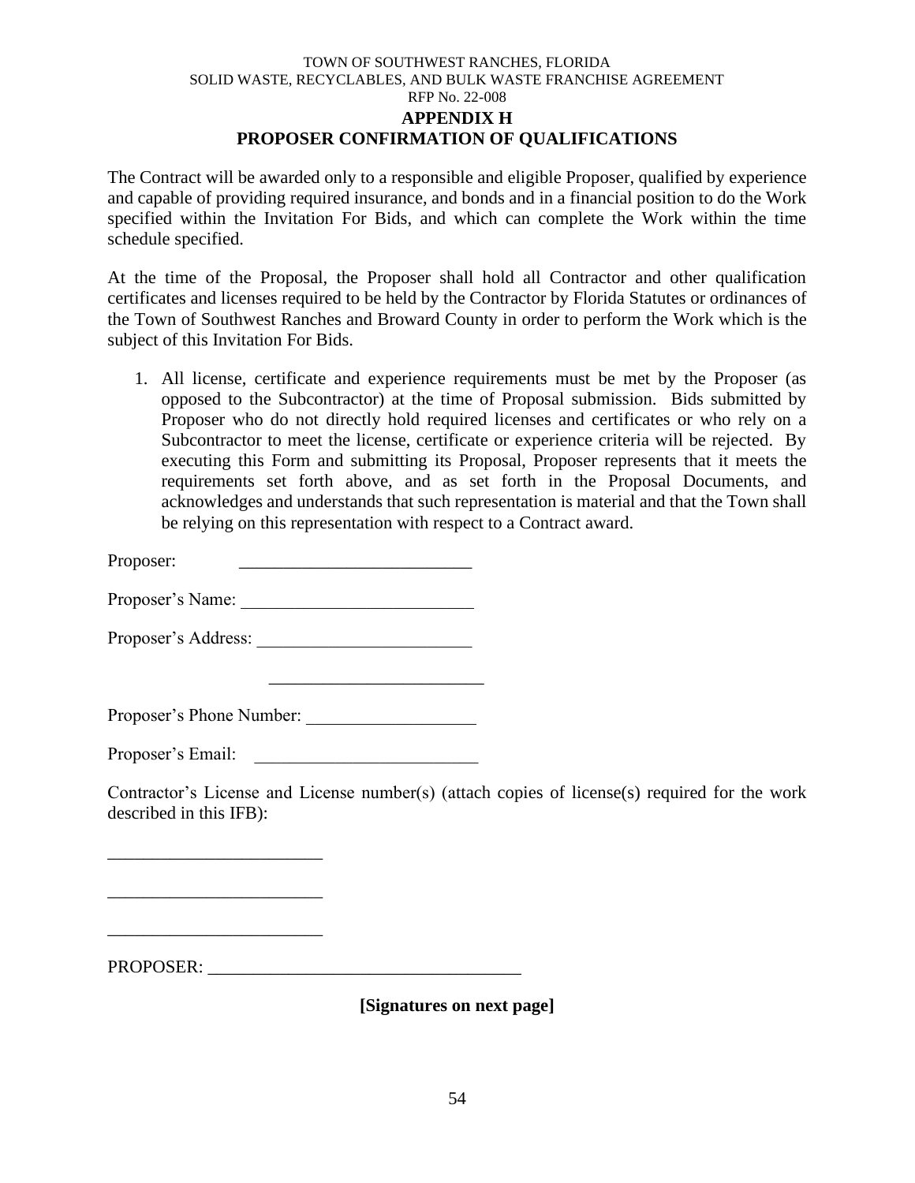TOWN OF SOUTHWEST RANCHES, FLORIDA
SOLID WASTE, RECYCLABLES, AND BULK WASTE FRANCHISE AGREEMENT
RFP No. 22-008

# APPENDIX H
# PROPOSER CONFIRMATION OF QUALIFICATIONS

The Contract will be awarded only to a responsible and eligible Proposer, qualified by experience and capable of providing required insurance, and bonds and in a financial position to do the Work specified within the Invitation For Bids, and which can complete the Work within the time schedule specified.

At the time of the Proposal, the Proposer shall hold all Contractor and other qualification certificates and licenses required to be held by the Contractor by Florida Statutes or ordinances of the Town of Southwest Ranches and Broward County in order to perform the Work which is the subject of this Invitation For Bids.

1. All license, certificate and experience requirements must be met by the Proposer (as opposed to the Subcontractor) at the time of Proposal submission. Bids submitted by Proposer who do not directly hold required licenses and certificates or who rely on a Subcontractor to meet the license, certificate or experience criteria will be rejected. By executing this Form and submitting its Proposal, Proposer represents that it meets the requirements set forth above, and as set forth in the Proposal Documents, and acknowledges and understands that such representation is material and that the Town shall be relying on this representation with respect to a Contract award.

Proposer: __________________________

Proposer's Name: __________________________

Proposer's Address: ________________________

________________________

Proposer's Phone Number: ___________________

Proposer's Email: _________________________

Contractor's License and License number(s) (attach copies of license(s) required for the work described in this IFB):

________________________

________________________

________________________

PROPOSER: ___________________________________

**[Signatures on next page]**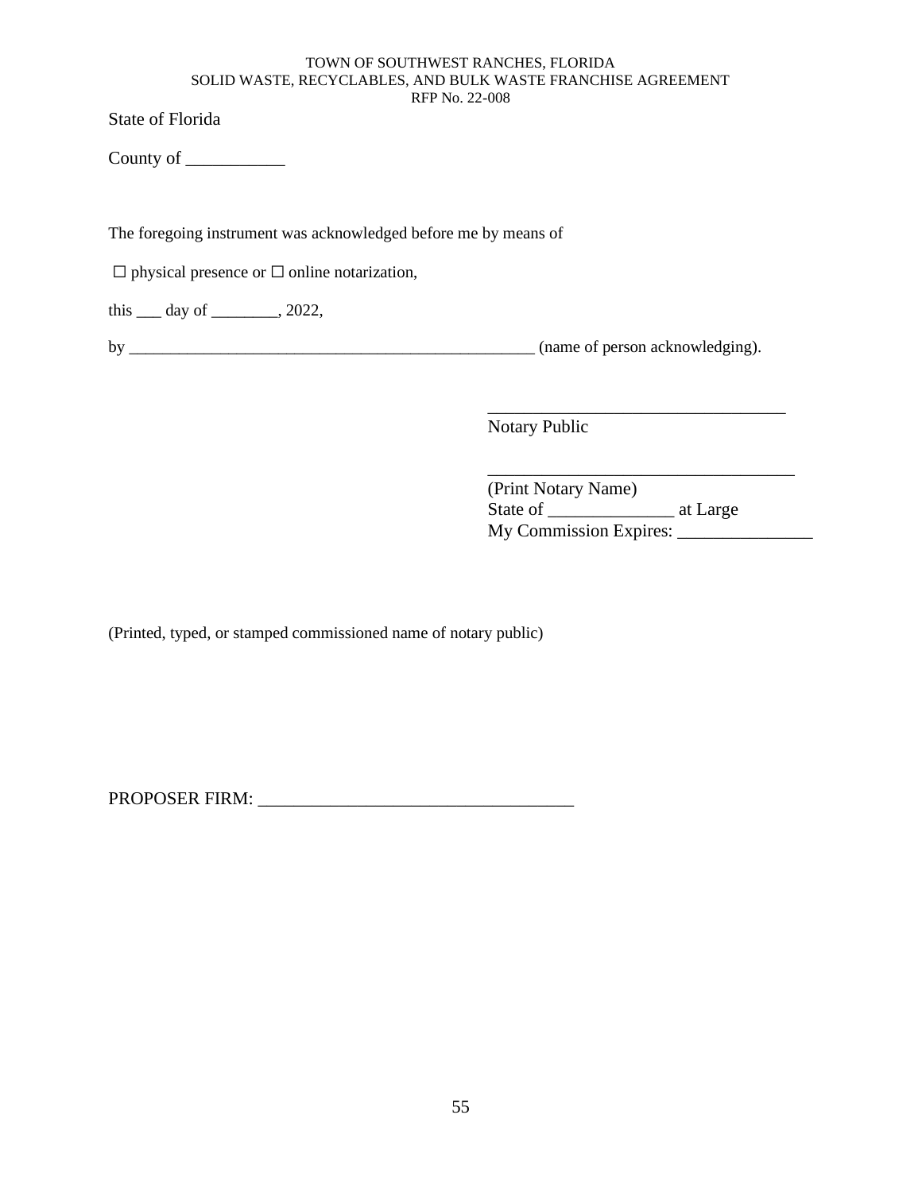State of Florida

County of ___________

The foregoing instrument was acknowledged before me by means of

☐ physical presence or ☐ online notarization,

this ___ day of ________, 2022,

by __________________________________________________ (name of person acknowledging).

__________________________________
Notary Public

__________________________________
(Print Notary Name)
State of ______________ at Large
My Commission Expires: _______________

(Printed, typed, or stamped commissioned name of notary public)

PROPOSER FIRM: ___________________________________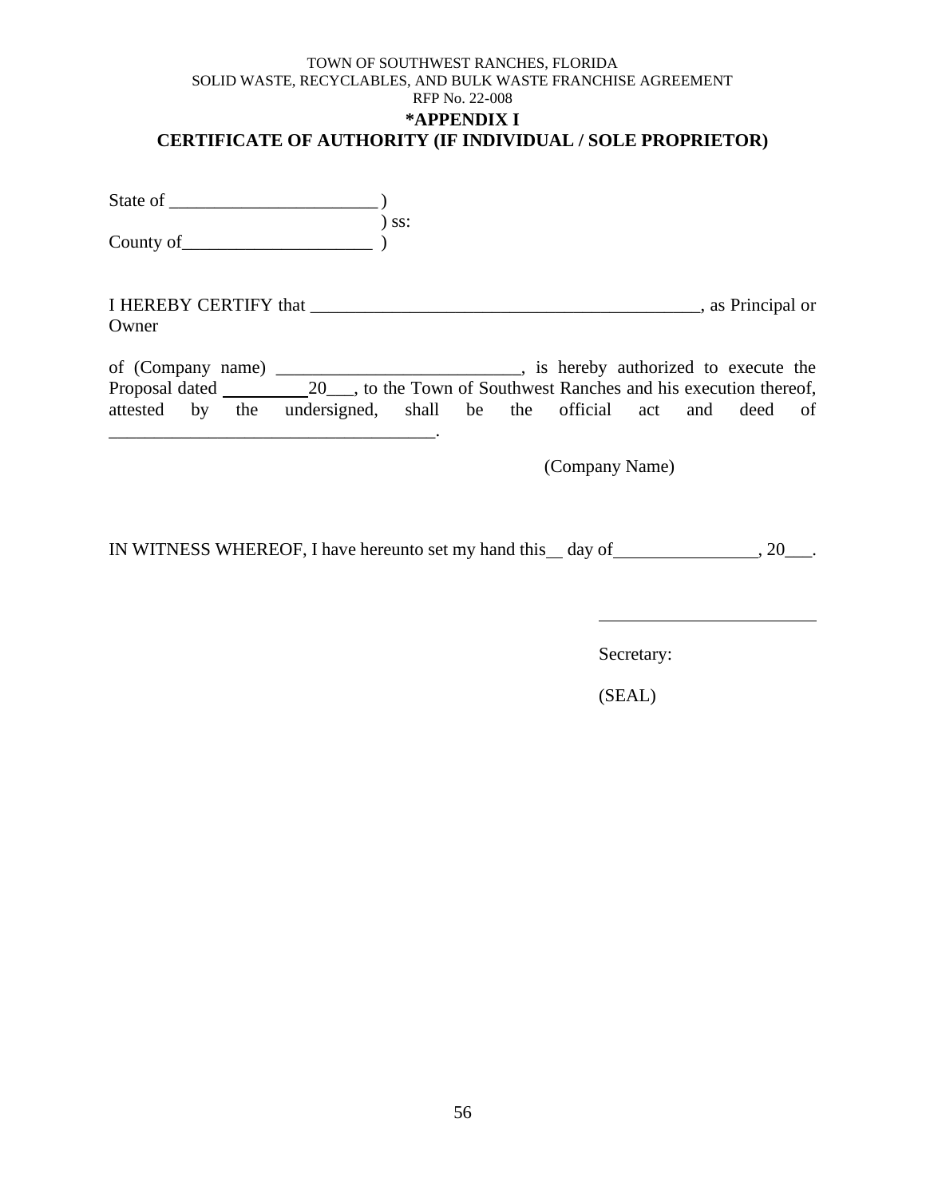TOWN OF SOUTHWEST RANCHES, FLORIDA
SOLID WASTE, RECYCLABLES, AND BULK WASTE FRANCHISE AGREEMENT
RFP No. 22-008

**\*APPENDIX I**

**CERTIFICATE OF AUTHORITY (IF INDIVIDUAL / SOLE PROPRIETOR)**

State of _______________________ )
) ss:
County of_____________________ )

I HEREBY CERTIFY that ____________________________________________, as Principal or Owner

of (Company name) ___________________________, is hereby authorized to execute the Proposal dated __________20___, to the Town of Southwest Ranches and his execution thereof, attested by the undersigned, shall be the official act and deed of ____________________________________.

(Company Name)

IN WITNESS WHEREOF, I have hereunto set my hand this__ day of________________, 20___.

_________________________

Secretary:

(SEAL)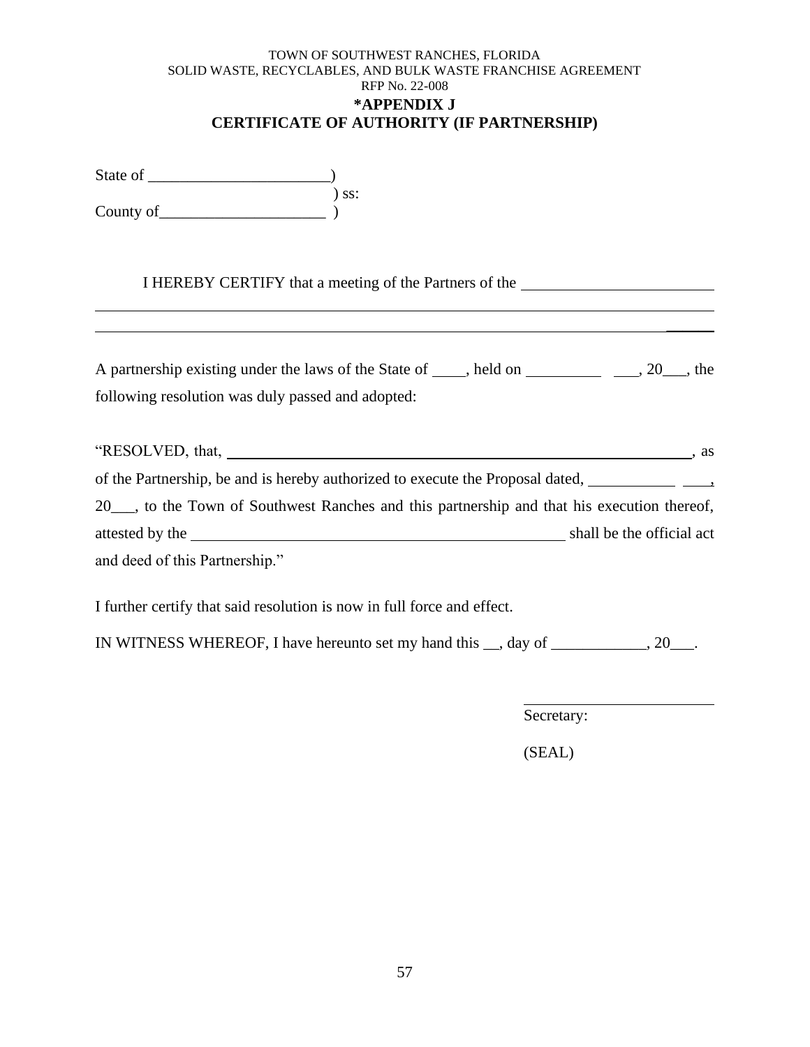TOWN OF SOUTHWEST RANCHES, FLORIDA
SOLID WASTE, RECYCLABLES, AND BULK WASTE FRANCHISE AGREEMENT
RFP No. 22-008

# *APPENDIX J
# CERTIFICATE OF AUTHORITY (IF PARTNERSHIP)

State of ______________________)
) ss:
County of_____________________ )

I HEREBY CERTIFY that a meeting of the Partners of the ________________________
______________________________________________________________________________
______________________________________________________________________________

A partnership existing under the laws of the State of ____, held on __________ ___, 20___, the following resolution was duly passed and adopted:

"RESOLVED, that, ______________________________________________________________, as of the Partnership, be and is hereby authorized to execute the Proposal dated, ___________ ___, 20___, to the Town of Southwest Ranches and this partnership and that his execution thereof, attested by the __________________________________________________ shall be the official act and deed of this Partnership."

I further certify that said resolution is now in full force and effect.

IN WITNESS WHEREOF, I have hereunto set my hand this __, day of ____________, 20___.

_________________________
Secretary:

(SEAL)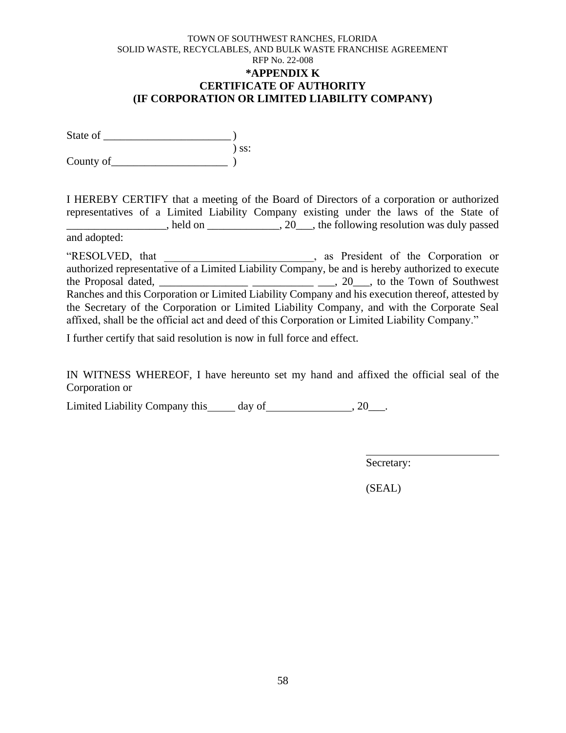TOWN OF SOUTHWEST RANCHES, FLORIDA
SOLID WASTE, RECYCLABLES, AND BULK WASTE FRANCHISE AGREEMENT
RFP No. 22-008

# *APPENDIX K
# CERTIFICATE OF AUTHORITY
# (IF CORPORATION OR LIMITED LIABILITY COMPANY)

State of _______________________ )
) ss:
County of_____________________ )

I HEREBY CERTIFY that a meeting of the Board of Directors of a corporation or authorized representatives of a Limited Liability Company existing under the laws of the State of __________________, held on _____________, 20___, the following resolution was duly passed and adopted:

"RESOLVED, that ___________________________, as President of the Corporation or authorized representative of a Limited Liability Company, be and is hereby authorized to execute the Proposal dated, ________________ ___________ ___, 20___, to the Town of Southwest Ranches and this Corporation or Limited Liability Company and his execution thereof, attested by the Secretary of the Corporation or Limited Liability Company, and with the Corporate Seal affixed, shall be the official act and deed of this Corporation or Limited Liability Company."

I further certify that said resolution is now in full force and effect.

IN WITNESS WHEREOF, I have hereunto set my hand and affixed the official seal of the Corporation or

Limited Liability Company this_____ day of________________, 20___.

_________________________
Secretary:

(SEAL)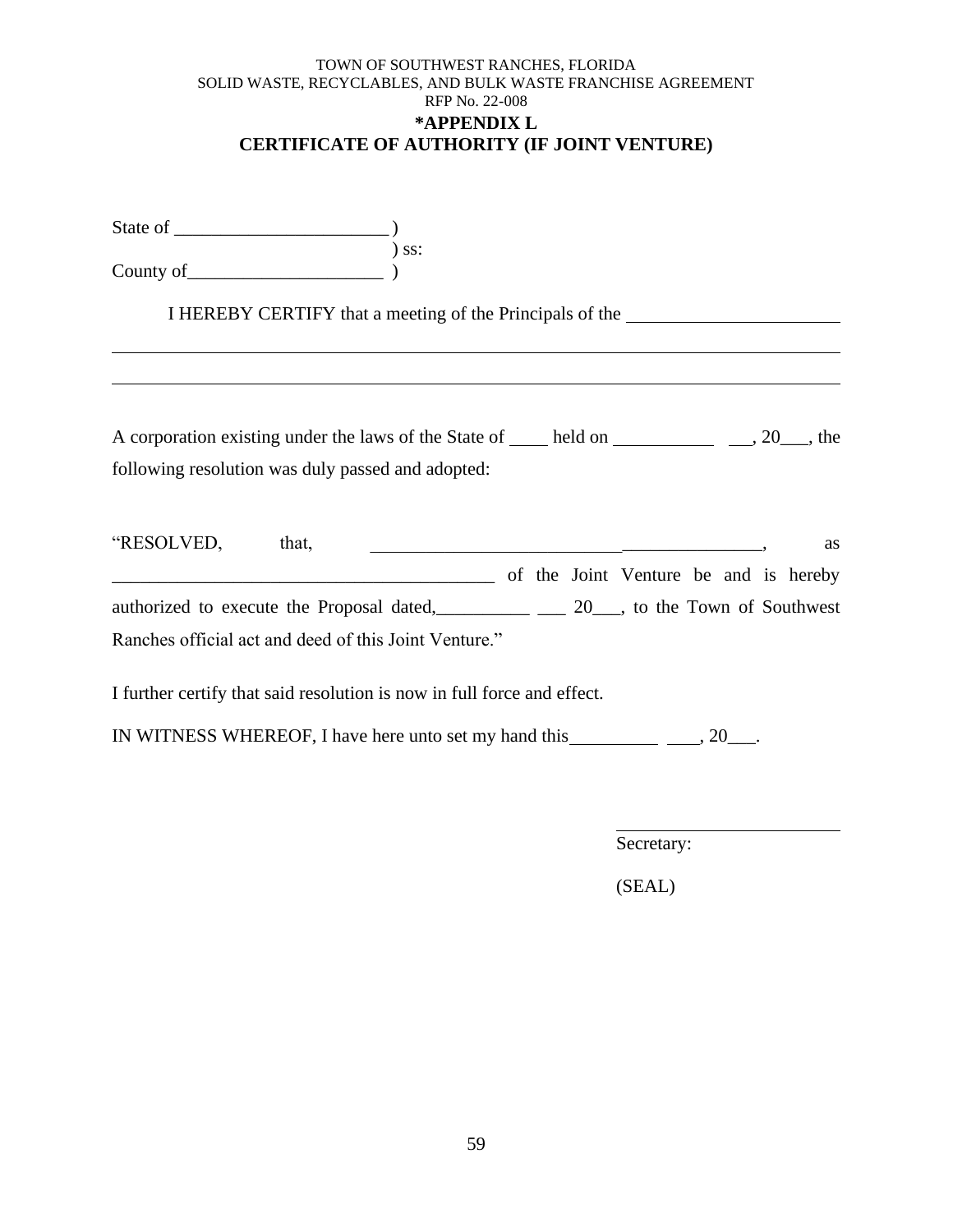TOWN OF SOUTHWEST RANCHES, FLORIDA
SOLID WASTE, RECYCLABLES, AND BULK WASTE FRANCHISE AGREEMENT
RFP No. 22-008

# *APPENDIX L
# CERTIFICATE OF AUTHORITY (IF JOINT VENTURE)

State of _______________________ )
) ss:
County of_____________________ )

I HEREBY CERTIFY that a meeting of the Principals of the _______________________

________________________________________________________________________________

________________________________________________________________________________

A corporation existing under the laws of the State of ____ held on ___________ __, 20___, the following resolution was duly passed and adopted:

"RESOLVED, that, __________________________________________, as __________________________________________ of the Joint Venture be and is hereby authorized to execute the Proposal dated,__________ ___ 20___, to the Town of Southwest Ranches official act and deed of this Joint Venture."

I further certify that said resolution is now in full force and effect.

IN WITNESS WHEREOF, I have here unto set my hand this__________ ____, 20___.

_________________________
Secretary:

(SEAL)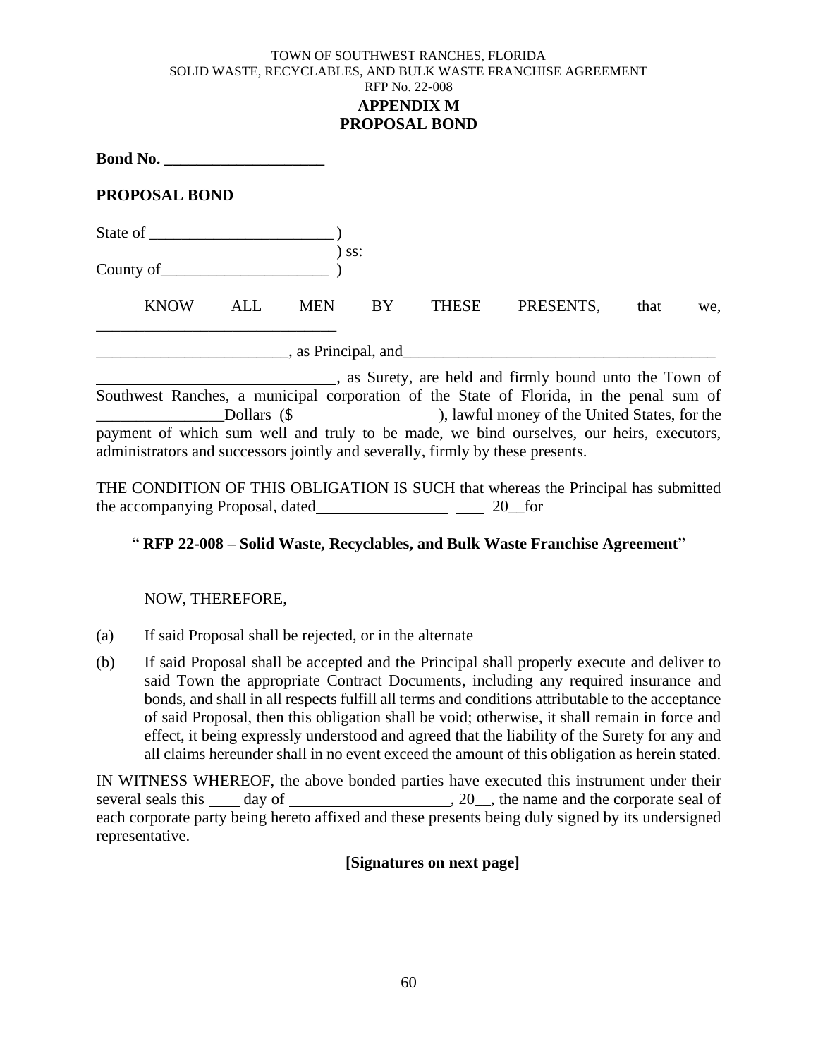TOWN OF SOUTHWEST RANCHES, FLORIDA
SOLID WASTE, RECYCLABLES, AND BULK WASTE FRANCHISE AGREEMENT
RFP No. 22-008

## APPENDIX M
## PROPOSAL BOND

**Bond No. ____________________**

**PROPOSAL BOND**

State of _______________________ )
                                                          ) ss:
County of_____________________ )

KNOW ALL MEN BY THESE PRESENTS, that we, ______________________________

________________________, as Principal, and_______________________________________

______________________________, as Surety, are held and firmly bound unto the Town of Southwest Ranches, a municipal corporation of the State of Florida, in the penal sum of ________________Dollars ($ _________________), lawful money of the United States, for the payment of which sum well and truly to be made, we bind ourselves, our heirs, executors, administrators and successors jointly and severally, firmly by these presents.

THE CONDITION OF THIS OBLIGATION IS SUCH that whereas the Principal has submitted the accompanying Proposal, dated________________ ___ 20__for

" **RFP 22-008 – Solid Waste, Recyclables, and Bulk Waste Franchise Agreement**"

NOW, THEREFORE,

(a) If said Proposal shall be rejected, or in the alternate

(b) If said Proposal shall be accepted and the Principal shall properly execute and deliver to said Town the appropriate Contract Documents, including any required insurance and bonds, and shall in all respects fulfill all terms and conditions attributable to the acceptance of said Proposal, then this obligation shall be void; otherwise, it shall remain in force and effect, it being expressly understood and agreed that the liability of the Surety for any and all claims hereunder shall in no event exceed the amount of this obligation as herein stated.

IN WITNESS WHEREOF, the above bonded parties have executed this instrument under their several seals this ____ day of ___________________, 20__, the name and the corporate seal of each corporate party being hereto affixed and these presents being duly signed by its undersigned representative.

**[Signatures on next page]**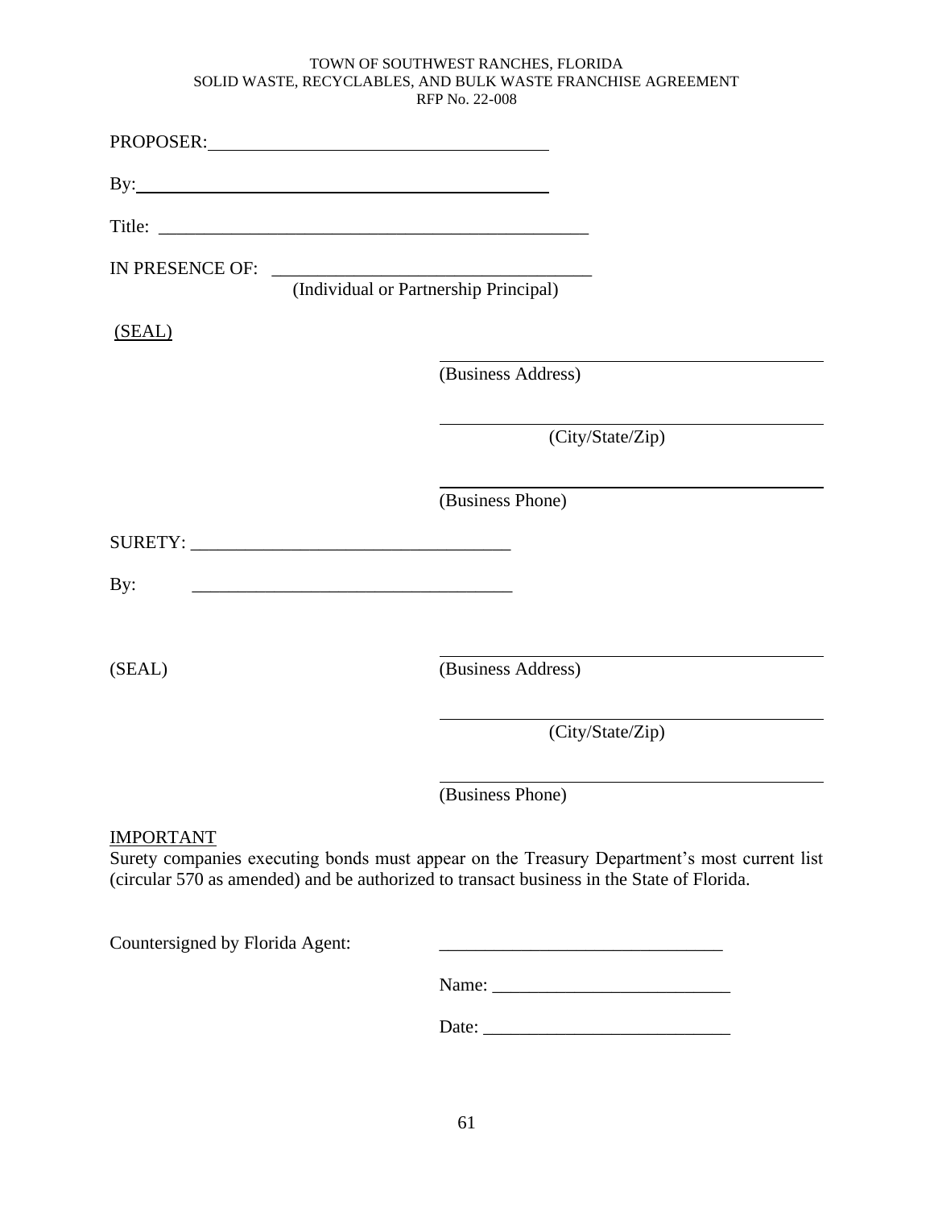PROPOSER:\_\_\_\_\_\_\_\_\_\_\_\_\_\_\_\_\_\_\_\_\_\_\_\_\_\_\_\_\_\_\_\_\_\_\_\_\_\_

By:\_\_\_\_\_\_\_\_\_\_\_\_\_\_\_\_\_\_\_\_\_\_\_\_\_\_\_\_\_\_\_\_\_\_\_\_\_\_\_\_\_\_\_\_\_\_

Title: \_\_\_\_\_\_\_\_\_\_\_\_\_\_\_\_\_\_\_\_\_\_\_\_\_\_\_\_\_\_\_\_\_\_\_\_\_\_\_\_\_\_\_\_\_\_

IN PRESENCE OF: \_\_\_\_\_\_\_\_\_\_\_\_\_\_\_\_\_\_\_\_\_\_\_\_\_\_\_\_\_\_\_\_\_\_
(Individual or Partnership Principal)

(SEAL)

\_\_\_\_\_\_\_\_\_\_\_\_\_\_\_\_\_\_\_\_\_\_\_\_\_\_\_\_\_\_\_\_\_\_\_\_\_\_\_\_\_\_
(Business Address)

\_\_\_\_\_\_\_\_\_\_\_\_\_\_\_\_\_\_\_\_\_\_\_\_\_\_\_\_\_\_\_\_\_\_\_\_\_\_\_\_\_\_
(City/State/Zip)

\_\_\_\_\_\_\_\_\_\_\_\_\_\_\_\_\_\_\_\_\_\_\_\_\_\_\_\_\_\_\_\_\_\_\_\_\_\_\_\_\_\_
(Business Phone)

SURETY: \_\_\_\_\_\_\_\_\_\_\_\_\_\_\_\_\_\_\_\_\_\_\_\_\_\_\_\_\_\_\_\_\_\_\_

By: \_\_\_\_\_\_\_\_\_\_\_\_\_\_\_\_\_\_\_\_\_\_\_\_\_\_\_\_\_\_\_\_\_\_\_

(SEAL)

\_\_\_\_\_\_\_\_\_\_\_\_\_\_\_\_\_\_\_\_\_\_\_\_\_\_\_\_\_\_\_\_\_\_\_\_\_\_\_\_\_\_
(Business Address)

\_\_\_\_\_\_\_\_\_\_\_\_\_\_\_\_\_\_\_\_\_\_\_\_\_\_\_\_\_\_\_\_\_\_\_\_\_\_\_\_\_\_
(City/State/Zip)

\_\_\_\_\_\_\_\_\_\_\_\_\_\_\_\_\_\_\_\_\_\_\_\_\_\_\_\_\_\_\_\_\_\_\_\_\_\_\_\_\_\_
(Business Phone)

IMPORTANT

Surety companies executing bonds must appear on the Treasury Department's most current list (circular 570 as amended) and be authorized to transact business in the State of Florida.

Countersigned by Florida Agent: \_\_\_\_\_\_\_\_\_\_\_\_\_\_\_\_\_\_\_\_\_\_\_\_\_\_\_\_\_\_

Name: \_\_\_\_\_\_\_\_\_\_\_\_\_\_\_\_\_\_\_\_\_\_\_\_\_\_

Date: \_\_\_\_\_\_\_\_\_\_\_\_\_\_\_\_\_\_\_\_\_\_\_\_\_\_\_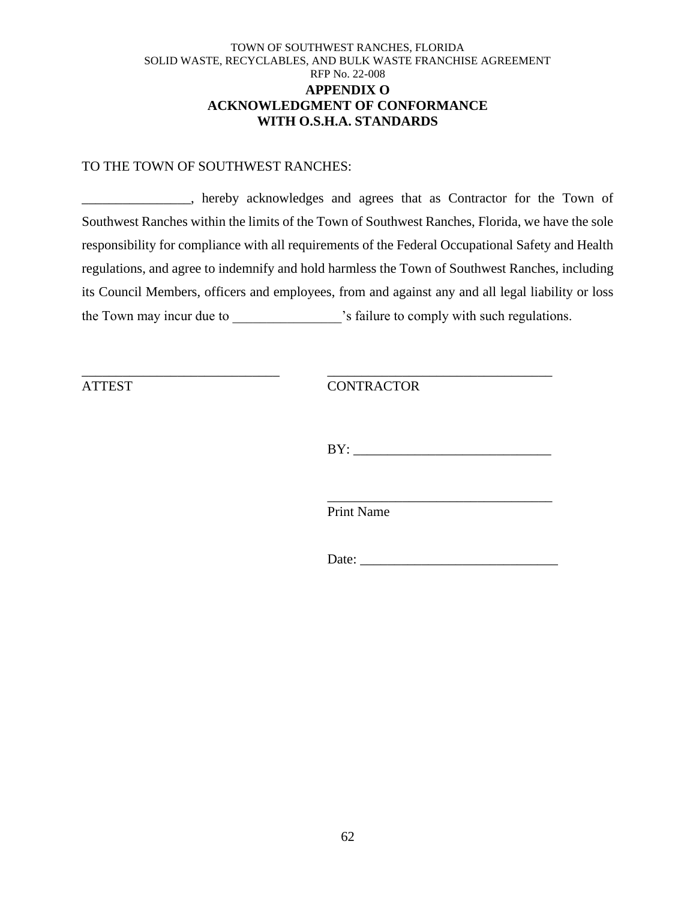TOWN OF SOUTHWEST RANCHES, FLORIDA
SOLID WASTE, RECYCLABLES, AND BULK WASTE FRANCHISE AGREEMENT
RFP No. 22-008

# APPENDIX O
# ACKNOWLEDGMENT OF CONFORMANCE WITH O.S.H.A. STANDARDS

TO THE TOWN OF SOUTHWEST RANCHES:

________________, hereby acknowledges and agrees that as Contractor for the Town of Southwest Ranches within the limits of the Town of Southwest Ranches, Florida, we have the sole responsibility for compliance with all requirements of the Federal Occupational Safety and Health regulations, and agree to indemnify and hold harmless the Town of Southwest Ranches, including its Council Members, officers and employees, from and against any and all legal liability or loss the Town may incur due to ________________'s failure to comply with such regulations.

_____________________________
ATTEST

_________________________________
CONTRACTOR

BY: _____________________________

_________________________________
Print Name

Date: _____________________________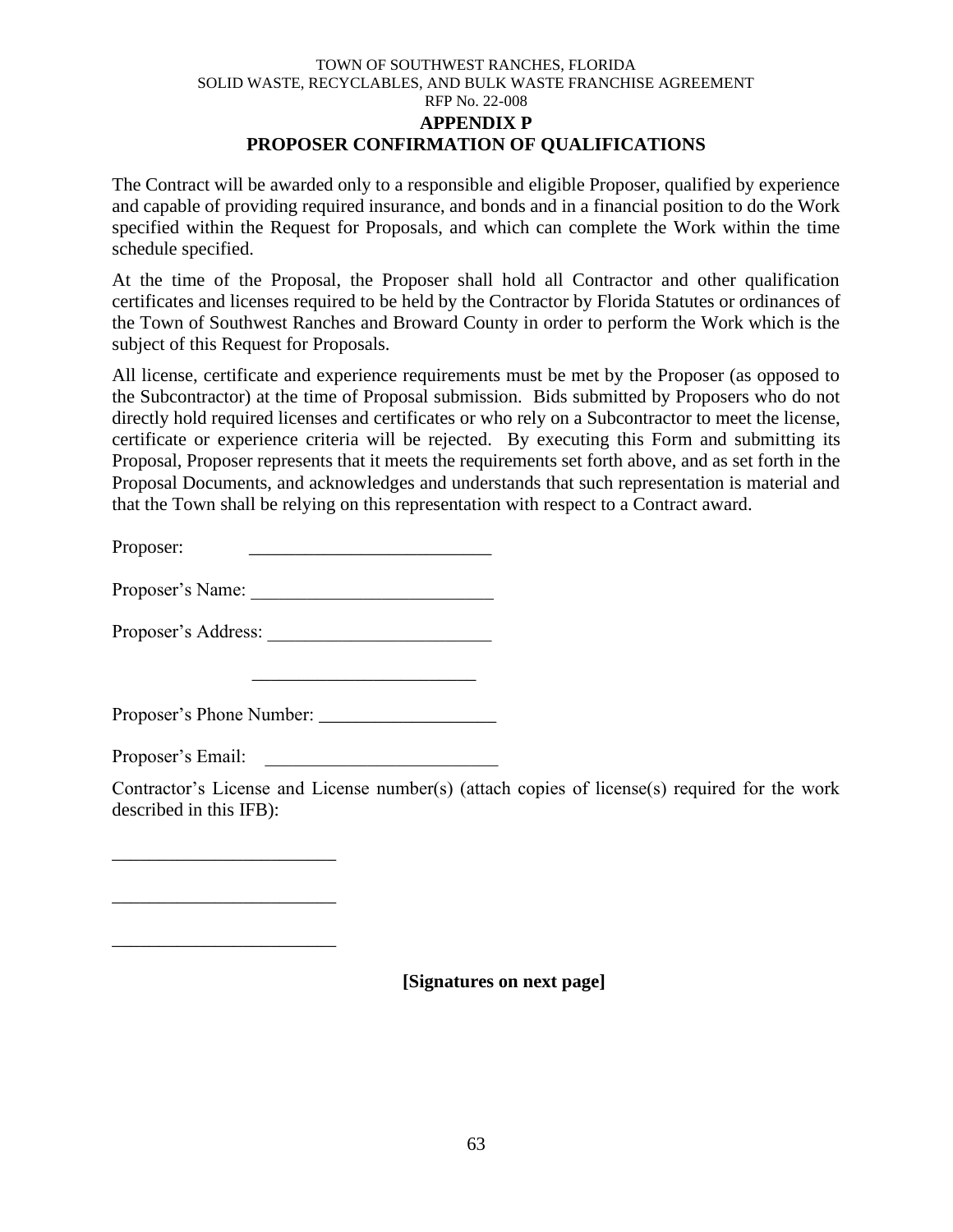TOWN OF SOUTHWEST RANCHES, FLORIDA
SOLID WASTE, RECYCLABLES, AND BULK WASTE FRANCHISE AGREEMENT
RFP No. 22-008

## APPENDIX P
## PROPOSER CONFIRMATION OF QUALIFICATIONS

The Contract will be awarded only to a responsible and eligible Proposer, qualified by experience and capable of providing required insurance, and bonds and in a financial position to do the Work specified within the Request for Proposals, and which can complete the Work within the time schedule specified.

At the time of the Proposal, the Proposer shall hold all Contractor and other qualification certificates and licenses required to be held by the Contractor by Florida Statutes or ordinances of the Town of Southwest Ranches and Broward County in order to perform the Work which is the subject of this Request for Proposals.

All license, certificate and experience requirements must be met by the Proposer (as opposed to the Subcontractor) at the time of Proposal submission. Bids submitted by Proposers who do not directly hold required licenses and certificates or who rely on a Subcontractor to meet the license, certificate or experience criteria will be rejected. By executing this Form and submitting its Proposal, Proposer represents that it meets the requirements set forth above, and as set forth in the Proposal Documents, and acknowledges and understands that such representation is material and that the Town shall be relying on this representation with respect to a Contract award.

Proposer: __________________________

Proposer's Name: __________________________

Proposer's Address: ________________________

________________________

Proposer's Phone Number: ___________________

Proposer's Email: _________________________

Contractor's License and License number(s) (attach copies of license(s) required for the work described in this IFB):

________________________

________________________

________________________

**[Signatures on next page]**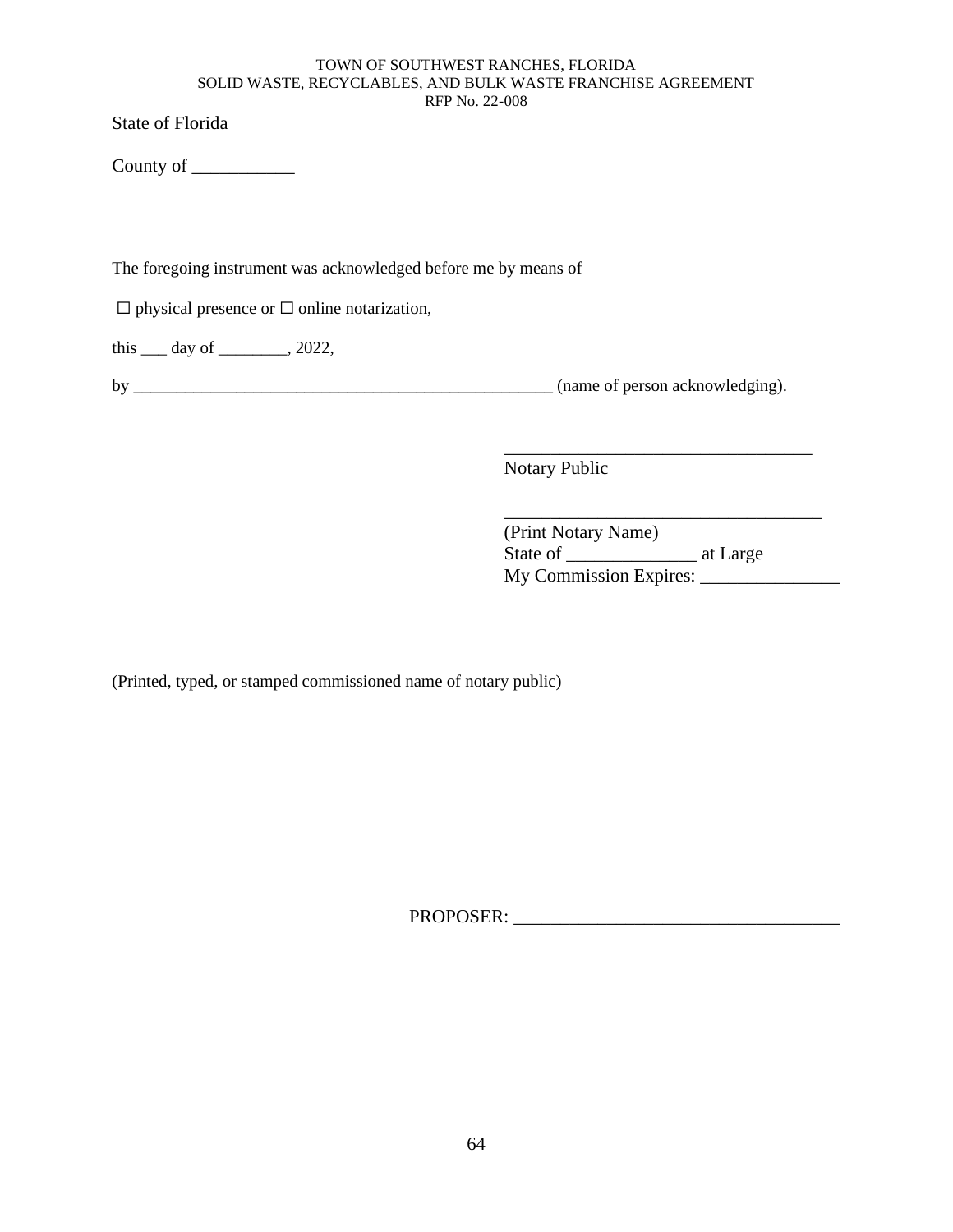State of Florida

County of ___________

The foregoing instrument was acknowledged before me by means of

☐ physical presence or ☐ online notarization,

this ___ day of ________, 2022,

by __________________________________________________ (name of person acknowledging).

__________________________________
Notary Public

___________________________________
(Print Notary Name)
State of ______________ at Large
My Commission Expires: _______________

(Printed, typed, or stamped commissioned name of notary public)

PROPOSER: ___________________________________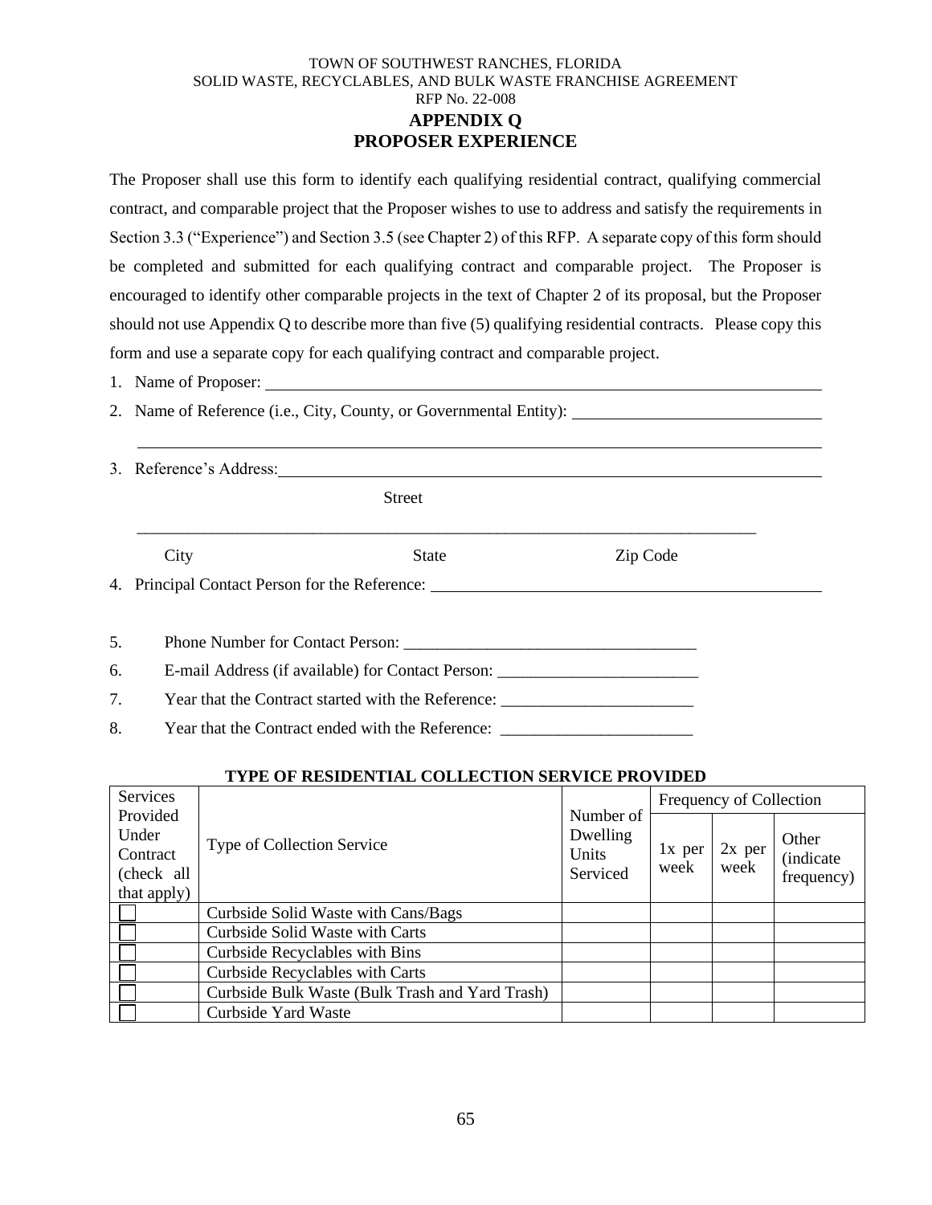TOWN OF SOUTHWEST RANCHES, FLORIDA
SOLID WASTE, RECYCLABLES, AND BULK WASTE FRANCHISE AGREEMENT
RFP No. 22-008

# APPENDIX Q
# PROPOSER EXPERIENCE

The Proposer shall use this form to identify each qualifying residential contract, qualifying commercial contract, and comparable project that the Proposer wishes to use to address and satisfy the requirements in Section 3.3 ("Experience") and Section 3.5 (see Chapter 2) of this RFP. A separate copy of this form should be completed and submitted for each qualifying contract and comparable project. The Proposer is encouraged to identify other comparable projects in the text of Chapter 2 of its proposal, but the Proposer should not use Appendix Q to describe more than five (5) qualifying residential contracts. Please copy this form and use a separate copy for each qualifying contract and comparable project.

1. Name of Proposer: ______________________________________________

2. Name of Reference (i.e., City, County, or Governmental Entity): ______________________________

   ______________________________________________

3. Reference's Address: ______________________________________________
   Street

   ______________________________________________
   City          State          Zip Code

4. Principal Contact Person for the Reference: ______________________________

5. Phone Number for Contact Person: ___________________________________

6. E-mail Address (if available) for Contact Person: ________________________

7. Year that the Contract started with the Reference: _______________________

8. Year that the Contract ended with the Reference: _______________________

**TYPE OF RESIDENTIAL COLLECTION SERVICE PROVIDED**

| Services Provided Under Contract (check all that apply) | Type of Collection Service | Number of Dwelling Units Serviced | Frequency of Collection | | |
|---|---|---|---|---|---|
| | | | 1x per week | 2x per week | Other (indicate frequency) |
| ☐ | Curbside Solid Waste with Cans/Bags | | | | |
| ☐ | Curbside Solid Waste with Carts | | | | |
| ☐ | Curbside Recyclables with Bins | | | | |
| ☐ | Curbside Recyclables with Carts | | | | |
| ☐ | Curbside Bulk Waste (Bulk Trash and Yard Trash) | | | | |
| ☐ | Curbside Yard Waste | | | | |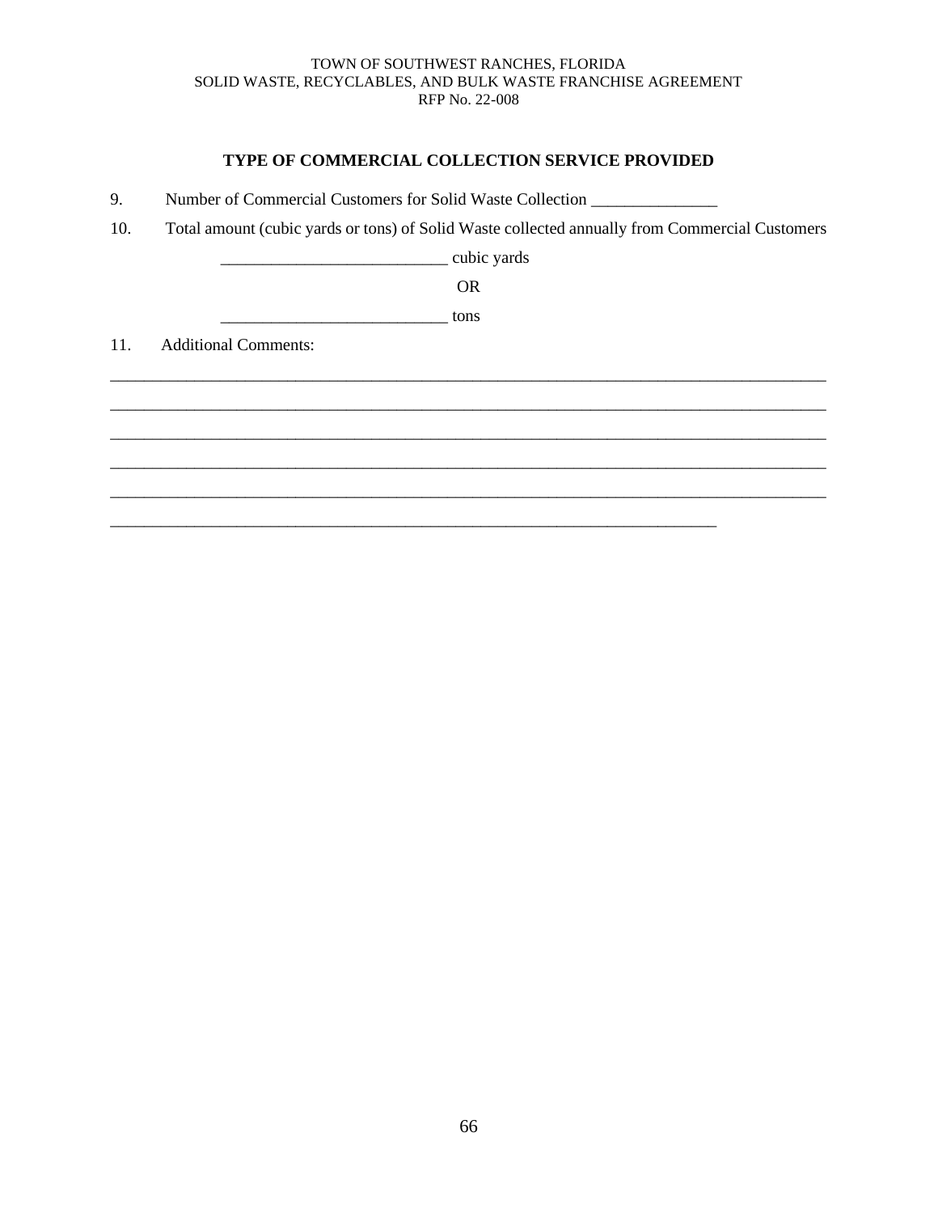## TYPE OF COMMERCIAL COLLECTION SERVICE PROVIDED

9. Number of Commercial Customers for Solid Waste Collection _______________

10. Total amount (cubic yards or tons) of Solid Waste collected annually from Commercial Customers

    ___________________________ cubic yards

    OR

    ___________________________ tons

11. Additional Comments:

_________________________________________________________________________________________

_________________________________________________________________________________________

_________________________________________________________________________________________

_________________________________________________________________________________________

_________________________________________________________________________________________

___________________________________________________________________________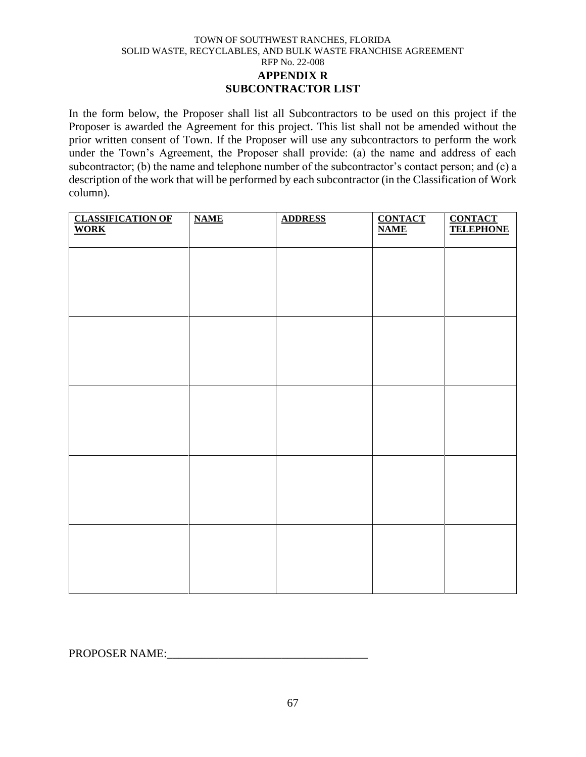TOWN OF SOUTHWEST RANCHES, FLORIDA
SOLID WASTE, RECYCLABLES, AND BULK WASTE FRANCHISE AGREEMENT
RFP No. 22-008

# APPENDIX R
# SUBCONTRACTOR LIST

In the form below, the Proposer shall list all Subcontractors to be used on this project if the Proposer is awarded the Agreement for this project. This list shall not be amended without the prior written consent of Town. If the Proposer will use any subcontractors to perform the work under the Town's Agreement, the Proposer shall provide: (a) the name and address of each subcontractor; (b) the name and telephone number of the subcontractor's contact person; and (c) a description of the work that will be performed by each subcontractor (in the Classification of Work column).

| **CLASSIFICATION OF WORK** | **NAME** | **ADDRESS** | **CONTACT NAME** | **CONTACT TELEPHONE** |
|---|---|---|---|---|
| | | | | |
| | | | | |
| | | | | |
| | | | | |
| | | | | |

PROPOSER NAME:___________________________________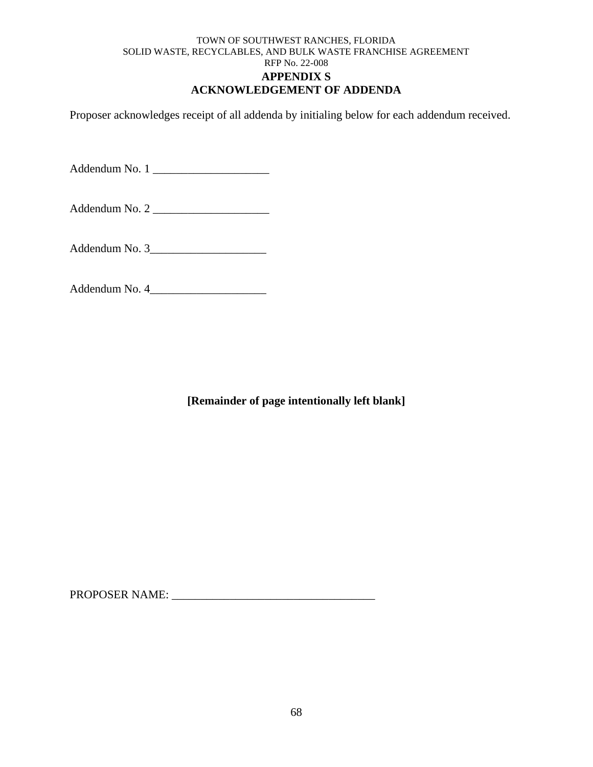TOWN OF SOUTHWEST RANCHES, FLORIDA
SOLID WASTE, RECYCLABLES, AND BULK WASTE FRANCHISE AGREEMENT
RFP No. 22-008

## APPENDIX S
## ACKNOWLEDGEMENT OF ADDENDA

Proposer acknowledges receipt of all addenda by initialing below for each addendum received.

Addendum No. 1 ____________________

Addendum No. 2 ____________________

Addendum No. 3____________________

Addendum No. 4____________________

**[Remainder of page intentionally left blank]**

PROPOSER NAME: ___________________________________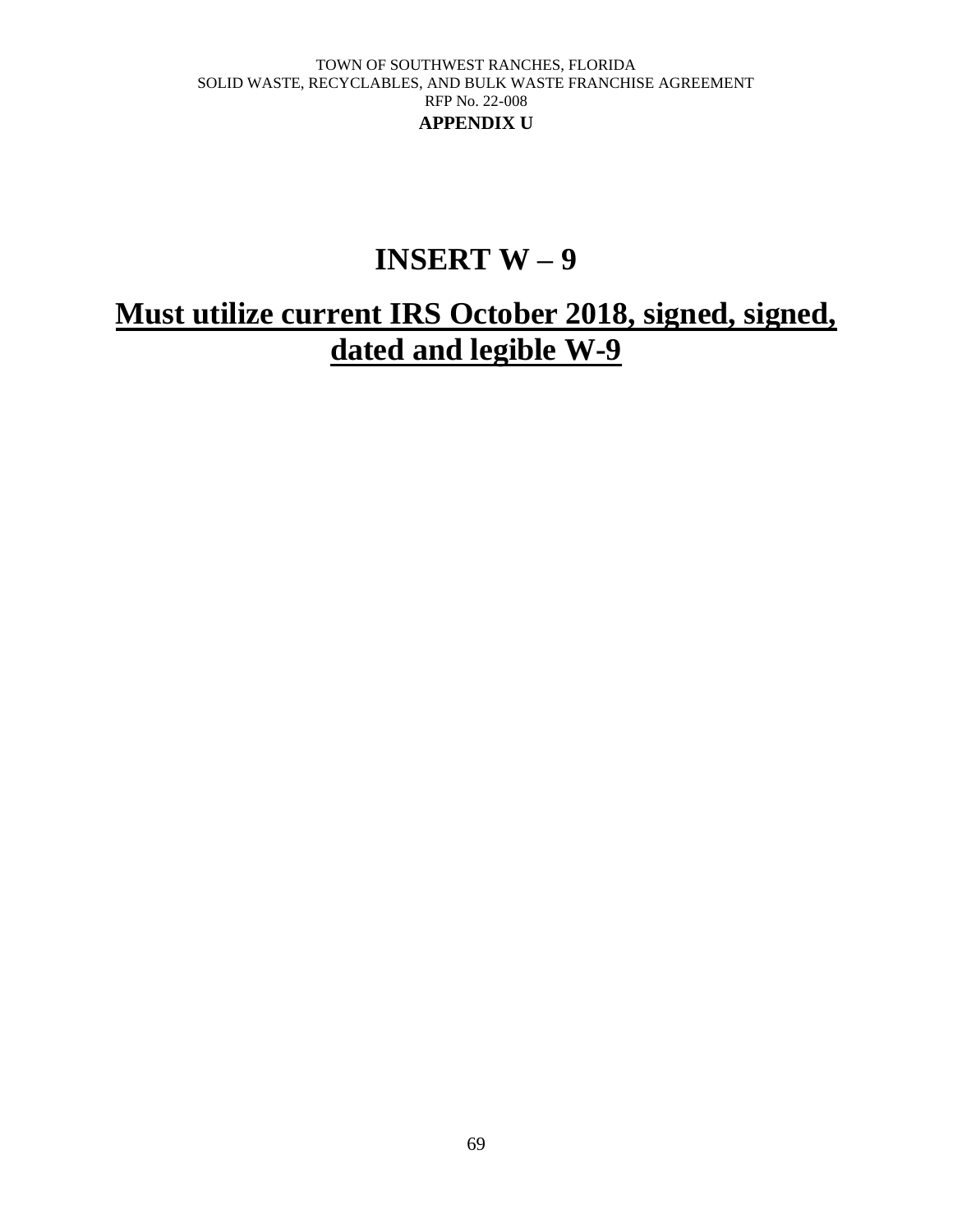TOWN OF SOUTHWEST RANCHES, FLORIDA
SOLID WASTE, RECYCLABLES, AND BULK WASTE FRANCHISE AGREEMENT
RFP No. 22-008
**APPENDIX U**

# INSERT W – 9

## Must utilize current IRS October 2018, signed, signed, dated and legible W-9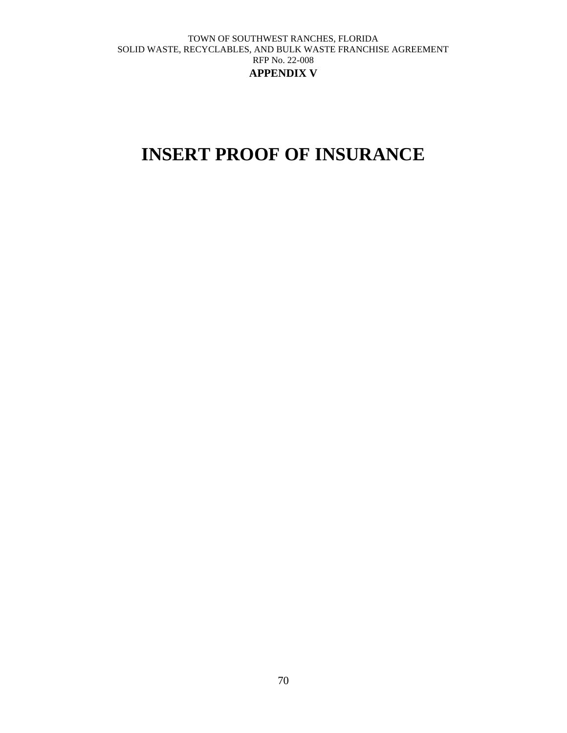TOWN OF SOUTHWEST RANCHES, FLORIDA
SOLID WASTE, RECYCLABLES, AND BULK WASTE FRANCHISE AGREEMENT
RFP No. 22-008

**APPENDIX V**

# INSERT PROOF OF INSURANCE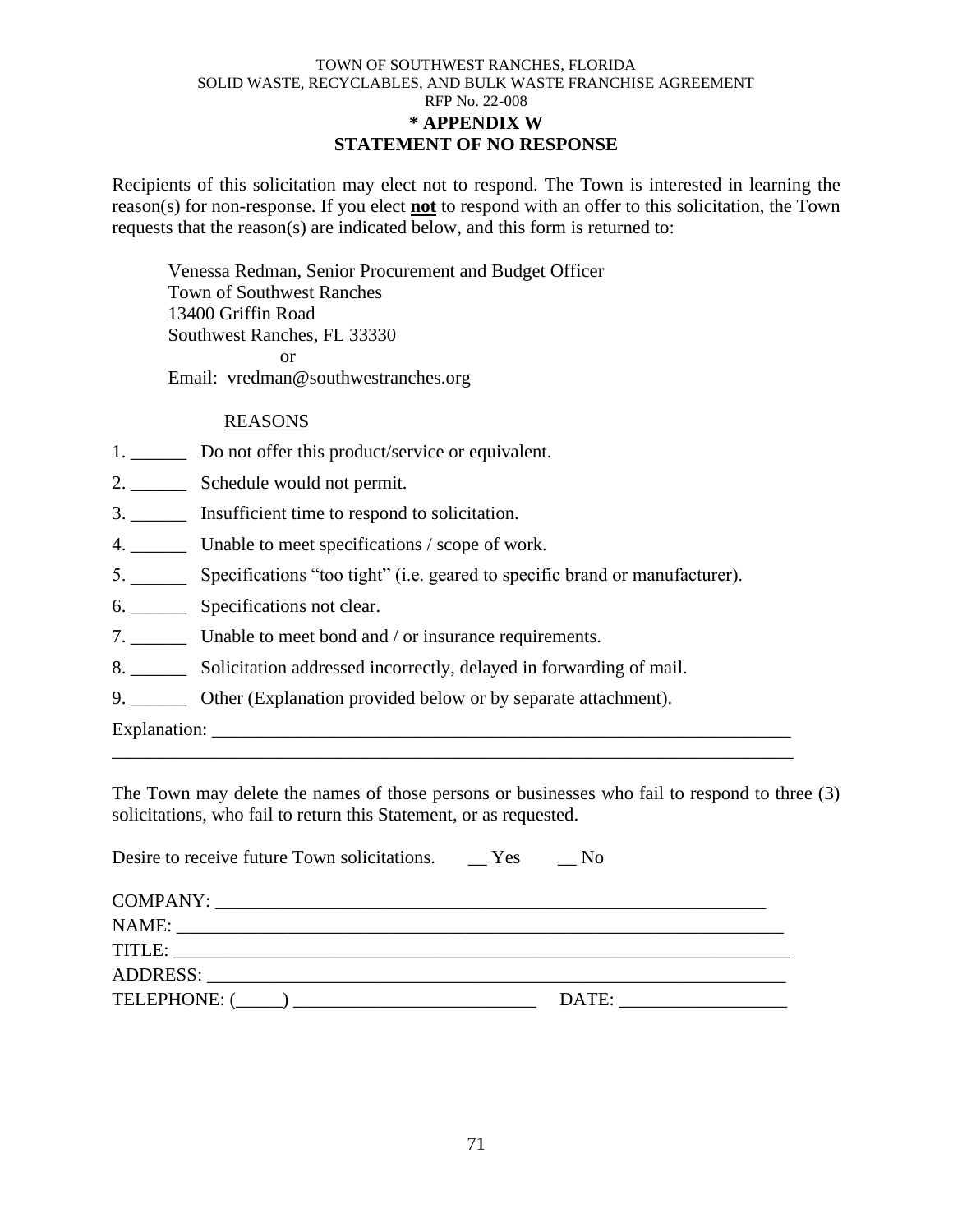TOWN OF SOUTHWEST RANCHES, FLORIDA
SOLID WASTE, RECYCLABLES, AND BULK WASTE FRANCHISE AGREEMENT
RFP No. 22-008

# * APPENDIX W
# STATEMENT OF NO RESPONSE

Recipients of this solicitation may elect not to respond. The Town is interested in learning the reason(s) for non-response. If you elect **not** to respond with an offer to this solicitation, the Town requests that the reason(s) are indicated below, and this form is returned to:

Venessa Redman, Senior Procurement and Budget Officer
Town of Southwest Ranches
13400 Griffin Road
Southwest Ranches, FL 33330
or
Email: vredman@southwestranches.org

REASONS

1. ______ Do not offer this product/service or equivalent.
2. ______ Schedule would not permit.
3. ______ Insufficient time to respond to solicitation.
4. ______ Unable to meet specifications / scope of work.
5. ______ Specifications "too tight" (i.e. geared to specific brand or manufacturer).
6. ______ Specifications not clear.
7. ______ Unable to meet bond and / or insurance requirements.
8. ______ Solicitation addressed incorrectly, delayed in forwarding of mail.
9. ______ Other (Explanation provided below or by separate attachment).

Explanation: ________________________________________________________________
_________________________________________________________________________

The Town may delete the names of those persons or businesses who fail to respond to three (3) solicitations, who fail to return this Statement, or as requested.

Desire to receive future Town solicitations. __ Yes __ No

COMPANY: ___________________________________________________________
NAME: ________________________________________________________________
TITLE: ________________________________________________________________
ADDRESS: _____________________________________________________________
TELEPHONE: (_____) _________________________ DATE: _________________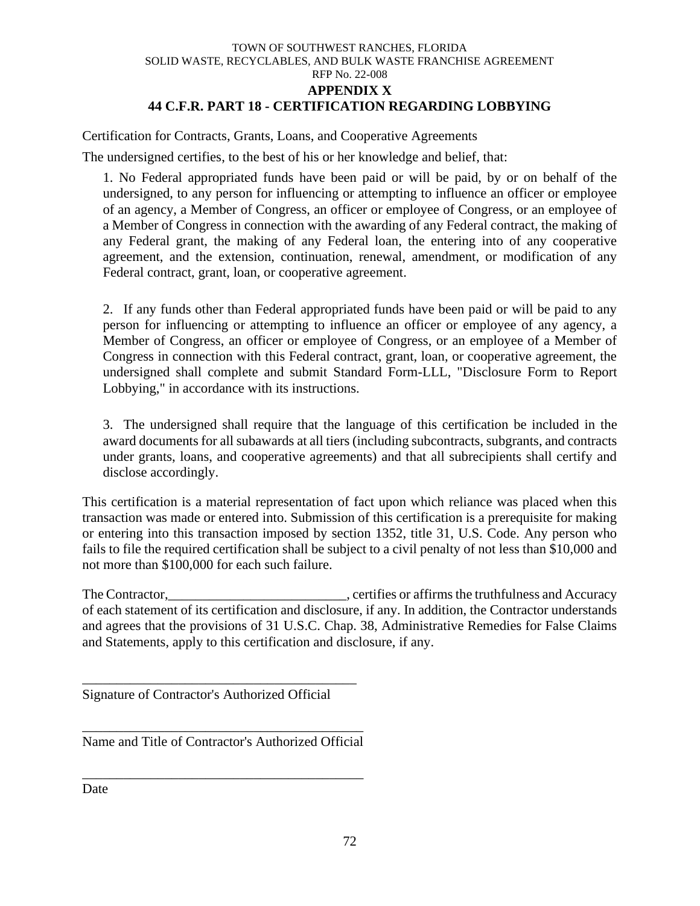TOWN OF SOUTHWEST RANCHES, FLORIDA
SOLID WASTE, RECYCLABLES, AND BULK WASTE FRANCHISE AGREEMENT
RFP No. 22-008

# APPENDIX X
# 44 C.F.R. PART 18 - CERTIFICATION REGARDING LOBBYING

Certification for Contracts, Grants, Loans, and Cooperative Agreements

The undersigned certifies, to the best of his or her knowledge and belief, that:

1. No Federal appropriated funds have been paid or will be paid, by or on behalf of the undersigned, to any person for influencing or attempting to influence an officer or employee of an agency, a Member of Congress, an officer or employee of Congress, or an employee of a Member of Congress in connection with the awarding of any Federal contract, the making of any Federal grant, the making of any Federal loan, the entering into of any cooperative agreement, and the extension, continuation, renewal, amendment, or modification of any Federal contract, grant, loan, or cooperative agreement.

2. If any funds other than Federal appropriated funds have been paid or will be paid to any person for influencing or attempting to influence an officer or employee of any agency, a Member of Congress, an officer or employee of Congress, or an employee of a Member of Congress in connection with this Federal contract, grant, loan, or cooperative agreement, the undersigned shall complete and submit Standard Form-LLL, "Disclosure Form to Report Lobbying," in accordance with its instructions.

3. The undersigned shall require that the language of this certification be included in the award documents for all subawards at all tiers (including subcontracts, subgrants, and contracts under grants, loans, and cooperative agreements) and that all subrecipients shall certify and disclose accordingly.

This certification is a material representation of fact upon which reliance was placed when this transaction was made or entered into. Submission of this certification is a prerequisite for making or entering into this transaction imposed by section 1352, title 31, U.S. Code. Any person who fails to file the required certification shall be subject to a civil penalty of not less than $10,000 and not more than $100,000 for each such failure.

The Contractor,__________________________, certifies or affirms the truthfulness and Accuracy of each statement of its certification and disclosure, if any. In addition, the Contractor understands and agrees that the provisions of 31 U.S.C. Chap. 38, Administrative Remedies for False Claims and Statements, apply to this certification and disclosure, if any.

_________________________________________
Signature of Contractor's Authorized Official

_________________________________________
Name and Title of Contractor's Authorized Official

_________________________________________
Date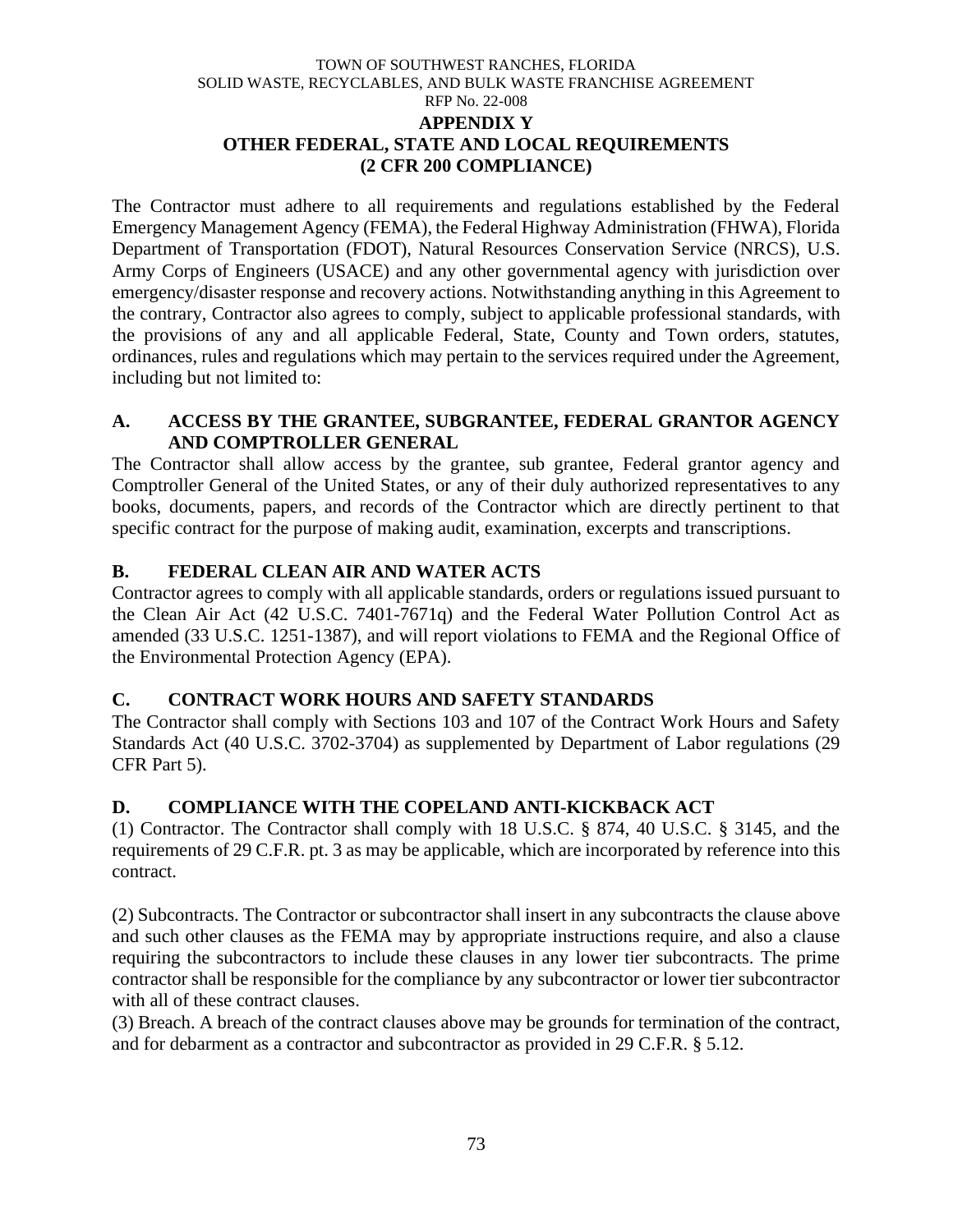## APPENDIX Y
## OTHER FEDERAL, STATE AND LOCAL REQUIREMENTS
## (2 CFR 200 COMPLIANCE)

The Contractor must adhere to all requirements and regulations established by the Federal Emergency Management Agency (FEMA), the Federal Highway Administration (FHWA), Florida Department of Transportation (FDOT), Natural Resources Conservation Service (NRCS), U.S. Army Corps of Engineers (USACE) and any other governmental agency with jurisdiction over emergency/disaster response and recovery actions. Notwithstanding anything in this Agreement to the contrary, Contractor also agrees to comply, subject to applicable professional standards, with the provisions of any and all applicable Federal, State, County and Town orders, statutes, ordinances, rules and regulations which may pertain to the services required under the Agreement, including but not limited to:

### A. ACCESS BY THE GRANTEE, SUBGRANTEE, FEDERAL GRANTOR AGENCY AND COMPTROLLER GENERAL

The Contractor shall allow access by the grantee, sub grantee, Federal grantor agency and Comptroller General of the United States, or any of their duly authorized representatives to any books, documents, papers, and records of the Contractor which are directly pertinent to that specific contract for the purpose of making audit, examination, excerpts and transcriptions.

### B. FEDERAL CLEAN AIR AND WATER ACTS

Contractor agrees to comply with all applicable standards, orders or regulations issued pursuant to the Clean Air Act (42 U.S.C. 7401-7671q) and the Federal Water Pollution Control Act as amended (33 U.S.C. 1251-1387), and will report violations to FEMA and the Regional Office of the Environmental Protection Agency (EPA).

### C. CONTRACT WORK HOURS AND SAFETY STANDARDS

The Contractor shall comply with Sections 103 and 107 of the Contract Work Hours and Safety Standards Act (40 U.S.C. 3702-3704) as supplemented by Department of Labor regulations (29 CFR Part 5).

### D. COMPLIANCE WITH THE COPELAND ANTI-KICKBACK ACT

(1) Contractor. The Contractor shall comply with 18 U.S.C. § 874, 40 U.S.C. § 3145, and the requirements of 29 C.F.R. pt. 3 as may be applicable, which are incorporated by reference into this contract.

(2) Subcontracts. The Contractor or subcontractor shall insert in any subcontracts the clause above and such other clauses as the FEMA may by appropriate instructions require, and also a clause requiring the subcontractors to include these clauses in any lower tier subcontracts. The prime contractor shall be responsible for the compliance by any subcontractor or lower tier subcontractor with all of these contract clauses.

(3) Breach. A breach of the contract clauses above may be grounds for termination of the contract, and for debarment as a contractor and subcontractor as provided in 29 C.F.R. § 5.12.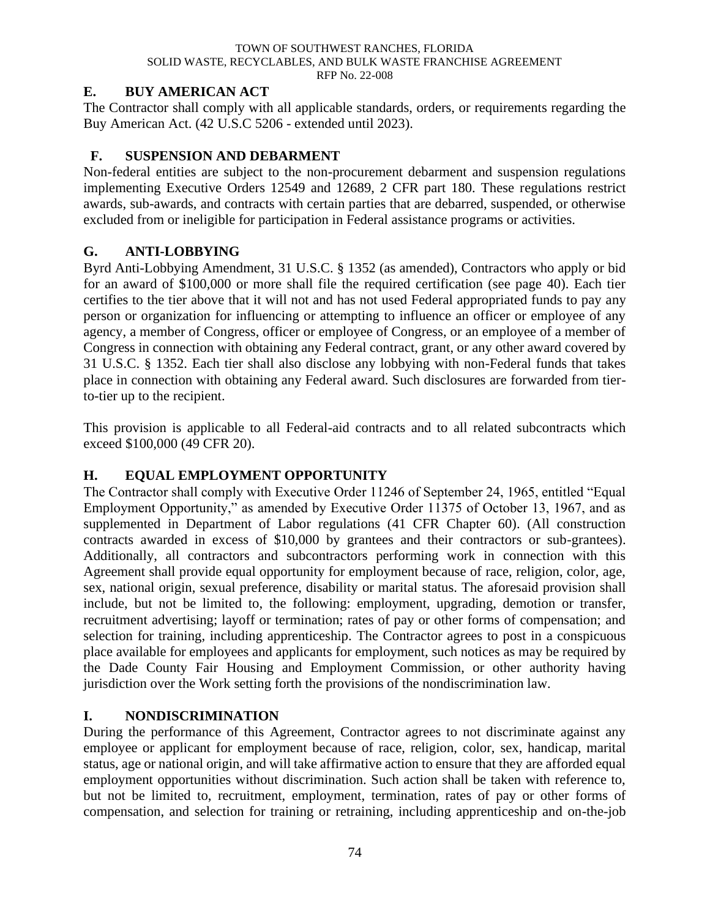## E. BUY AMERICAN ACT

The Contractor shall comply with all applicable standards, orders, or requirements regarding the Buy American Act. (42 U.S.C 5206 - extended until 2023).

## F. SUSPENSION AND DEBARMENT

Non-federal entities are subject to the non-procurement debarment and suspension regulations implementing Executive Orders 12549 and 12689, 2 CFR part 180. These regulations restrict awards, sub-awards, and contracts with certain parties that are debarred, suspended, or otherwise excluded from or ineligible for participation in Federal assistance programs or activities.

## G. ANTI-LOBBYING

Byrd Anti-Lobbying Amendment, 31 U.S.C. § 1352 (as amended), Contractors who apply or bid for an award of $100,000 or more shall file the required certification (see page 40). Each tier certifies to the tier above that it will not and has not used Federal appropriated funds to pay any person or organization for influencing or attempting to influence an officer or employee of any agency, a member of Congress, officer or employee of Congress, or an employee of a member of Congress in connection with obtaining any Federal contract, grant, or any other award covered by 31 U.S.C. § 1352. Each tier shall also disclose any lobbying with non-Federal funds that takes place in connection with obtaining any Federal award. Such disclosures are forwarded from tier-to-tier up to the recipient.

This provision is applicable to all Federal-aid contracts and to all related subcontracts which exceed $100,000 (49 CFR 20).

## H. EQUAL EMPLOYMENT OPPORTUNITY

The Contractor shall comply with Executive Order 11246 of September 24, 1965, entitled "Equal Employment Opportunity," as amended by Executive Order 11375 of October 13, 1967, and as supplemented in Department of Labor regulations (41 CFR Chapter 60). (All construction contracts awarded in excess of $10,000 by grantees and their contractors or sub-grantees). Additionally, all contractors and subcontractors performing work in connection with this Agreement shall provide equal opportunity for employment because of race, religion, color, age, sex, national origin, sexual preference, disability or marital status. The aforesaid provision shall include, but not be limited to, the following: employment, upgrading, demotion or transfer, recruitment advertising; layoff or termination; rates of pay or other forms of compensation; and selection for training, including apprenticeship. The Contractor agrees to post in a conspicuous place available for employees and applicants for employment, such notices as may be required by the Dade County Fair Housing and Employment Commission, or other authority having jurisdiction over the Work setting forth the provisions of the nondiscrimination law.

## I. NONDISCRIMINATION

During the performance of this Agreement, Contractor agrees to not discriminate against any employee or applicant for employment because of race, religion, color, sex, handicap, marital status, age or national origin, and will take affirmative action to ensure that they are afforded equal employment opportunities without discrimination. Such action shall be taken with reference to, but not be limited to, recruitment, employment, termination, rates of pay or other forms of compensation, and selection for training or retraining, including apprenticeship and on-the-job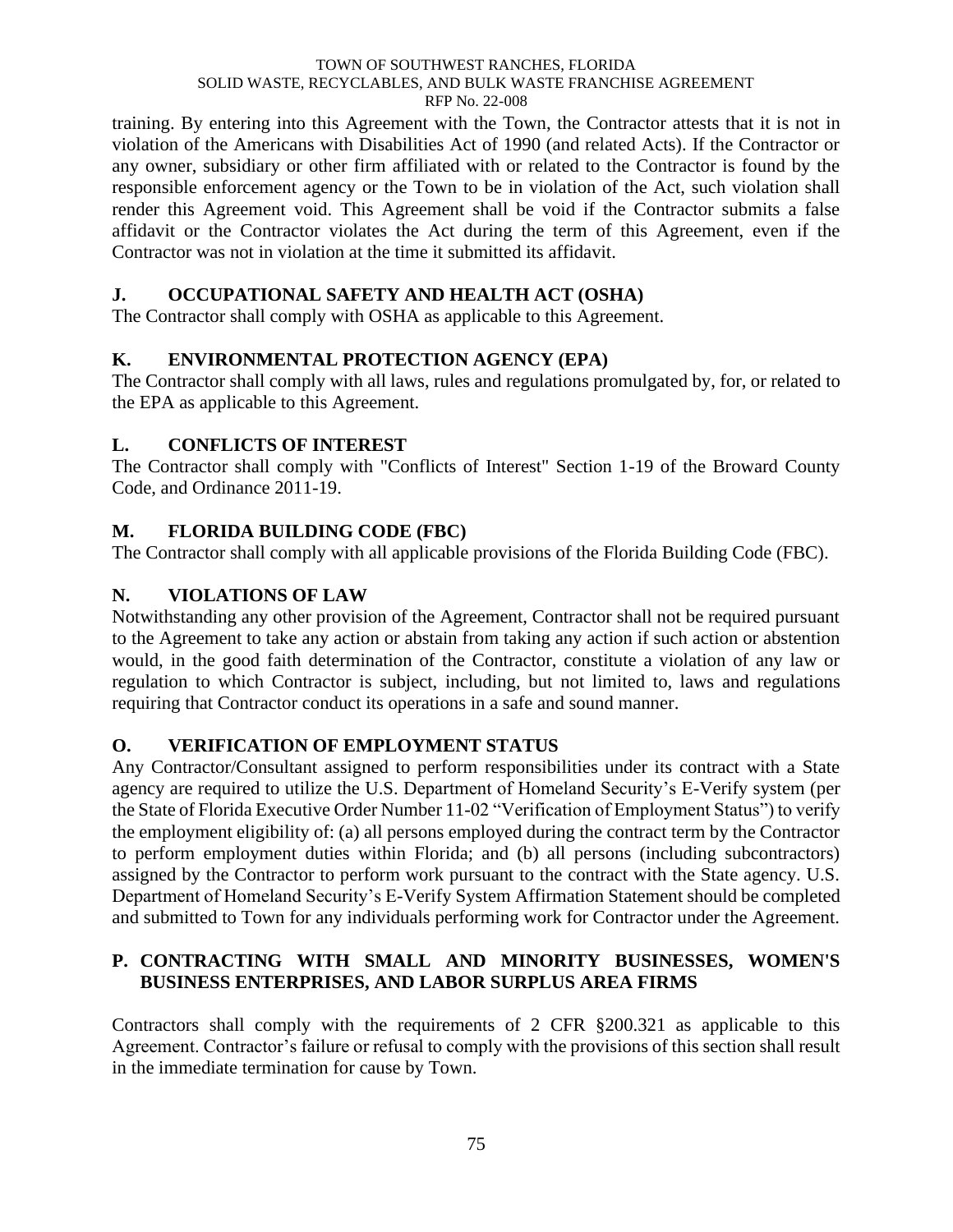training. By entering into this Agreement with the Town, the Contractor attests that it is not in violation of the Americans with Disabilities Act of 1990 (and related Acts). If the Contractor or any owner, subsidiary or other firm affiliated with or related to the Contractor is found by the responsible enforcement agency or the Town to be in violation of the Act, such violation shall render this Agreement void. This Agreement shall be void if the Contractor submits a false affidavit or the Contractor violates the Act during the term of this Agreement, even if the Contractor was not in violation at the time it submitted its affidavit.

## J. OCCUPATIONAL SAFETY AND HEALTH ACT (OSHA)

The Contractor shall comply with OSHA as applicable to this Agreement.

## K. ENVIRONMENTAL PROTECTION AGENCY (EPA)

The Contractor shall comply with all laws, rules and regulations promulgated by, for, or related to the EPA as applicable to this Agreement.

## L. CONFLICTS OF INTEREST

The Contractor shall comply with "Conflicts of Interest" Section 1-19 of the Broward County Code, and Ordinance 2011-19.

## M. FLORIDA BUILDING CODE (FBC)

The Contractor shall comply with all applicable provisions of the Florida Building Code (FBC).

## N. VIOLATIONS OF LAW

Notwithstanding any other provision of the Agreement, Contractor shall not be required pursuant to the Agreement to take any action or abstain from taking any action if such action or abstention would, in the good faith determination of the Contractor, constitute a violation of any law or regulation to which Contractor is subject, including, but not limited to, laws and regulations requiring that Contractor conduct its operations in a safe and sound manner.

## O. VERIFICATION OF EMPLOYMENT STATUS

Any Contractor/Consultant assigned to perform responsibilities under its contract with a State agency are required to utilize the U.S. Department of Homeland Security's E-Verify system (per the State of Florida Executive Order Number 11-02 "Verification of Employment Status") to verify the employment eligibility of: (a) all persons employed during the contract term by the Contractor to perform employment duties within Florida; and (b) all persons (including subcontractors) assigned by the Contractor to perform work pursuant to the contract with the State agency. U.S. Department of Homeland Security's E-Verify System Affirmation Statement should be completed and submitted to Town for any individuals performing work for Contractor under the Agreement.

## P. CONTRACTING WITH SMALL AND MINORITY BUSINESSES, WOMEN'S BUSINESS ENTERPRISES, AND LABOR SURPLUS AREA FIRMS

Contractors shall comply with the requirements of 2 CFR §200.321 as applicable to this Agreement. Contractor's failure or refusal to comply with the provisions of this section shall result in the immediate termination for cause by Town.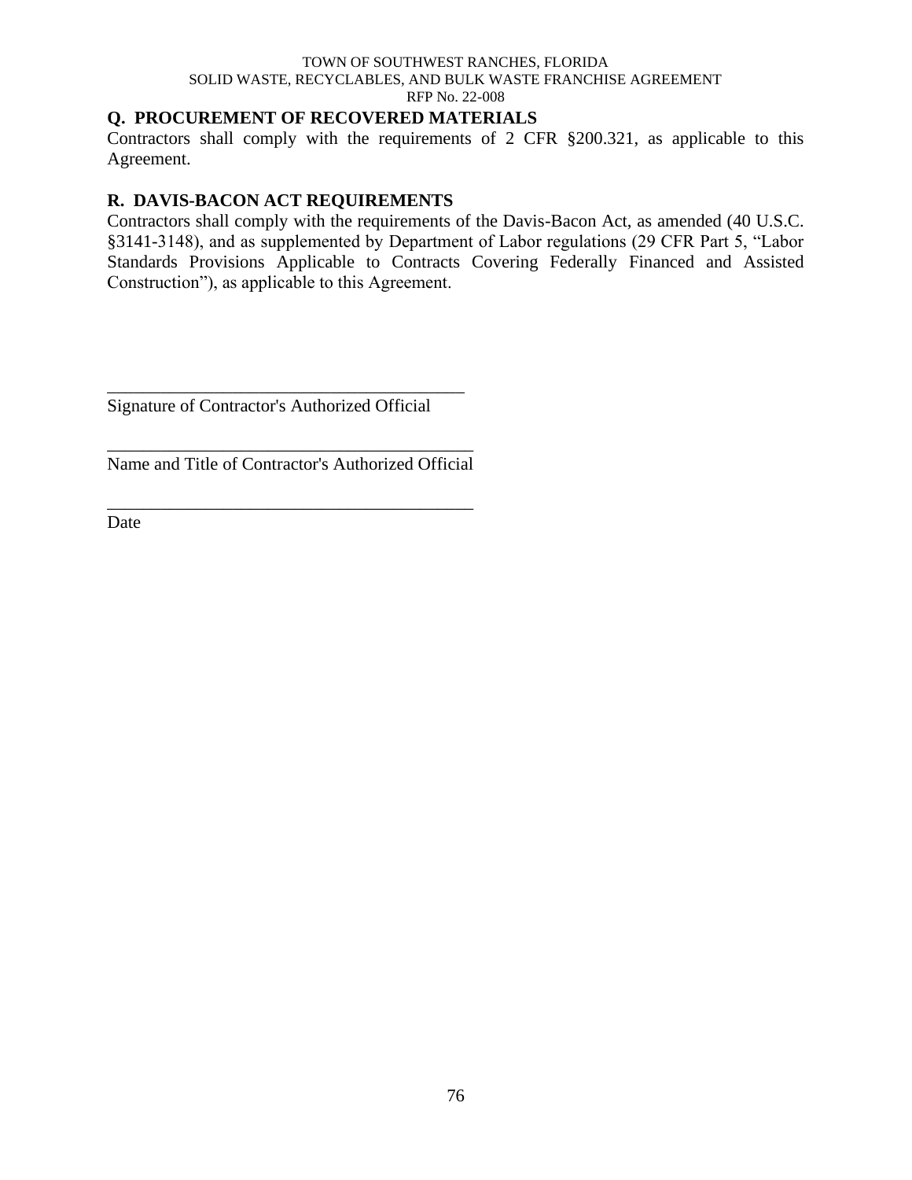## Q. PROCUREMENT OF RECOVERED MATERIALS

Contractors shall comply with the requirements of 2 CFR §200.321, as applicable to this Agreement.

## R. DAVIS-BACON ACT REQUIREMENTS

Contractors shall comply with the requirements of the Davis-Bacon Act, as amended (40 U.S.C. §3141-3148), and as supplemented by Department of Labor regulations (29 CFR Part 5, "Labor Standards Provisions Applicable to Contracts Covering Federally Financed and Assisted Construction"), as applicable to this Agreement.

\_\_\_\_\_\_\_\_\_\_\_\_\_\_\_\_\_\_\_\_\_\_\_\_\_\_\_\_\_\_\_\_\_\_\_\_\_\_\_\_\_\_
Signature of Contractor's Authorized Official

\_\_\_\_\_\_\_\_\_\_\_\_\_\_\_\_\_\_\_\_\_\_\_\_\_\_\_\_\_\_\_\_\_\_\_\_\_\_\_\_\_\_
Name and Title of Contractor's Authorized Official

\_\_\_\_\_\_\_\_\_\_\_\_\_\_\_\_\_\_\_\_\_\_\_\_\_\_\_\_\_\_\_\_\_\_\_\_\_\_\_\_\_\_
Date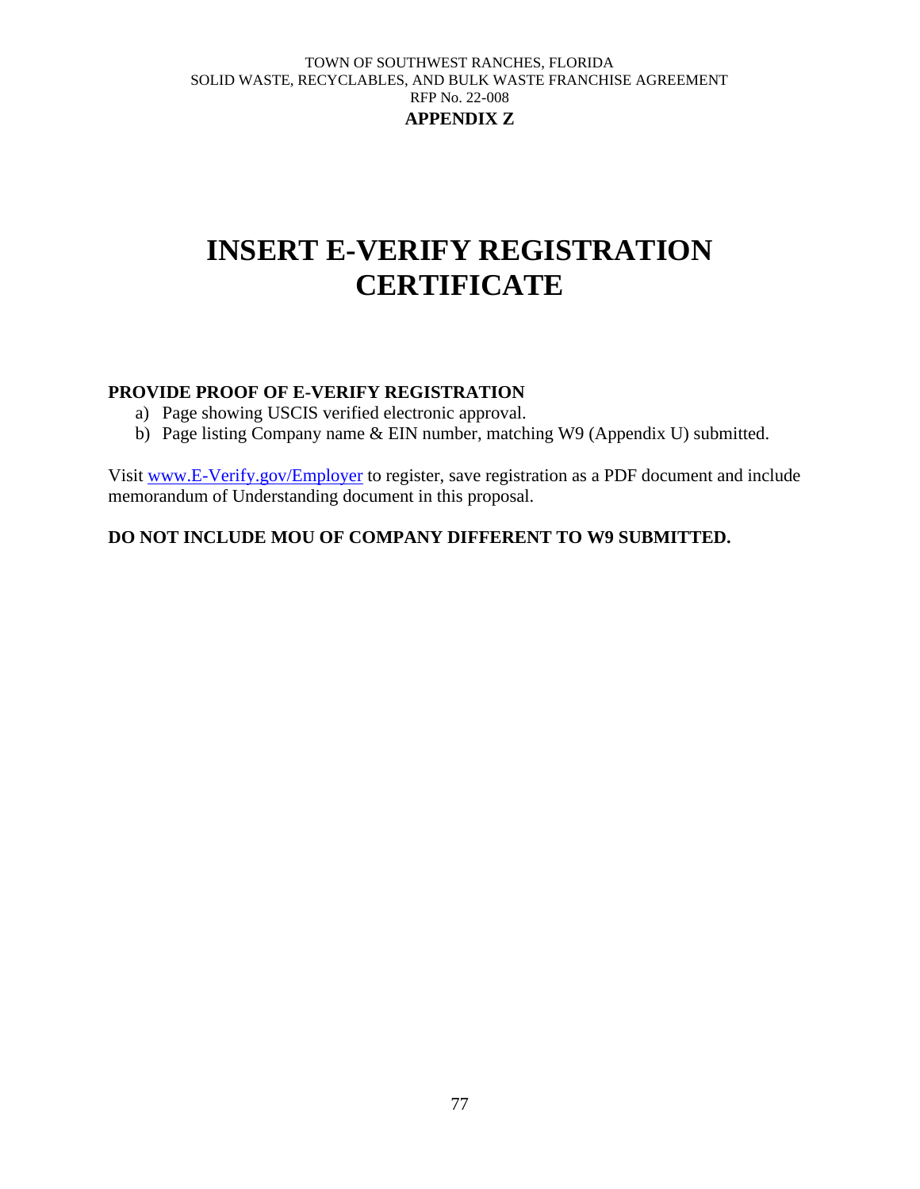# APPENDIX Z

# INSERT E-VERIFY REGISTRATION CERTIFICATE

**PROVIDE PROOF OF E-VERIFY REGISTRATION**

a) Page showing USCIS verified electronic approval.
b) Page listing Company name & EIN number, matching W9 (Appendix U) submitted.

Visit www.E-Verify.gov/Employer to register, save registration as a PDF document and include memorandum of Understanding document in this proposal.

**DO NOT INCLUDE MOU OF COMPANY DIFFERENT TO W9 SUBMITTED.**